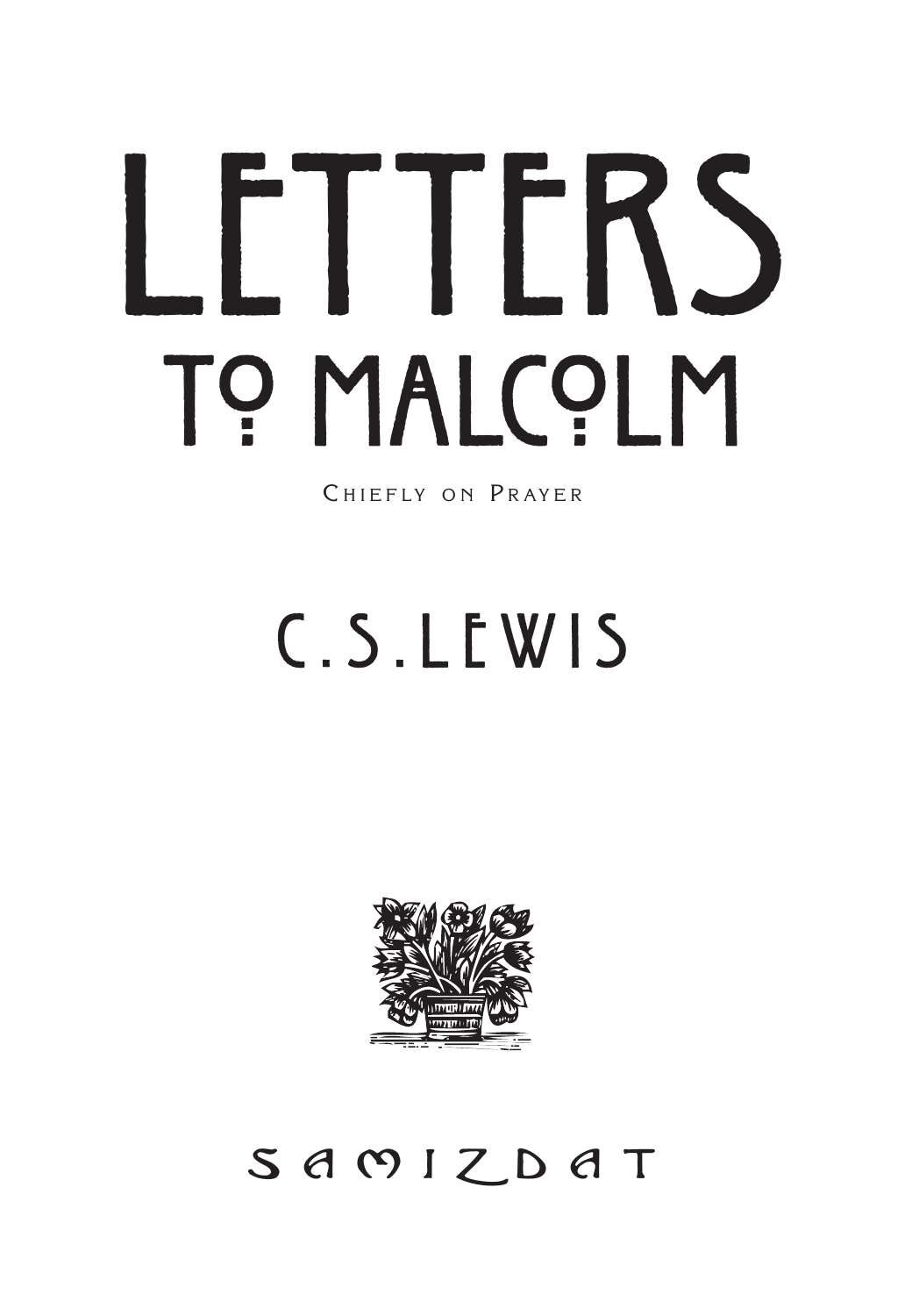# LETTERS TO MALCOLM

Chiefly on Prayer

## C. S. LEWIS

SAMIZDAT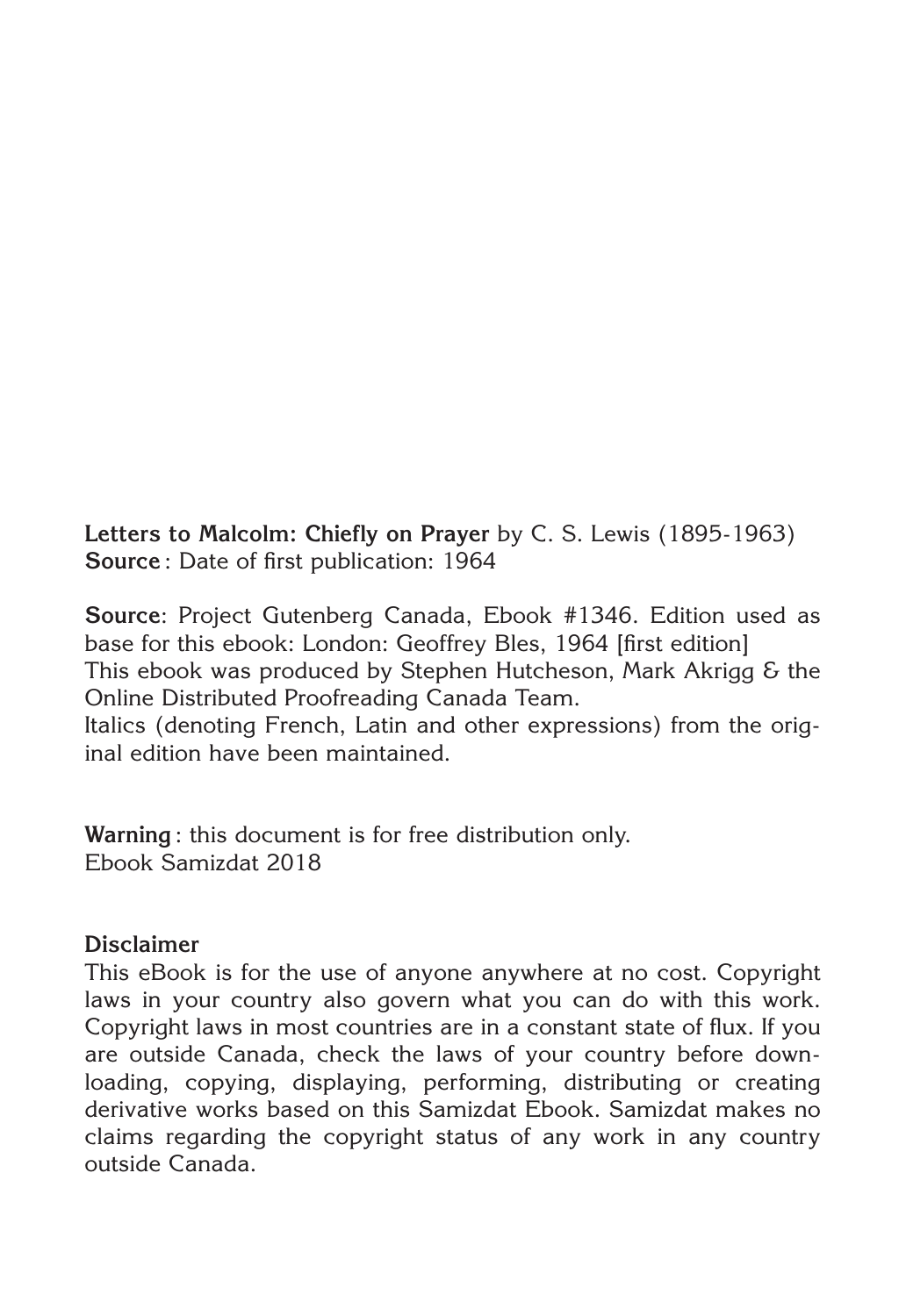**Letters to Malcolm: Chiefly on Prayer** by C. S. Lewis (1895-1963)
**Source** : Date of first publication: 1964

**Source**: Project Gutenberg Canada, Ebook #1346. Edition used as base for this ebook: London: Geoffrey Bles, 1964 [first edition]
This ebook was produced by Stephen Hutcheson, Mark Akrigg & the Online Distributed Proofreading Canada Team.
Italics (denoting French, Latin and other expressions) from the original edition have been maintained.

**Warning** : this document is for free distribution only.
Ebook Samizdat 2018

**Disclaimer**
This eBook is for the use of anyone anywhere at no cost. Copyright laws in your country also govern what you can do with this work. Copyright laws in most countries are in a constant state of flux. If you are outside Canada, check the laws of your country before downloading, copying, displaying, performing, distributing or creating derivative works based on this Samizdat Ebook. Samizdat makes no claims regarding the copyright status of any work in any country outside Canada.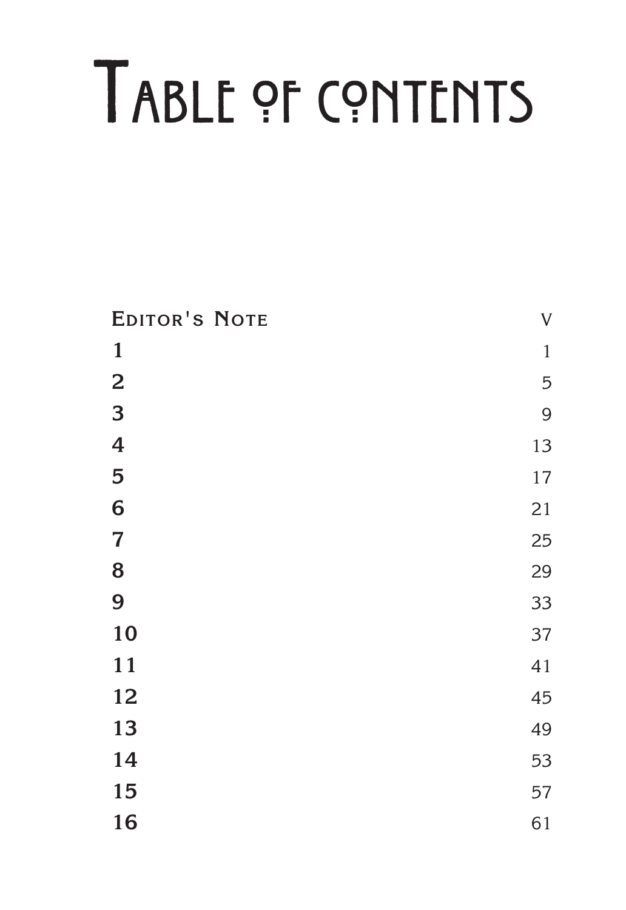# Table of Contents

| | |
|---|---|
| Editor's Note | v |
| 1 | 1 |
| 2 | 5 |
| 3 | 9 |
| 4 | 13 |
| 5 | 17 |
| 6 | 21 |
| 7 | 25 |
| 8 | 29 |
| 9 | 33 |
| 10 | 37 |
| 11 | 41 |
| 12 | 45 |
| 13 | 49 |
| 14 | 53 |
| 15 | 57 |
| 16 | 61 |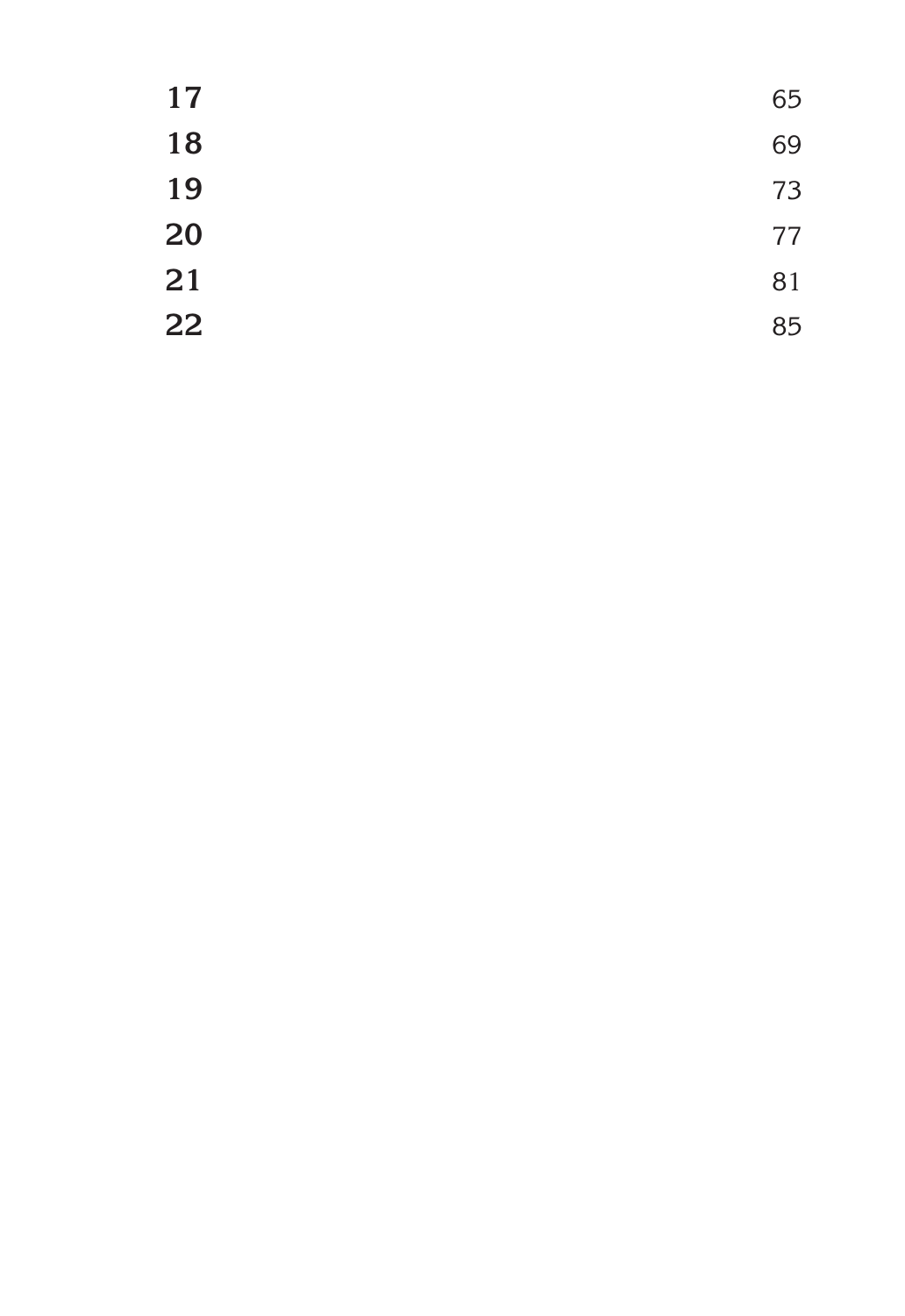**17** 65

**18** 69

**19** 73

**20** 77

**21** 81

**22** 85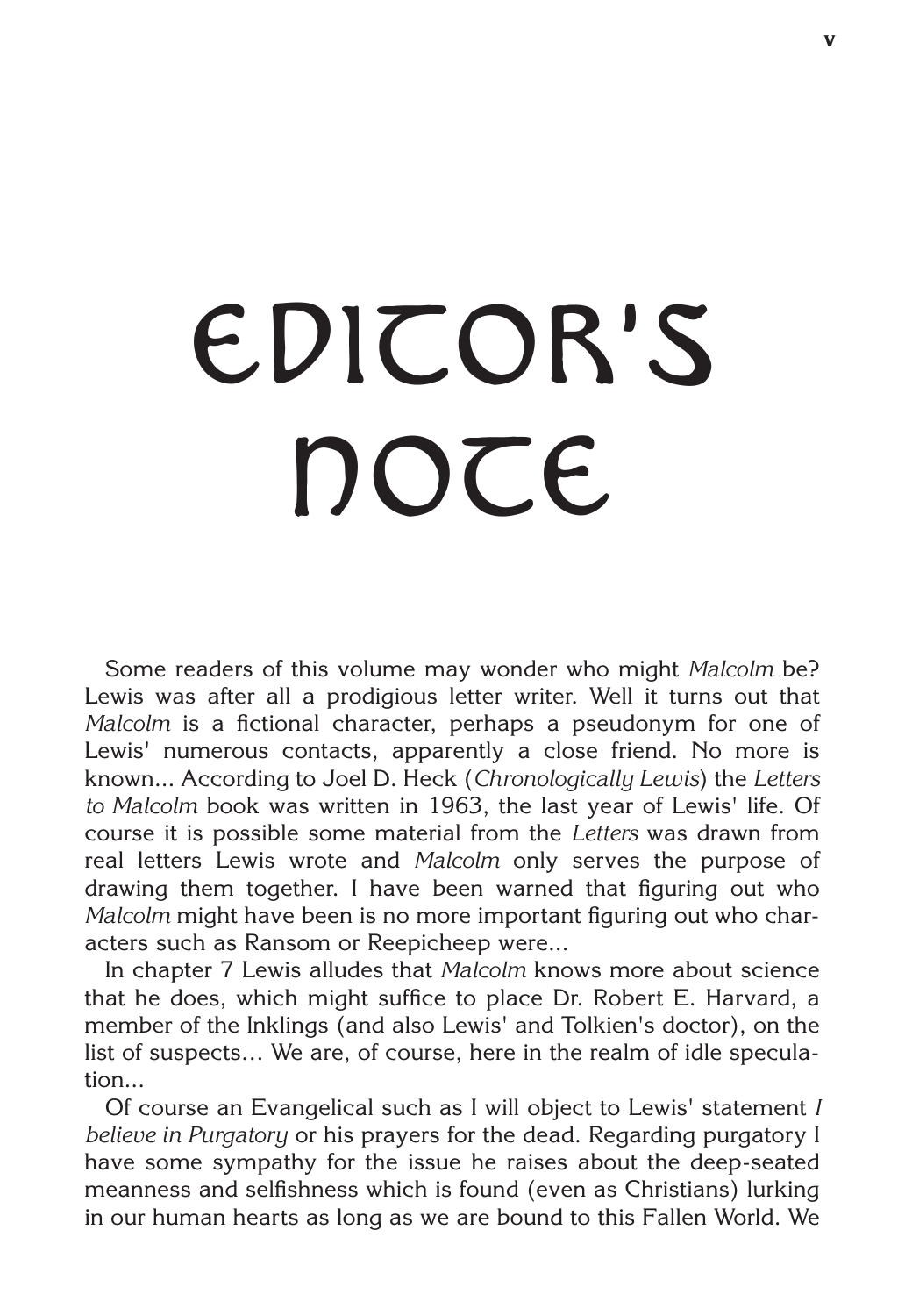# EDITOR'S NOTE

Some readers of this volume may wonder who might *Malcolm* be? Lewis was after all a prodigious letter writer. Well it turns out that *Malcolm* is a fictional character, perhaps a pseudonym for one of Lewis' numerous contacts, apparently a close friend. No more is known... According to Joel D. Heck (*Chronologically Lewis*) the *Letters to Malcolm* book was written in 1963, the last year of Lewis' life. Of course it is possible some material from the *Letters* was drawn from real letters Lewis wrote and *Malcolm* only serves the purpose of drawing them together. I have been warned that figuring out who *Malcolm* might have been is no more important figuring out who characters such as Ransom or Reepicheep were...

In chapter 7 Lewis alludes that *Malcolm* knows more about science that he does, which might suffice to place Dr. Robert E. Harvard, a member of the Inklings (and also Lewis' and Tolkien's doctor), on the list of suspects… We are, of course, here in the realm of idle speculation…

Of course an Evangelical such as I will object to Lewis' statement *I believe in Purgatory* or his prayers for the dead. Regarding purgatory I have some sympathy for the issue he raises about the deep-seated meanness and selfishness which is found (even as Christians) lurking in our human hearts as long as we are bound to this Fallen World. We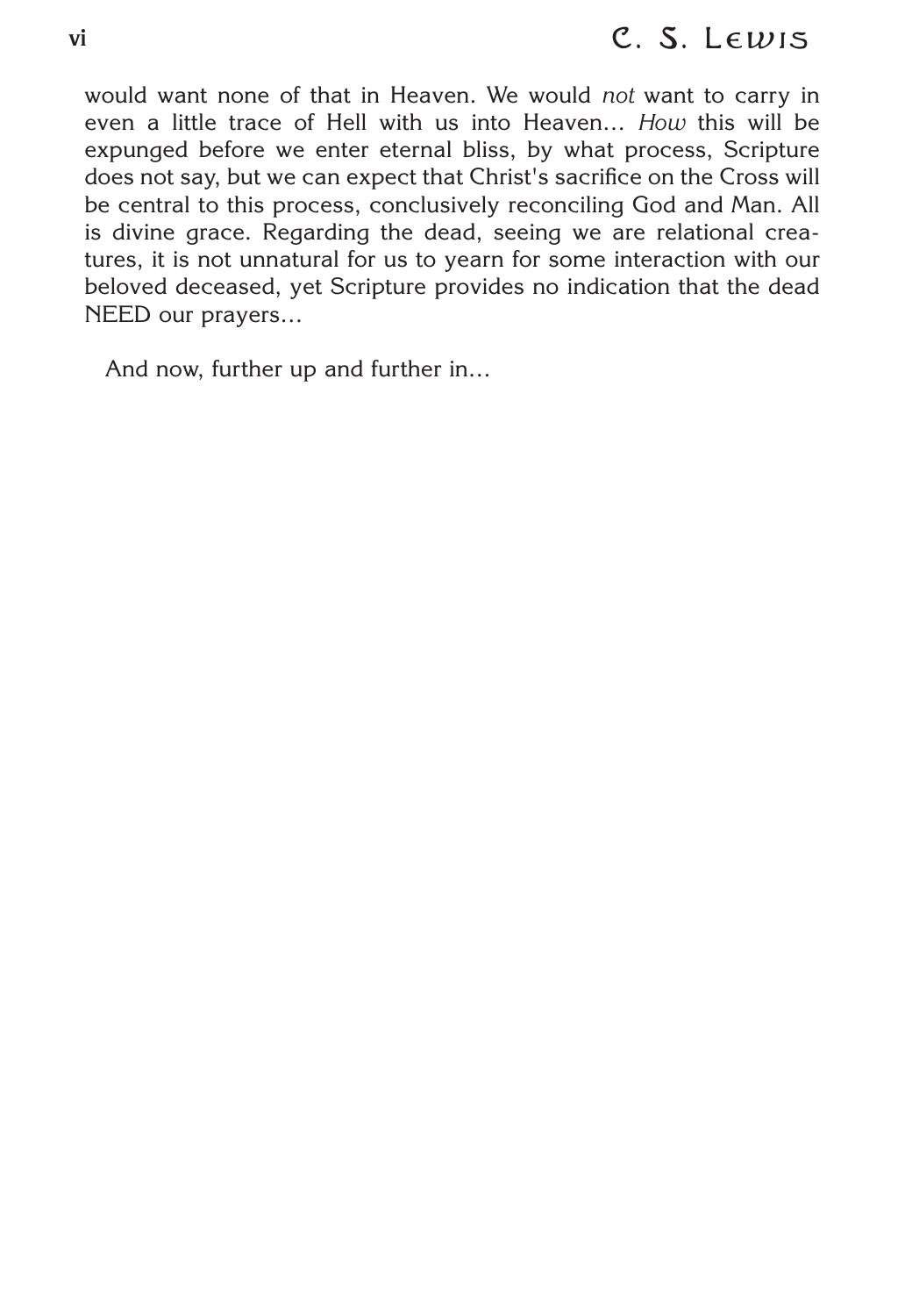would want none of that in Heaven. We would *not* want to carry in even a little trace of Hell with us into Heaven… *How* this will be expunged before we enter eternal bliss, by what process, Scripture does not say, but we can expect that Christ's sacrifice on the Cross will be central to this process, conclusively reconciling God and Man. All is divine grace. Regarding the dead, seeing we are relational creatures, it is not unnatural for us to yearn for some interaction with our beloved deceased, yet Scripture provides no indication that the dead NEED our prayers…

And now, further up and further in…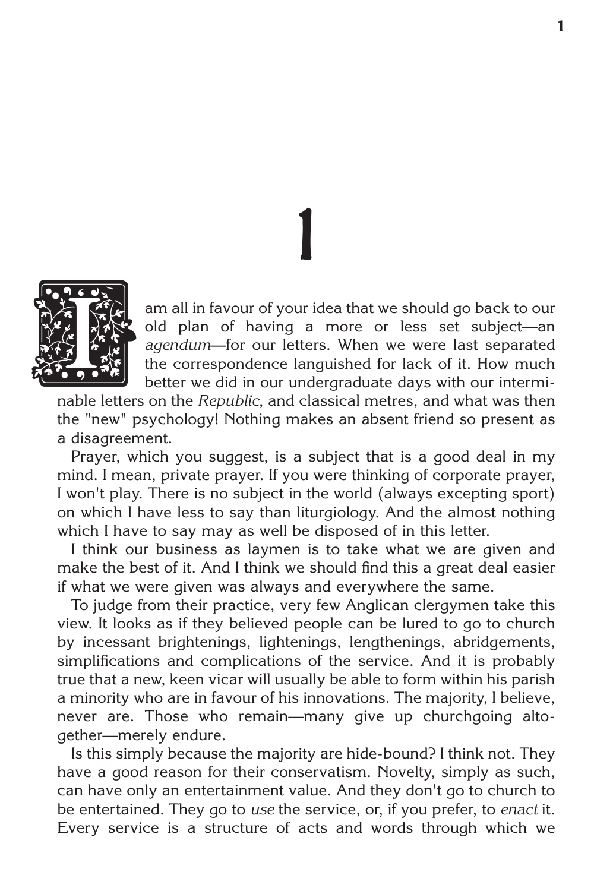# 1

I am all in favour of your idea that we should go back to our old plan of having a more or less set subject—an *agendum*—for our letters. When we were last separated the correspondence languished for lack of it. How much better we did in our undergraduate days with our interminable letters on the *Republic*, and classical metres, and what was then the "new" psychology! Nothing makes an absent friend so present as a disagreement.

Prayer, which you suggest, is a subject that is a good deal in my mind. I mean, private prayer. If you were thinking of corporate prayer, I won't play. There is no subject in the world (always excepting sport) on which I have less to say than liturgiology. And the almost nothing which I have to say may as well be disposed of in this letter.

I think our business as laymen is to take what we are given and make the best of it. And I think we should find this a great deal easier if what we were given was always and everywhere the same.

To judge from their practice, very few Anglican clergymen take this view. It looks as if they believed people can be lured to go to church by incessant brightenings, lightenings, lengthenings, abridgements, simplifications and complications of the service. And it is probably true that a new, keen vicar will usually be able to form within his parish a minority who are in favour of his innovations. The majority, I believe, never are. Those who remain—many give up churchgoing altogether—merely endure.

Is this simply because the majority are hide-bound? I think not. They have a good reason for their conservatism. Novelty, simply as such, can have only an entertainment value. And they don't go to church to be entertained. They go to *use* the service, or, if you prefer, to *enact* it. Every service is a structure of acts and words through which we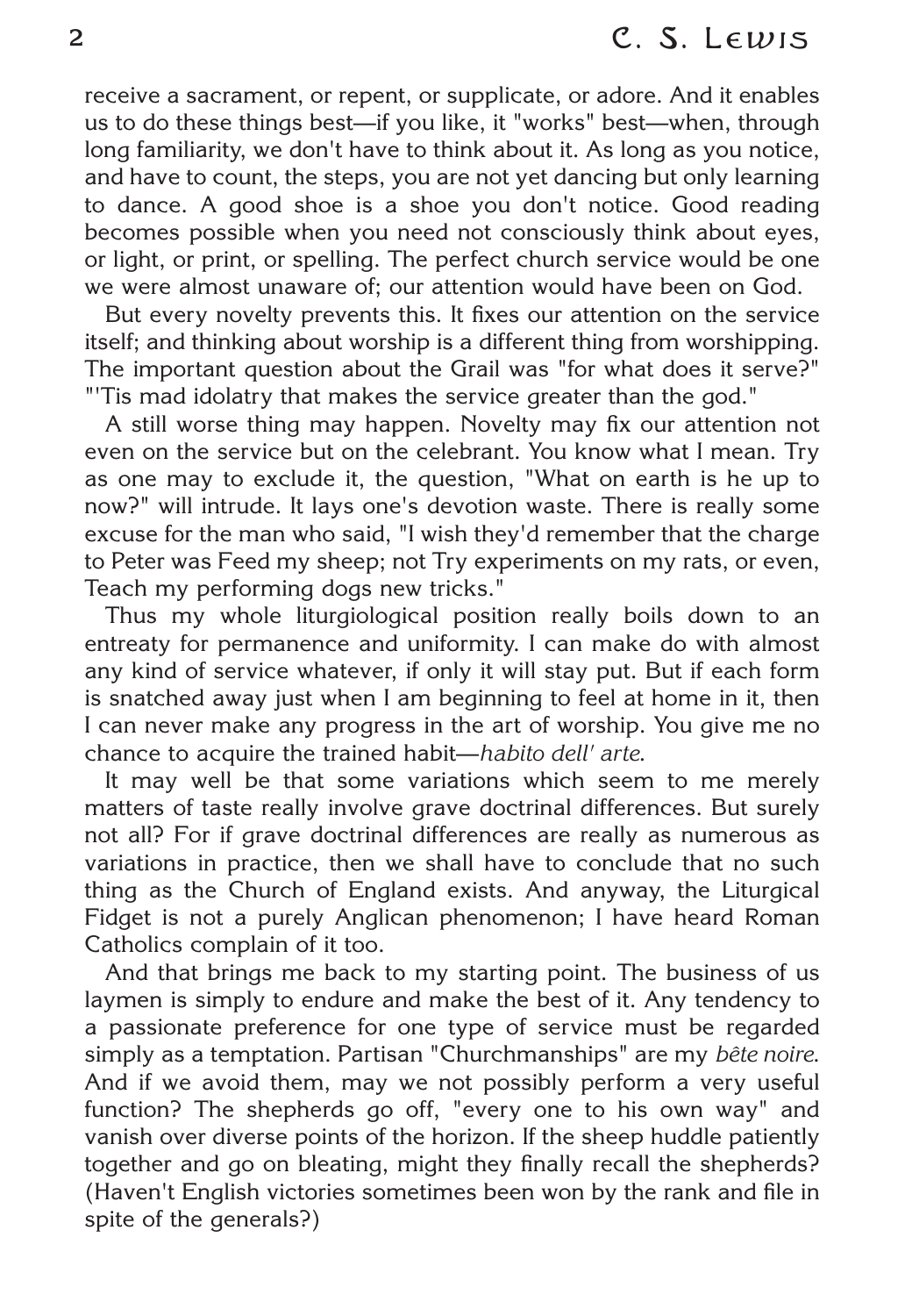receive a sacrament, or repent, or supplicate, or adore. And it enables us to do these things best—if you like, it "works" best—when, through long familiarity, we don't have to think about it. As long as you notice, and have to count, the steps, you are not yet dancing but only learning to dance. A good shoe is a shoe you don't notice. Good reading becomes possible when you need not consciously think about eyes, or light, or print, or spelling. The perfect church service would be one we were almost unaware of; our attention would have been on God.

But every novelty prevents this. It fixes our attention on the service itself; and thinking about worship is a different thing from worshipping. The important question about the Grail was "for what does it serve?" "'Tis mad idolatry that makes the service greater than the god."

A still worse thing may happen. Novelty may fix our attention not even on the service but on the celebrant. You know what I mean. Try as one may to exclude it, the question, "What on earth is he up to now?" will intrude. It lays one's devotion waste. There is really some excuse for the man who said, "I wish they'd remember that the charge to Peter was Feed my sheep; not Try experiments on my rats, or even, Teach my performing dogs new tricks."

Thus my whole liturgiological position really boils down to an entreaty for permanence and uniformity. I can make do with almost any kind of service whatever, if only it will stay put. But if each form is snatched away just when I am beginning to feel at home in it, then I can never make any progress in the art of worship. You give me no chance to acquire the trained habit—*habito dell' arte*.

It may well be that some variations which seem to me merely matters of taste really involve grave doctrinal differences. But surely not all? For if grave doctrinal differences are really as numerous as variations in practice, then we shall have to conclude that no such thing as the Church of England exists. And anyway, the Liturgical Fidget is not a purely Anglican phenomenon; I have heard Roman Catholics complain of it too.

And that brings me back to my starting point. The business of us laymen is simply to endure and make the best of it. Any tendency to a passionate preference for one type of service must be regarded simply as a temptation. Partisan "Churchmanships" are my *bête noire*. And if we avoid them, may we not possibly perform a very useful function? The shepherds go off, "every one to his own way" and vanish over diverse points of the horizon. If the sheep huddle patiently together and go on bleating, might they finally recall the shepherds? (Haven't English victories sometimes been won by the rank and file in spite of the generals?)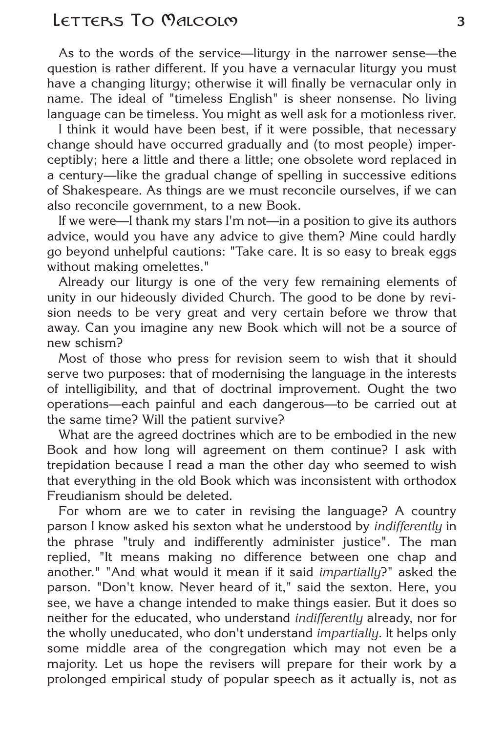As to the words of the service—liturgy in the narrower sense—the question is rather different. If you have a vernacular liturgy you must have a changing liturgy; otherwise it will finally be vernacular only in name. The ideal of "timeless English" is sheer nonsense. No living language can be timeless. You might as well ask for a motionless river.

I think it would have been best, if it were possible, that necessary change should have occurred gradually and (to most people) imperceptibly; here a little and there a little; one obsolete word replaced in a century—like the gradual change of spelling in successive editions of Shakespeare. As things are we must reconcile ourselves, if we can also reconcile government, to a new Book.

If we were—I thank my stars I'm not—in a position to give its authors advice, would you have any advice to give them? Mine could hardly go beyond unhelpful cautions: "Take care. It is so easy to break eggs without making omelettes."

Already our liturgy is one of the very few remaining elements of unity in our hideously divided Church. The good to be done by revision needs to be very great and very certain before we throw that away. Can you imagine any new Book which will not be a source of new schism?

Most of those who press for revision seem to wish that it should serve two purposes: that of modernising the language in the interests of intelligibility, and that of doctrinal improvement. Ought the two operations—each painful and each dangerous—to be carried out at the same time? Will the patient survive?

What are the agreed doctrines which are to be embodied in the new Book and how long will agreement on them continue? I ask with trepidation because I read a man the other day who seemed to wish that everything in the old Book which was inconsistent with orthodox Freudianism should be deleted.

For whom are we to cater in revising the language? A country parson I know asked his sexton what he understood by *indifferently* in the phrase "truly and indifferently administer justice". The man replied, "It means making no difference between one chap and another." "And what would it mean if it said *impartially*?" asked the parson. "Don't know. Never heard of it," said the sexton. Here, you see, we have a change intended to make things easier. But it does so neither for the educated, who understand *indifferently* already, nor for the wholly uneducated, who don't understand *impartially*. It helps only some middle area of the congregation which may not even be a majority. Let us hope the revisers will prepare for their work by a prolonged empirical study of popular speech as it actually is, not as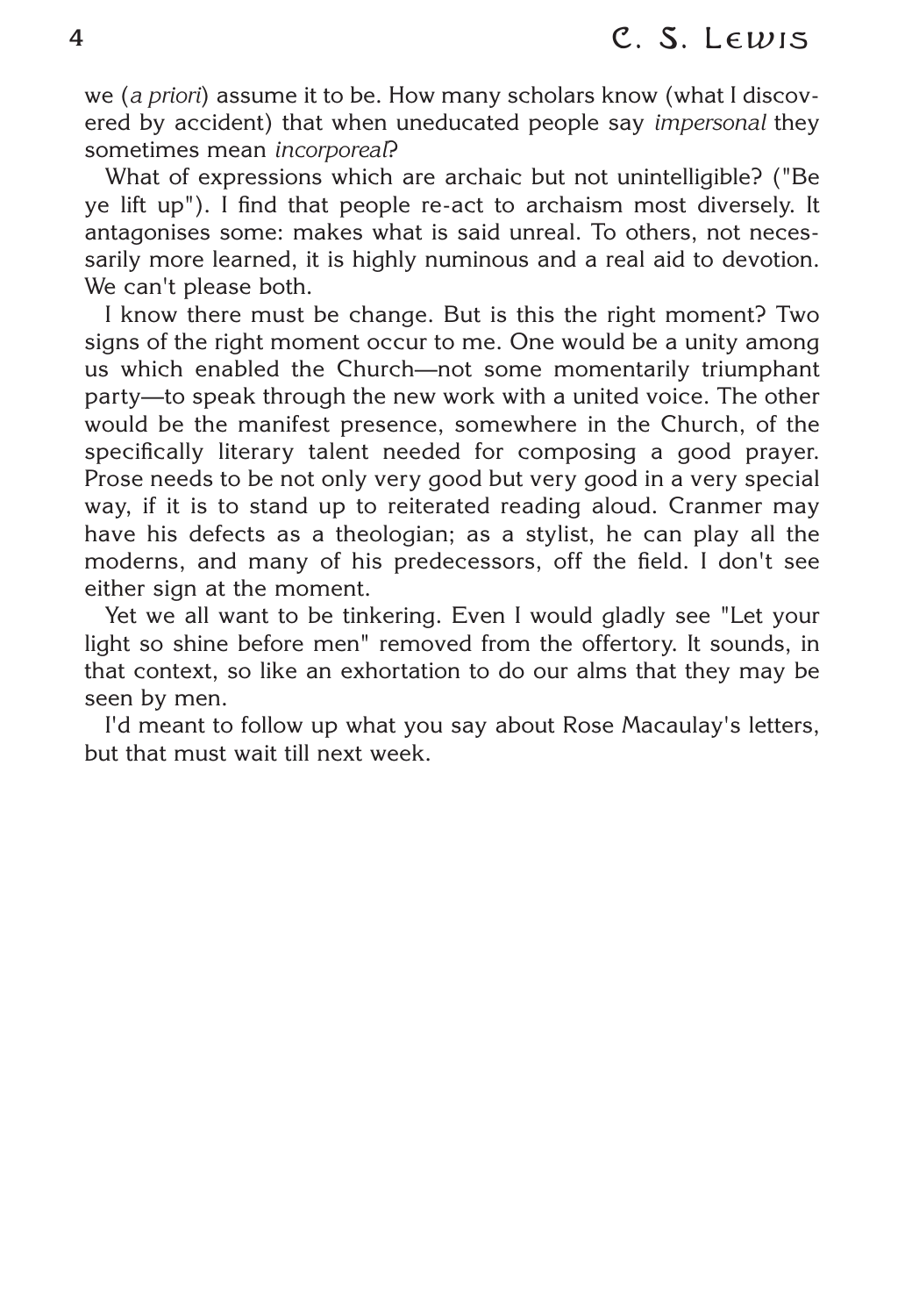we (*a priori*) assume it to be. How many scholars know (what I discovered by accident) that when uneducated people say *impersonal* they sometimes mean *incorporeal*?

What of expressions which are archaic but not unintelligible? ("Be ye lift up"). I find that people re-act to archaism most diversely. It antagonises some: makes what is said unreal. To others, not necessarily more learned, it is highly numinous and a real aid to devotion. We can't please both.

I know there must be change. But is this the right moment? Two signs of the right moment occur to me. One would be a unity among us which enabled the Church—not some momentarily triumphant party—to speak through the new work with a united voice. The other would be the manifest presence, somewhere in the Church, of the specifically literary talent needed for composing a good prayer. Prose needs to be not only very good but very good in a very special way, if it is to stand up to reiterated reading aloud. Cranmer may have his defects as a theologian; as a stylist, he can play all the moderns, and many of his predecessors, off the field. I don't see either sign at the moment.

Yet we all want to be tinkering. Even I would gladly see "Let your light so shine before men" removed from the offertory. It sounds, in that context, so like an exhortation to do our alms that they may be seen by men.

I'd meant to follow up what you say about Rose Macaulay's letters, but that must wait till next week.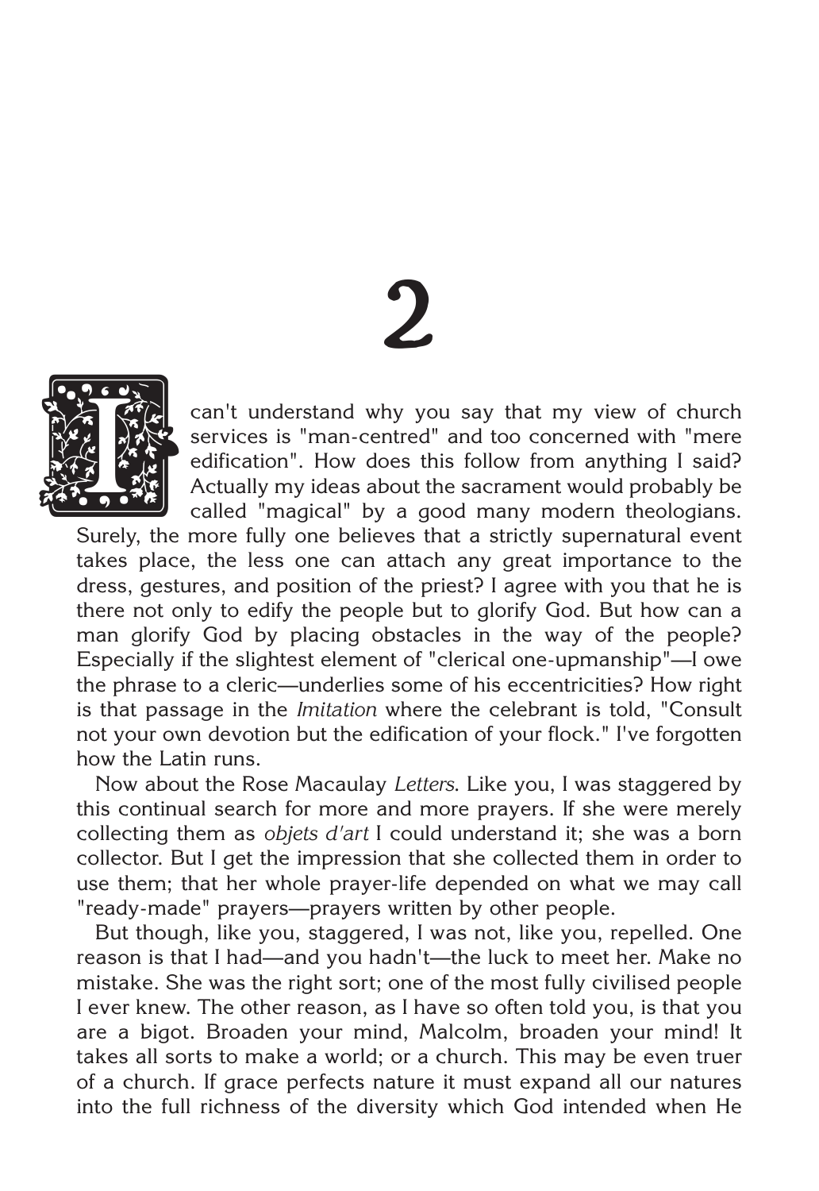# 2

I can't understand why you say that my view of church services is "man-centred" and too concerned with "mere edification". How does this follow from anything I said? Actually my ideas about the sacrament would probably be called "magical" by a good many modern theologians. Surely, the more fully one believes that a strictly supernatural event takes place, the less one can attach any great importance to the dress, gestures, and position of the priest? I agree with you that he is there not only to edify the people but to glorify God. But how can a man glorify God by placing obstacles in the way of the people? Especially if the slightest element of "clerical one-upmanship"—I owe the phrase to a cleric—underlies some of his eccentricities? How right is that passage in the *Imitation* where the celebrant is told, "Consult not your own devotion but the edification of your flock." I've forgotten how the Latin runs.

Now about the Rose Macaulay *Letters*. Like you, I was staggered by this continual search for more and more prayers. If she were merely collecting them as *objets d'art* I could understand it; she was a born collector. But I get the impression that she collected them in order to use them; that her whole prayer-life depended on what we may call "ready-made" prayers—prayers written by other people.

But though, like you, staggered, I was not, like you, repelled. One reason is that I had—and you hadn't—the luck to meet her. Make no mistake. She was the right sort; one of the most fully civilised people I ever knew. The other reason, as I have so often told you, is that you are a bigot. Broaden your mind, Malcolm, broaden your mind! It takes all sorts to make a world; or a church. This may be even truer of a church. If grace perfects nature it must expand all our natures into the full richness of the diversity which God intended when He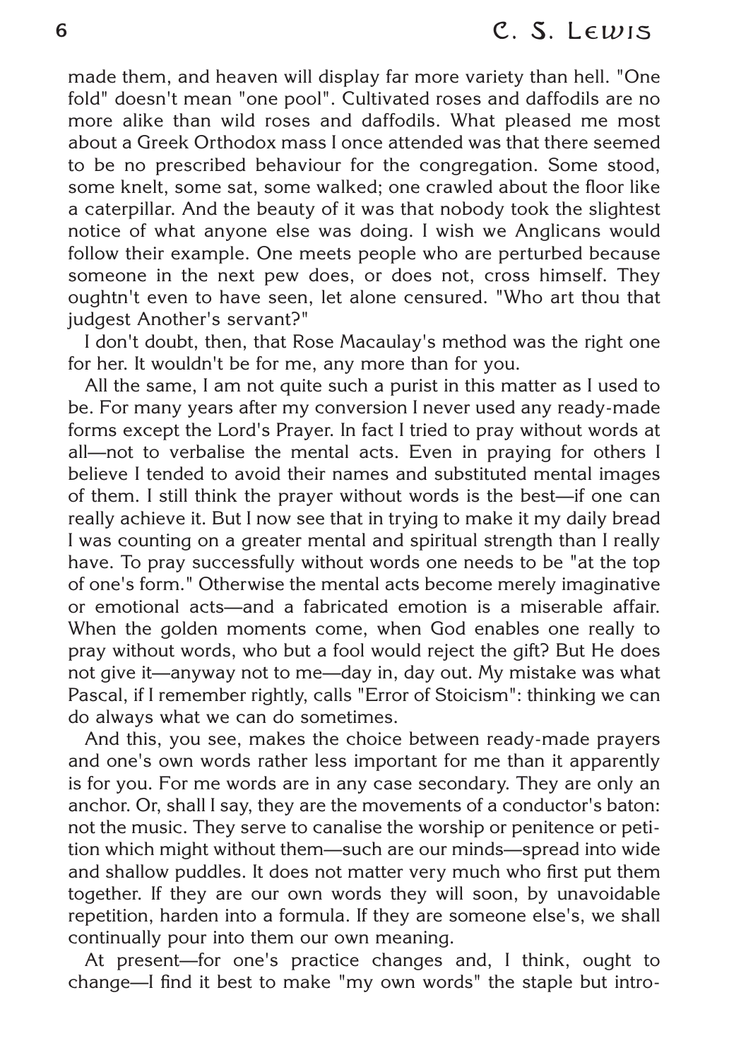made them, and heaven will display far more variety than hell. "One fold" doesn't mean "one pool". Cultivated roses and daffodils are no more alike than wild roses and daffodils. What pleased me most about a Greek Orthodox mass I once attended was that there seemed to be no prescribed behaviour for the congregation. Some stood, some knelt, some sat, some walked; one crawled about the floor like a caterpillar. And the beauty of it was that nobody took the slightest notice of what anyone else was doing. I wish we Anglicans would follow their example. One meets people who are perturbed because someone in the next pew does, or does not, cross himself. They oughtn't even to have seen, let alone censured. "Who art thou that judgest Another's servant?"

I don't doubt, then, that Rose Macaulay's method was the right one for her. It wouldn't be for me, any more than for you.

All the same, I am not quite such a purist in this matter as I used to be. For many years after my conversion I never used any ready-made forms except the Lord's Prayer. In fact I tried to pray without words at all—not to verbalise the mental acts. Even in praying for others I believe I tended to avoid their names and substituted mental images of them. I still think the prayer without words is the best—if one can really achieve it. But I now see that in trying to make it my daily bread I was counting on a greater mental and spiritual strength than I really have. To pray successfully without words one needs to be "at the top of one's form." Otherwise the mental acts become merely imaginative or emotional acts—and a fabricated emotion is a miserable affair. When the golden moments come, when God enables one really to pray without words, who but a fool would reject the gift? But He does not give it—anyway not to me—day in, day out. My mistake was what Pascal, if I remember rightly, calls "Error of Stoicism": thinking we can do always what we can do sometimes.

And this, you see, makes the choice between ready-made prayers and one's own words rather less important for me than it apparently is for you. For me words are in any case secondary. They are only an anchor. Or, shall I say, they are the movements of a conductor's baton: not the music. They serve to canalise the worship or penitence or petition which might without them—such are our minds—spread into wide and shallow puddles. It does not matter very much who first put them together. If they are our own words they will soon, by unavoidable repetition, harden into a formula. If they are someone else's, we shall continually pour into them our own meaning.

At present—for one's practice changes and, I think, ought to change—I find it best to make "my own words" the staple but intro-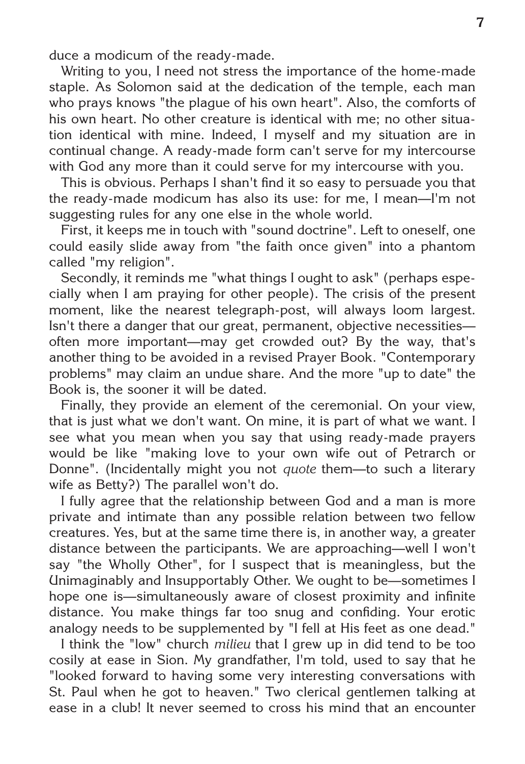duce a modicum of the ready-made.

Writing to you, I need not stress the importance of the home-made staple. As Solomon said at the dedication of the temple, each man who prays knows "the plague of his own heart". Also, the comforts of his own heart. No other creature is identical with me; no other situation identical with mine. Indeed, I myself and my situation are in continual change. A ready-made form can't serve for my intercourse with God any more than it could serve for my intercourse with you.

This is obvious. Perhaps I shan't find it so easy to persuade you that the ready-made modicum has also its use: for me, I mean—I'm not suggesting rules for any one else in the whole world.

First, it keeps me in touch with "sound doctrine". Left to oneself, one could easily slide away from "the faith once given" into a phantom called "my religion".

Secondly, it reminds me "what things I ought to ask" (perhaps especially when I am praying for other people). The crisis of the present moment, like the nearest telegraph-post, will always loom largest. Isn't there a danger that our great, permanent, objective necessities—often more important—may get crowded out? By the way, that's another thing to be avoided in a revised Prayer Book. "Contemporary problems" may claim an undue share. And the more "up to date" the Book is, the sooner it will be dated.

Finally, they provide an element of the ceremonial. On your view, that is just what we don't want. On mine, it is part of what we want. I see what you mean when you say that using ready-made prayers would be like "making love to your own wife out of Petrarch or Donne". (Incidentally might you not *quote* them—to such a literary wife as Betty?) The parallel won't do.

I fully agree that the relationship between God and a man is more private and intimate than any possible relation between two fellow creatures. Yes, but at the same time there is, in another way, a greater distance between the participants. We are approaching—well I won't say "the Wholly Other", for I suspect that is meaningless, but the Unimaginably and Insupportably Other. We ought to be—sometimes I hope one is—simultaneously aware of closest proximity and infinite distance. You make things far too snug and confiding. Your erotic analogy needs to be supplemented by "I fell at His feet as one dead."

I think the "low" church *milieu* that I grew up in did tend to be too cosily at ease in Sion. My grandfather, I'm told, used to say that he "looked forward to having some very interesting conversations with St. Paul when he got to heaven." Two clerical gentlemen talking at ease in a club! It never seemed to cross his mind that an encounter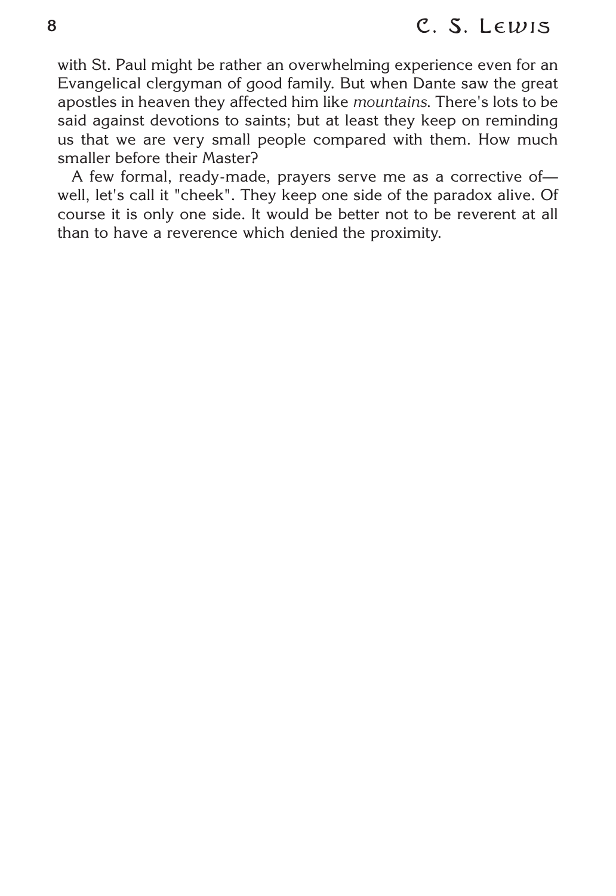with St. Paul might be rather an overwhelming experience even for an Evangelical clergyman of good family. But when Dante saw the great apostles in heaven they affected him like *mountains*. There's lots to be said against devotions to saints; but at least they keep on reminding us that we are very small people compared with them. How much smaller before their Master?

A few formal, ready-made, prayers serve me as a corrective of—well, let's call it "cheek". They keep one side of the paradox alive. Of course it is only one side. It would be better not to be reverent at all than to have a reverence which denied the proximity.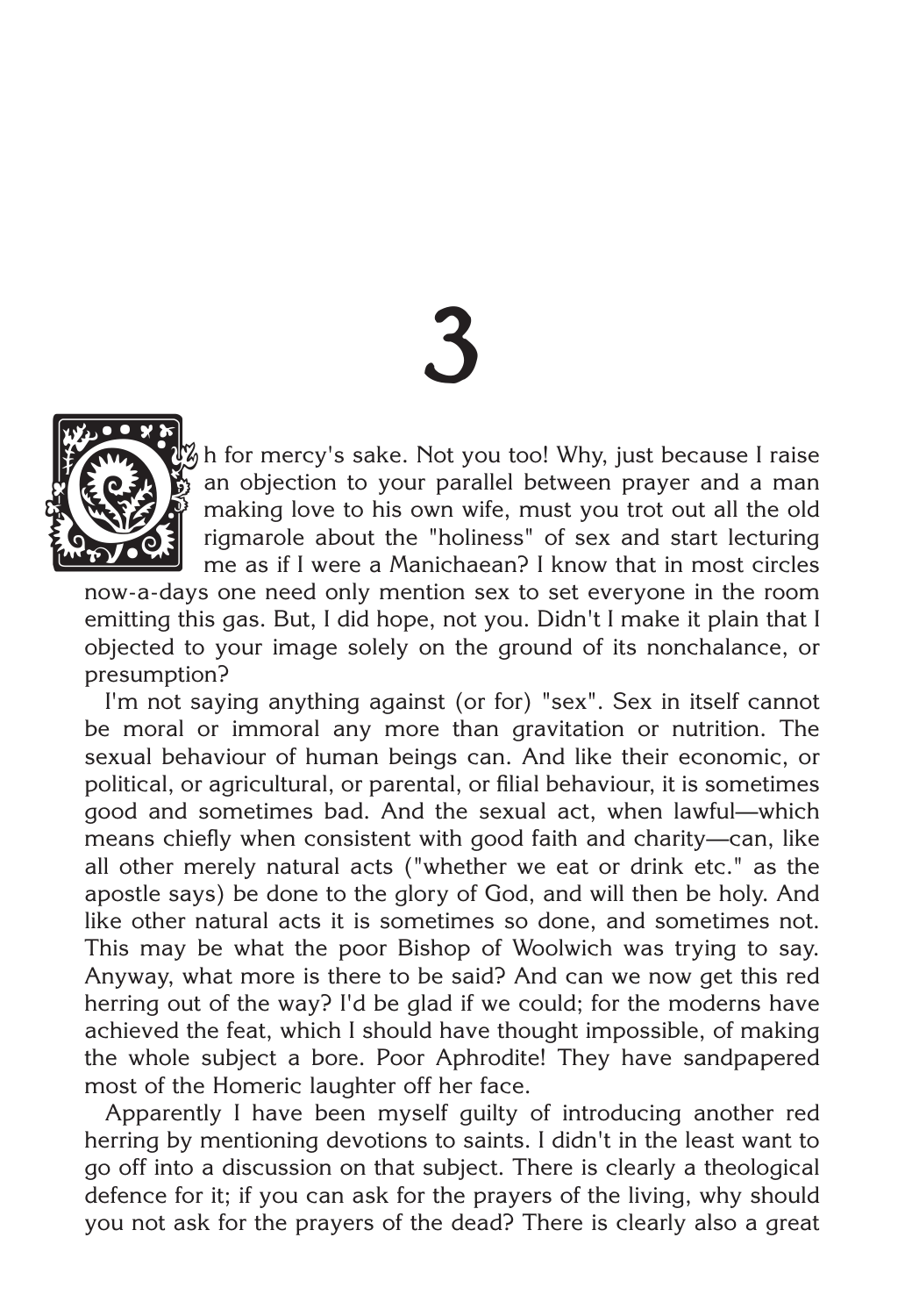# 3

Oh for mercy's sake. Not you too! Why, just because I raise an objection to your parallel between prayer and a man making love to his own wife, must you trot out all the old rigmarole about the "holiness" of sex and start lecturing me as if I were a Manichaean? I know that in most circles now-a-days one need only mention sex to set everyone in the room emitting this gas. But, I did hope, not you. Didn't I make it plain that I objected to your image solely on the ground of its nonchalance, or presumption?

I'm not saying anything against (or for) "sex". Sex in itself cannot be moral or immoral any more than gravitation or nutrition. The sexual behaviour of human beings can. And like their economic, or political, or agricultural, or parental, or filial behaviour, it is sometimes good and sometimes bad. And the sexual act, when lawful—which means chiefly when consistent with good faith and charity—can, like all other merely natural acts ("whether we eat or drink etc." as the apostle says) be done to the glory of God, and will then be holy. And like other natural acts it is sometimes so done, and sometimes not. This may be what the poor Bishop of Woolwich was trying to say. Anyway, what more is there to be said? And can we now get this red herring out of the way? I'd be glad if we could; for the moderns have achieved the feat, which I should have thought impossible, of making the whole subject a bore. Poor Aphrodite! They have sandpapered most of the Homeric laughter off her face.

Apparently I have been myself guilty of introducing another red herring by mentioning devotions to saints. I didn't in the least want to go off into a discussion on that subject. There is clearly a theological defence for it; if you can ask for the prayers of the living, why should you not ask for the prayers of the dead? There is clearly also a great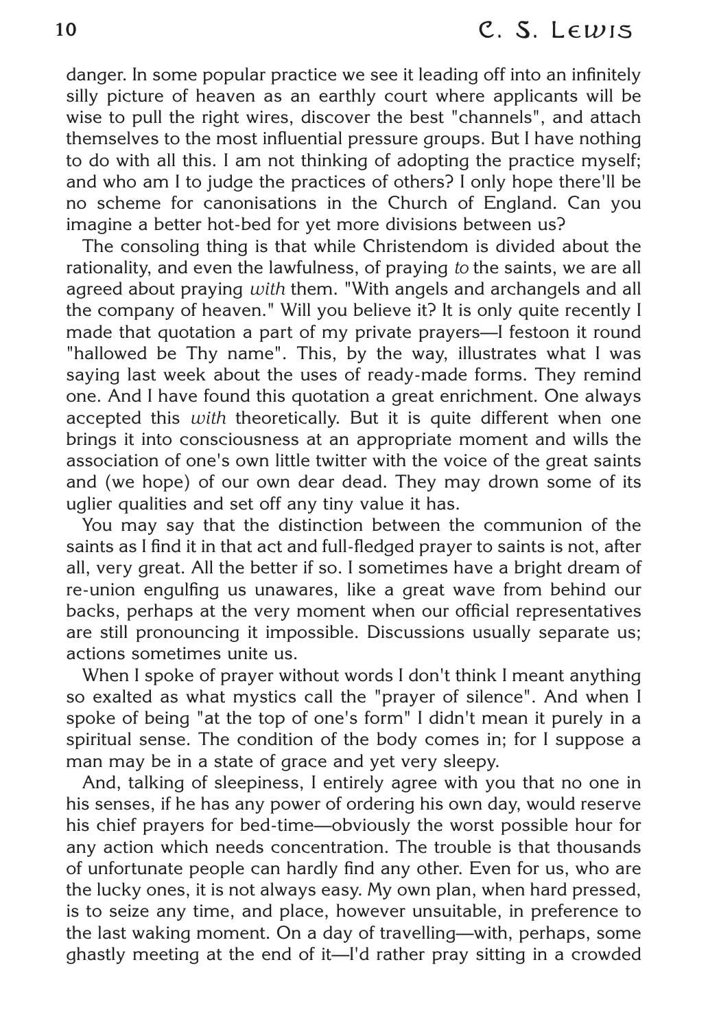danger. In some popular practice we see it leading off into an infinitely silly picture of heaven as an earthly court where applicants will be wise to pull the right wires, discover the best "channels", and attach themselves to the most influential pressure groups. But I have nothing to do with all this. I am not thinking of adopting the practice myself; and who am I to judge the practices of others? I only hope there'll be no scheme for canonisations in the Church of England. Can you imagine a better hot-bed for yet more divisions between us?

The consoling thing is that while Christendom is divided about the rationality, and even the lawfulness, of praying *to* the saints, we are all agreed about praying *with* them. "With angels and archangels and all the company of heaven." Will you believe it? It is only quite recently I made that quotation a part of my private prayers—I festoon it round "hallowed be Thy name". This, by the way, illustrates what I was saying last week about the uses of ready-made forms. They remind one. And I have found this quotation a great enrichment. One always accepted this *with* theoretically. But it is quite different when one brings it into consciousness at an appropriate moment and wills the association of one's own little twitter with the voice of the great saints and (we hope) of our own dear dead. They may drown some of its uglier qualities and set off any tiny value it has.

You may say that the distinction between the communion of the saints as I find it in that act and full-fledged prayer to saints is not, after all, very great. All the better if so. I sometimes have a bright dream of re-union engulfing us unawares, like a great wave from behind our backs, perhaps at the very moment when our official representatives are still pronouncing it impossible. Discussions usually separate us; actions sometimes unite us.

When I spoke of prayer without words I don't think I meant anything so exalted as what mystics call the "prayer of silence". And when I spoke of being "at the top of one's form" I didn't mean it purely in a spiritual sense. The condition of the body comes in; for I suppose a man may be in a state of grace and yet very sleepy.

And, talking of sleepiness, I entirely agree with you that no one in his senses, if he has any power of ordering his own day, would reserve his chief prayers for bed-time—obviously the worst possible hour for any action which needs concentration. The trouble is that thousands of unfortunate people can hardly find any other. Even for us, who are the lucky ones, it is not always easy. My own plan, when hard pressed, is to seize any time, and place, however unsuitable, in preference to the last waking moment. On a day of travelling—with, perhaps, some ghastly meeting at the end of it—I'd rather pray sitting in a crowded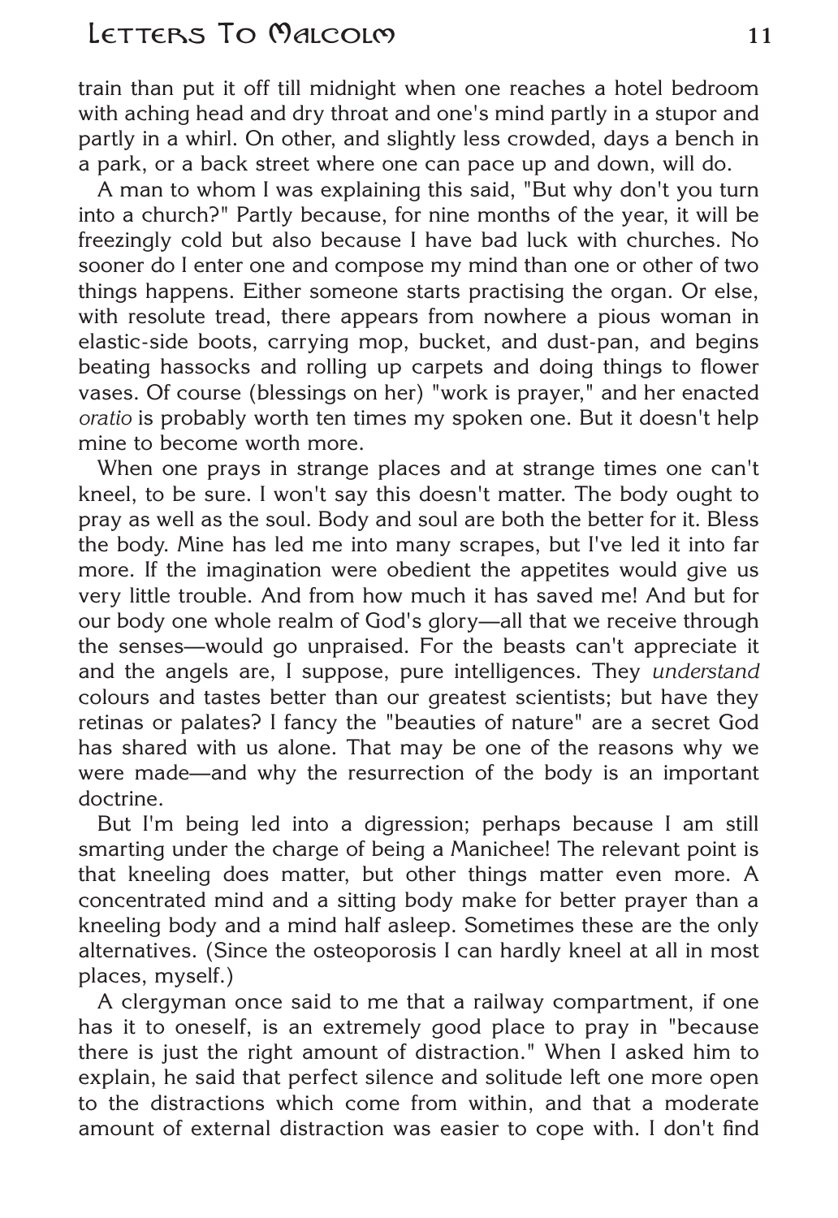train than put it off till midnight when one reaches a hotel bedroom with aching head and dry throat and one's mind partly in a stupor and partly in a whirl. On other, and slightly less crowded, days a bench in a park, or a back street where one can pace up and down, will do.

A man to whom I was explaining this said, "But why don't you turn into a church?" Partly because, for nine months of the year, it will be freezingly cold but also because I have bad luck with churches. No sooner do I enter one and compose my mind than one or other of two things happens. Either someone starts practising the organ. Or else, with resolute tread, there appears from nowhere a pious woman in elastic-side boots, carrying mop, bucket, and dust-pan, and begins beating hassocks and rolling up carpets and doing things to flower vases. Of course (blessings on her) "work is prayer," and her enacted *oratio* is probably worth ten times my spoken one. But it doesn't help mine to become worth more.

When one prays in strange places and at strange times one can't kneel, to be sure. I won't say this doesn't matter. The body ought to pray as well as the soul. Body and soul are both the better for it. Bless the body. Mine has led me into many scrapes, but I've led it into far more. If the imagination were obedient the appetites would give us very little trouble. And from how much it has saved me! And but for our body one whole realm of God's glory—all that we receive through the senses—would go unpraised. For the beasts can't appreciate it and the angels are, I suppose, pure intelligences. They *understand* colours and tastes better than our greatest scientists; but have they retinas or palates? I fancy the "beauties of nature" are a secret God has shared with us alone. That may be one of the reasons why we were made—and why the resurrection of the body is an important doctrine.

But I'm being led into a digression; perhaps because I am still smarting under the charge of being a Manichee! The relevant point is that kneeling does matter, but other things matter even more. A concentrated mind and a sitting body make for better prayer than a kneeling body and a mind half asleep. Sometimes these are the only alternatives. (Since the osteoporosis I can hardly kneel at all in most places, myself.)

A clergyman once said to me that a railway compartment, if one has it to oneself, is an extremely good place to pray in "because there is just the right amount of distraction." When I asked him to explain, he said that perfect silence and solitude left one more open to the distractions which come from within, and that a moderate amount of external distraction was easier to cope with. I don't find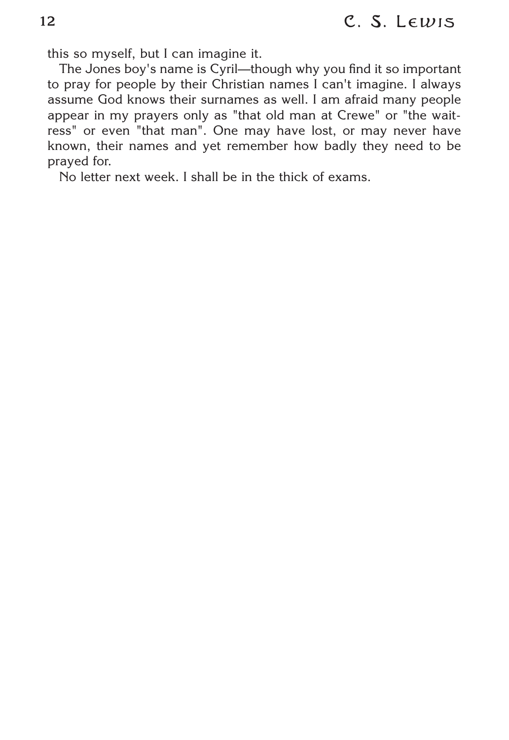this so myself, but I can imagine it.

The Jones boy's name is Cyril—though why you find it so important to pray for people by their Christian names I can't imagine. I always assume God knows their surnames as well. I am afraid many people appear in my prayers only as "that old man at Crewe" or "the waitress" or even "that man". One may have lost, or may never have known, their names and yet remember how badly they need to be prayed for.

No letter next week. I shall be in the thick of exams.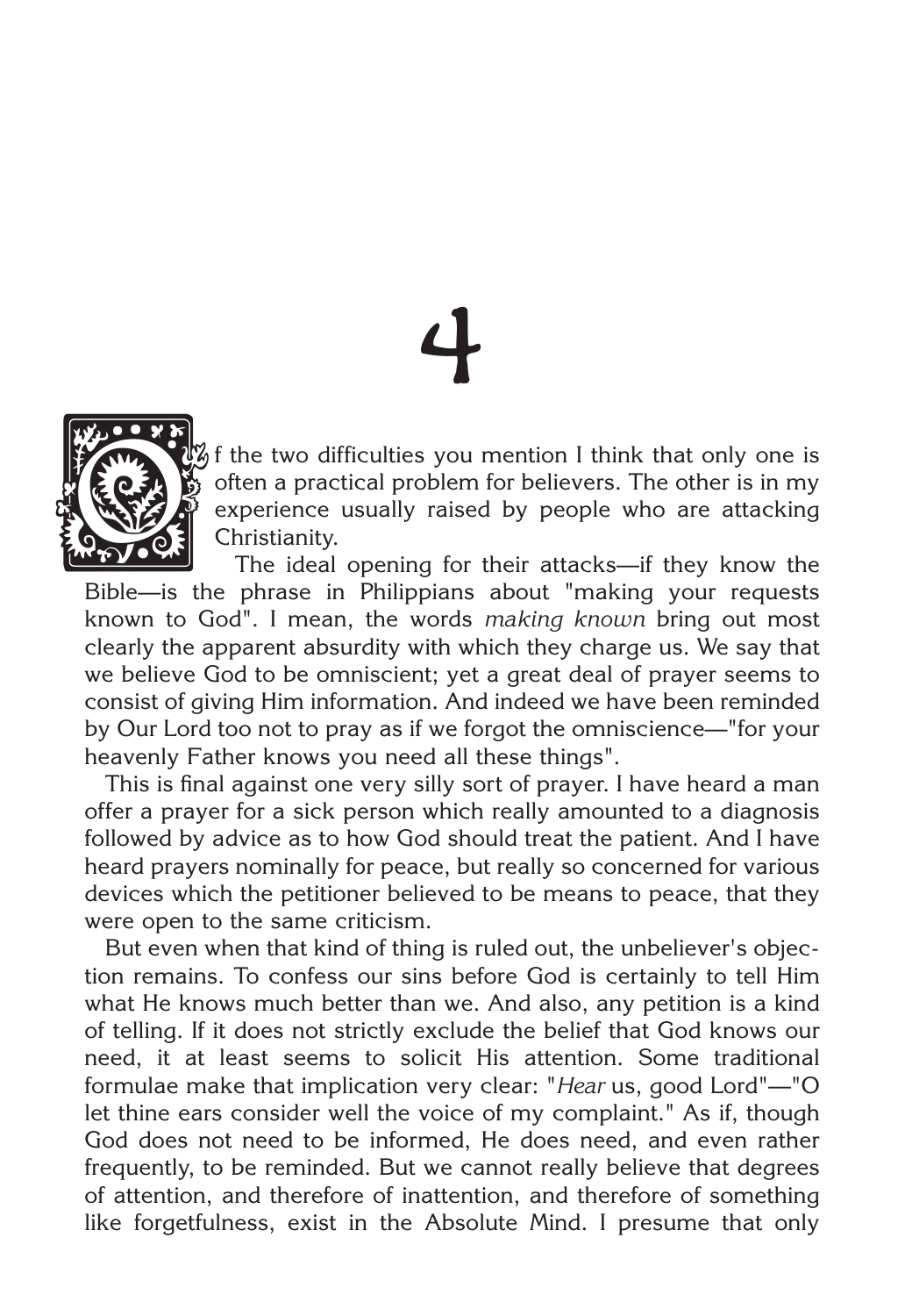# 4

Of the two difficulties you mention I think that only one is often a practical problem for believers. The other is in my experience usually raised by people who are attacking Christianity.

The ideal opening for their attacks—if they know the Bible—is the phrase in Philippians about "making your requests known to God". I mean, the words *making known* bring out most clearly the apparent absurdity with which they charge us. We say that we believe God to be omniscient; yet a great deal of prayer seems to consist of giving Him information. And indeed we have been reminded by Our Lord too not to pray as if we forgot the omniscience—"for your heavenly Father knows you need all these things".

This is final against one very silly sort of prayer. I have heard a man offer a prayer for a sick person which really amounted to a diagnosis followed by advice as to how God should treat the patient. And I have heard prayers nominally for peace, but really so concerned for various devices which the petitioner believed to be means to peace, that they were open to the same criticism.

But even when that kind of thing is ruled out, the unbeliever's objection remains. To confess our sins before God is certainly to tell Him what He knows much better than we. And also, any petition is a kind of telling. If it does not strictly exclude the belief that God knows our need, it at least seems to solicit His attention. Some traditional formulae make that implication very clear: "*Hear* us, good Lord"—"O let thine ears consider well the voice of my complaint." As if, though God does not need to be informed, He does need, and even rather frequently, to be reminded. But we cannot really believe that degrees of attention, and therefore of inattention, and therefore of something like forgetfulness, exist in the Absolute Mind. I presume that only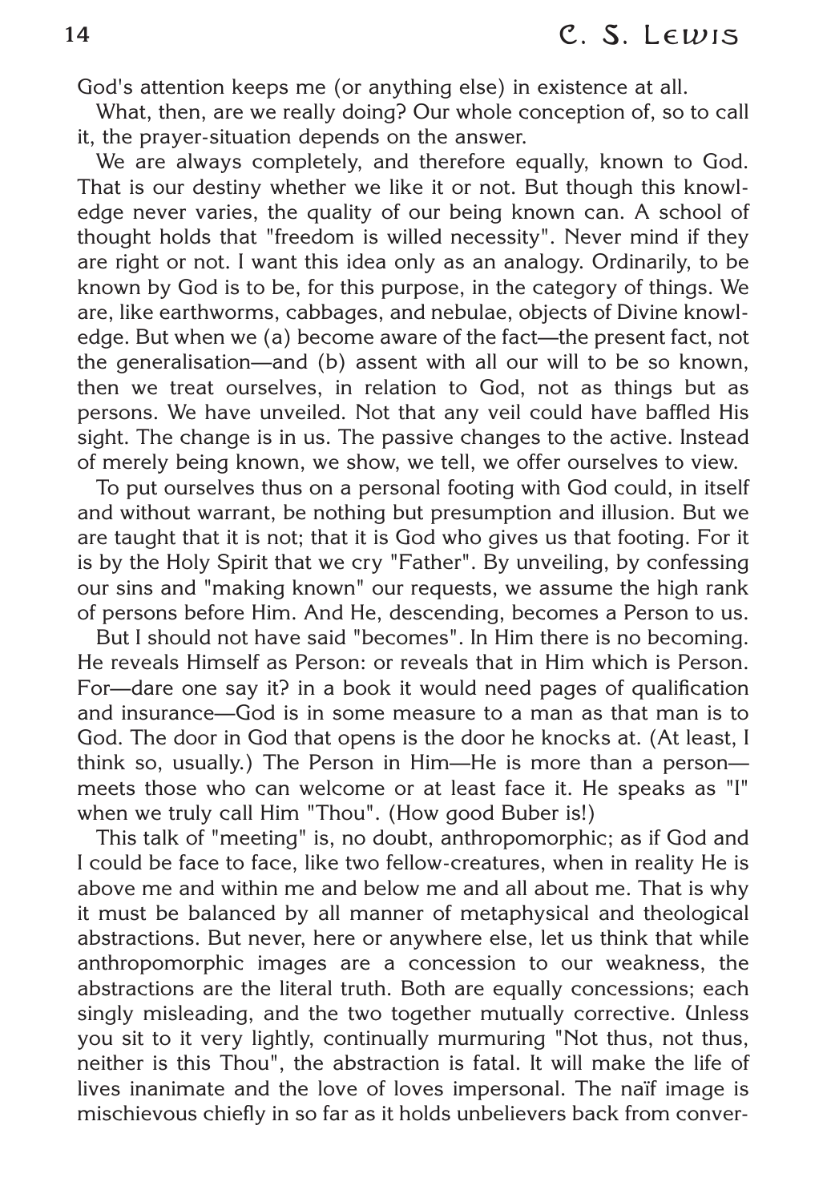God's attention keeps me (or anything else) in existence at all.

What, then, are we really doing? Our whole conception of, so to call it, the prayer-situation depends on the answer.

We are always completely, and therefore equally, known to God. That is our destiny whether we like it or not. But though this knowledge never varies, the quality of our being known can. A school of thought holds that "freedom is willed necessity". Never mind if they are right or not. I want this idea only as an analogy. Ordinarily, to be known by God is to be, for this purpose, in the category of things. We are, like earthworms, cabbages, and nebulae, objects of Divine knowledge. But when we (a) become aware of the fact—the present fact, not the generalisation—and (b) assent with all our will to be so known, then we treat ourselves, in relation to God, not as things but as persons. We have unveiled. Not that any veil could have baffled His sight. The change is in us. The passive changes to the active. Instead of merely being known, we show, we tell, we offer ourselves to view.

To put ourselves thus on a personal footing with God could, in itself and without warrant, be nothing but presumption and illusion. But we are taught that it is not; that it is God who gives us that footing. For it is by the Holy Spirit that we cry "Father". By unveiling, by confessing our sins and "making known" our requests, we assume the high rank of persons before Him. And He, descending, becomes a Person to us.

But I should not have said "becomes". In Him there is no becoming. He reveals Himself as Person: or reveals that in Him which is Person. For—dare one say it? in a book it would need pages of qualification and insurance—God is in some measure to a man as that man is to God. The door in God that opens is the door he knocks at. (At least, I think so, usually.) The Person in Him—He is more than a person—meets those who can welcome or at least face it. He speaks as "I" when we truly call Him "Thou". (How good Buber is!)

This talk of "meeting" is, no doubt, anthropomorphic; as if God and I could be face to face, like two fellow-creatures, when in reality He is above me and within me and below me and all about me. That is why it must be balanced by all manner of metaphysical and theological abstractions. But never, here or anywhere else, let us think that while anthropomorphic images are a concession to our weakness, the abstractions are the literal truth. Both are equally concessions; each singly misleading, and the two together mutually corrective. Unless you sit to it very lightly, continually murmuring "Not thus, not thus, neither is this Thou", the abstraction is fatal. It will make the life of lives inanimate and the love of loves impersonal. The naïf image is mischievous chiefly in so far as it holds unbelievers back from conver-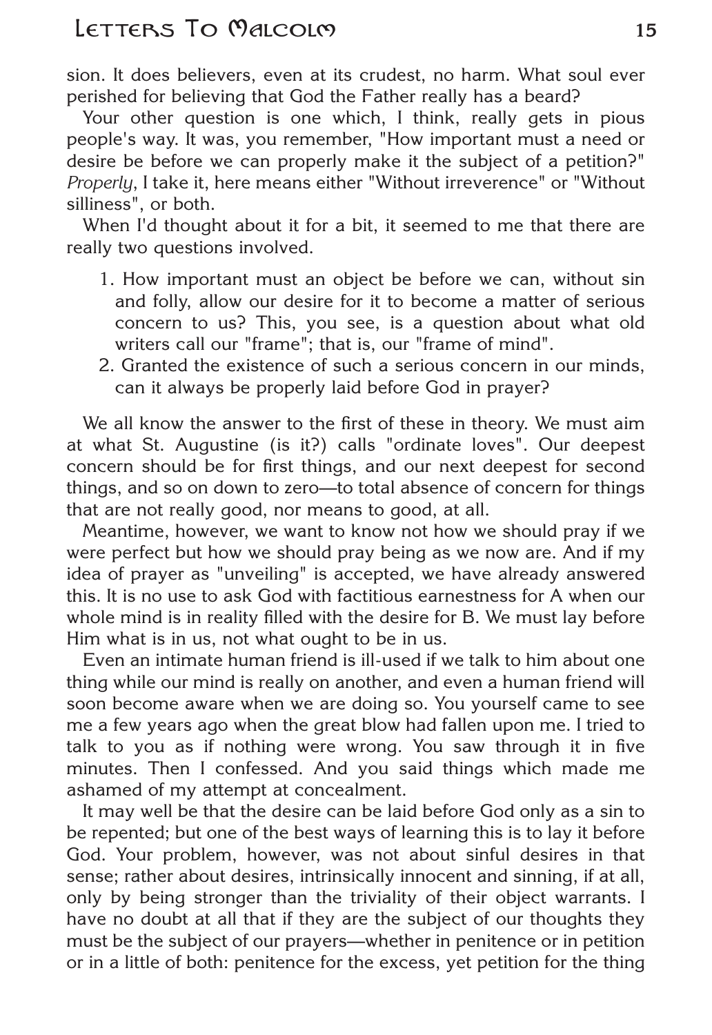sion. It does believers, even at its crudest, no harm. What soul ever perished for believing that God the Father really has a beard?

Your other question is one which, I think, really gets in pious people's way. It was, you remember, "How important must a need or desire be before we can properly make it the subject of a petition?" *Properly*, I take it, here means either "Without irreverence" or "Without silliness", or both.

When I'd thought about it for a bit, it seemed to me that there are really two questions involved.

1. How important must an object be before we can, without sin and folly, allow our desire for it to become a matter of serious concern to us? This, you see, is a question about what old writers call our "frame"; that is, our "frame of mind".
2. Granted the existence of such a serious concern in our minds, can it always be properly laid before God in prayer?

We all know the answer to the first of these in theory. We must aim at what St. Augustine (is it?) calls "ordinate loves". Our deepest concern should be for first things, and our next deepest for second things, and so on down to zero—to total absence of concern for things that are not really good, nor means to good, at all.

Meantime, however, we want to know not how we should pray if we were perfect but how we should pray being as we now are. And if my idea of prayer as "unveiling" is accepted, we have already answered this. It is no use to ask God with factitious earnestness for A when our whole mind is in reality filled with the desire for B. We must lay before Him what is in us, not what ought to be in us.

Even an intimate human friend is ill-used if we talk to him about one thing while our mind is really on another, and even a human friend will soon become aware when we are doing so. You yourself came to see me a few years ago when the great blow had fallen upon me. I tried to talk to you as if nothing were wrong. You saw through it in five minutes. Then I confessed. And you said things which made me ashamed of my attempt at concealment.

It may well be that the desire can be laid before God only as a sin to be repented; but one of the best ways of learning this is to lay it before God. Your problem, however, was not about sinful desires in that sense; rather about desires, intrinsically innocent and sinning, if at all, only by being stronger than the triviality of their object warrants. I have no doubt at all that if they are the subject of our thoughts they must be the subject of our prayers—whether in penitence or in petition or in a little of both: penitence for the excess, yet petition for the thing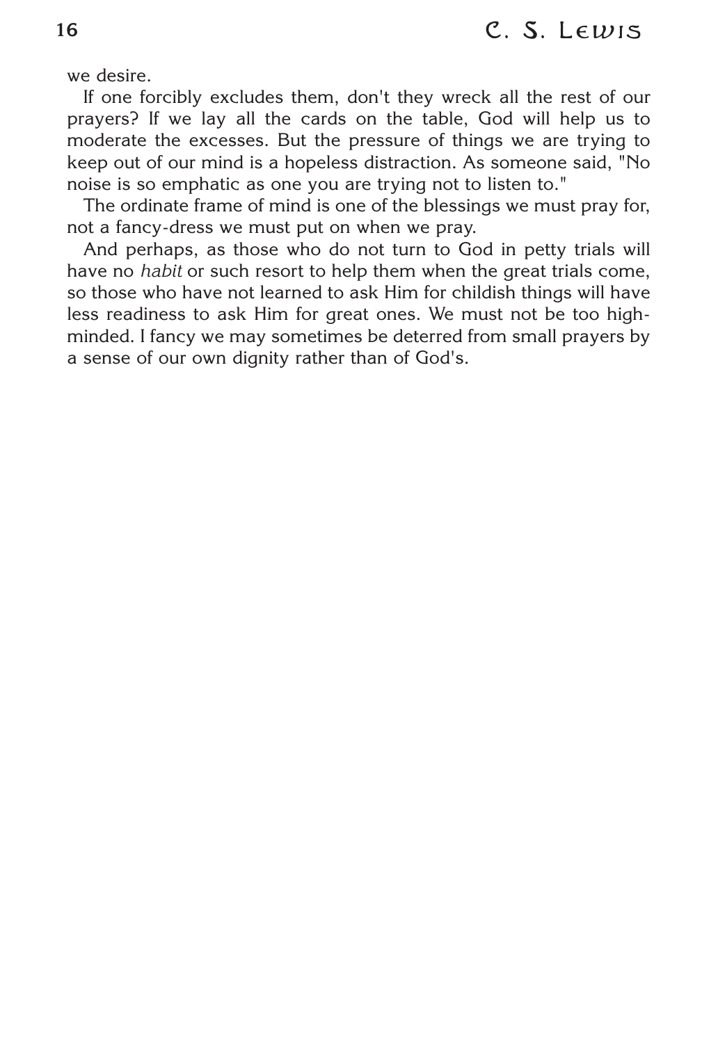we desire.

If one forcibly excludes them, don't they wreck all the rest of our prayers? If we lay all the cards on the table, God will help us to moderate the excesses. But the pressure of things we are trying to keep out of our mind is a hopeless distraction. As someone said, "No noise is so emphatic as one you are trying not to listen to."

The ordinate frame of mind is one of the blessings we must pray for, not a fancy-dress we must put on when we pray.

And perhaps, as those who do not turn to God in petty trials will have no *habit* or such resort to help them when the great trials come, so those who have not learned to ask Him for childish things will have less readiness to ask Him for great ones. We must not be too high-minded. I fancy we may sometimes be deterred from small prayers by a sense of our own dignity rather than of God's.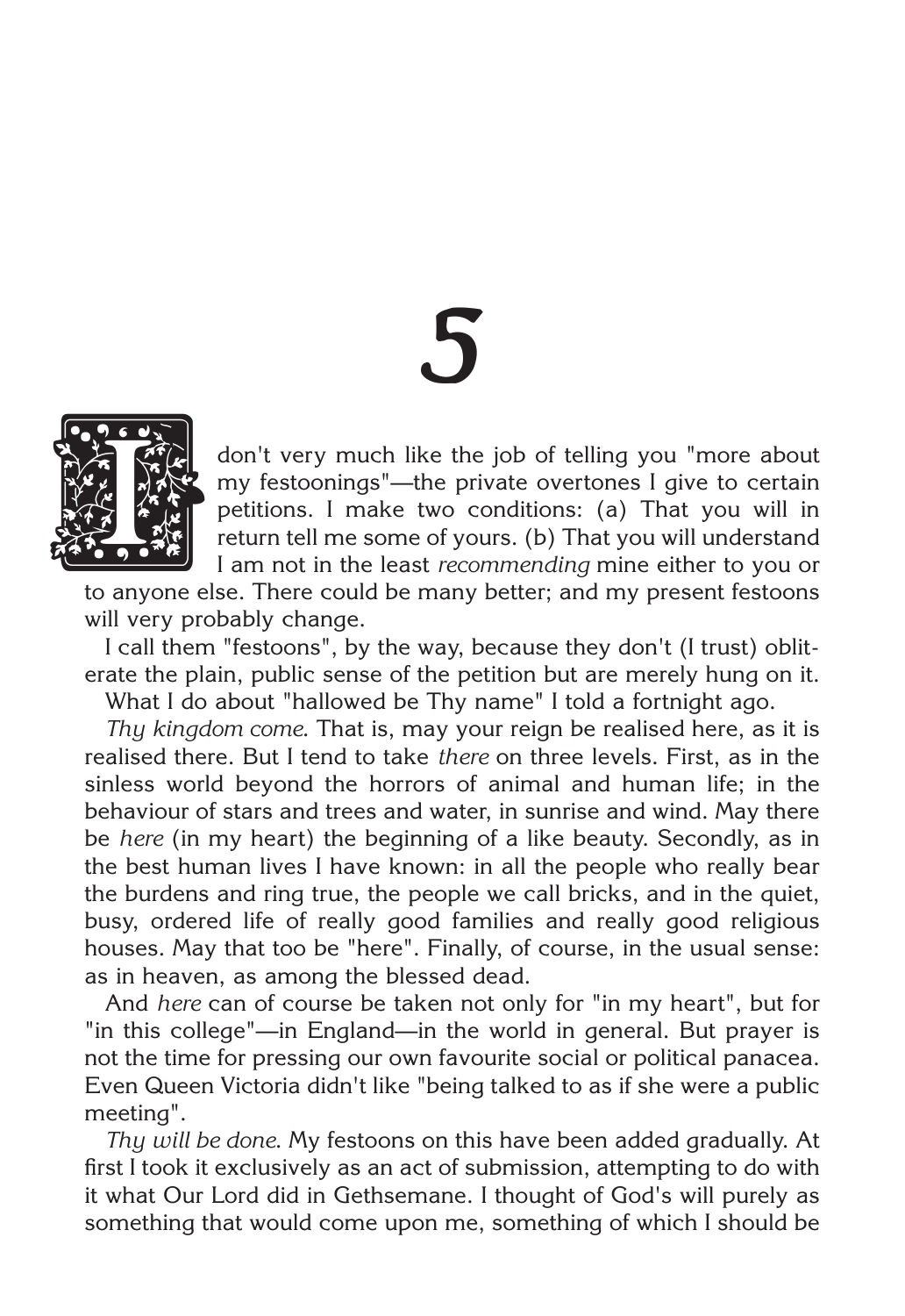# 5

I don't very much like the job of telling you "more about my festoonings"—the private overtones I give to certain petitions. I make two conditions: (a) That you will in return tell me some of yours. (b) That you will understand I am not in the least *recommending* mine either to you or to anyone else. There could be many better; and my present festoons will very probably change.

I call them "festoons", by the way, because they don't (I trust) obliterate the plain, public sense of the petition but are merely hung on it.

What I do about "hallowed be Thy name" I told a fortnight ago.

*Thy kingdom come.* That is, may your reign be realised here, as it is realised there. But I tend to take *there* on three levels. First, as in the sinless world beyond the horrors of animal and human life; in the behaviour of stars and trees and water, in sunrise and wind. May there be *here* (in my heart) the beginning of a like beauty. Secondly, as in the best human lives I have known: in all the people who really bear the burdens and ring true, the people we call bricks, and in the quiet, busy, ordered life of really good families and really good religious houses. May that too be "here". Finally, of course, in the usual sense: as in heaven, as among the blessed dead.

And *here* can of course be taken not only for "in my heart", but for "in this college"—in England—in the world in general. But prayer is not the time for pressing our own favourite social or political panacea. Even Queen Victoria didn't like "being talked to as if she were a public meeting".

*Thy will be done.* My festoons on this have been added gradually. At first I took it exclusively as an act of submission, attempting to do with it what Our Lord did in Gethsemane. I thought of God's will purely as something that would come upon me, something of which I should be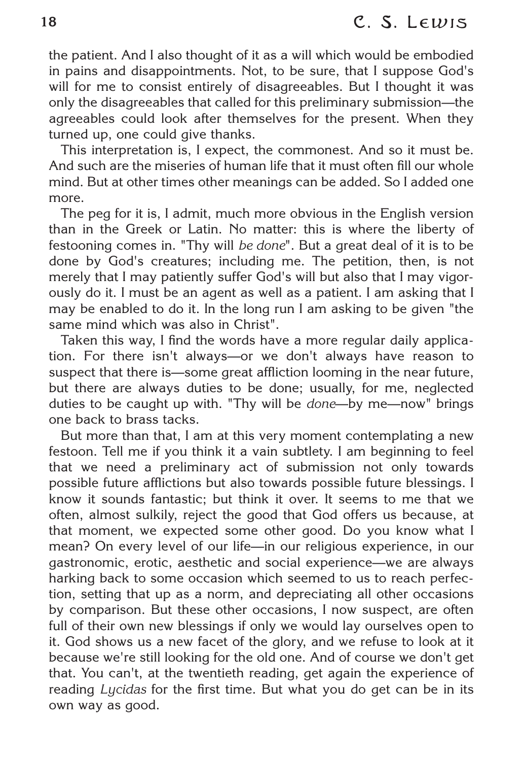the patient. And I also thought of it as a will which would be embodied in pains and disappointments. Not, to be sure, that I suppose God's will for me to consist entirely of disagreeables. But I thought it was only the disagreeables that called for this preliminary submission—the agreeables could look after themselves for the present. When they turned up, one could give thanks.

This interpretation is, I expect, the commonest. And so it must be. And such are the miseries of human life that it must often fill our whole mind. But at other times other meanings can be added. So I added one more.

The peg for it is, I admit, much more obvious in the English version than in the Greek or Latin. No matter: this is where the liberty of festooning comes in. "Thy will *be done*". But a great deal of it is to be done by God's creatures; including me. The petition, then, is not merely that I may patiently suffer God's will but also that I may vigorously do it. I must be an agent as well as a patient. I am asking that I may be enabled to do it. In the long run I am asking to be given "the same mind which was also in Christ".

Taken this way, I find the words have a more regular daily application. For there isn't always—or we don't always have reason to suspect that there is—some great affliction looming in the near future, but there are always duties to be done; usually, for me, neglected duties to be caught up with. "Thy will be *done*—by me—now" brings one back to brass tacks.

But more than that, I am at this very moment contemplating a new festoon. Tell me if you think it a vain subtlety. I am beginning to feel that we need a preliminary act of submission not only towards possible future afflictions but also towards possible future blessings. I know it sounds fantastic; but think it over. It seems to me that we often, almost sulkily, reject the good that God offers us because, at that moment, we expected some other good. Do you know what I mean? On every level of our life—in our religious experience, in our gastronomic, erotic, aesthetic and social experience—we are always harking back to some occasion which seemed to us to reach perfection, setting that up as a norm, and depreciating all other occasions by comparison. But these other occasions, I now suspect, are often full of their own new blessings if only we would lay ourselves open to it. God shows us a new facet of the glory, and we refuse to look at it because we're still looking for the old one. And of course we don't get that. You can't, at the twentieth reading, get again the experience of reading *Lycidas* for the first time. But what you do get can be in its own way as good.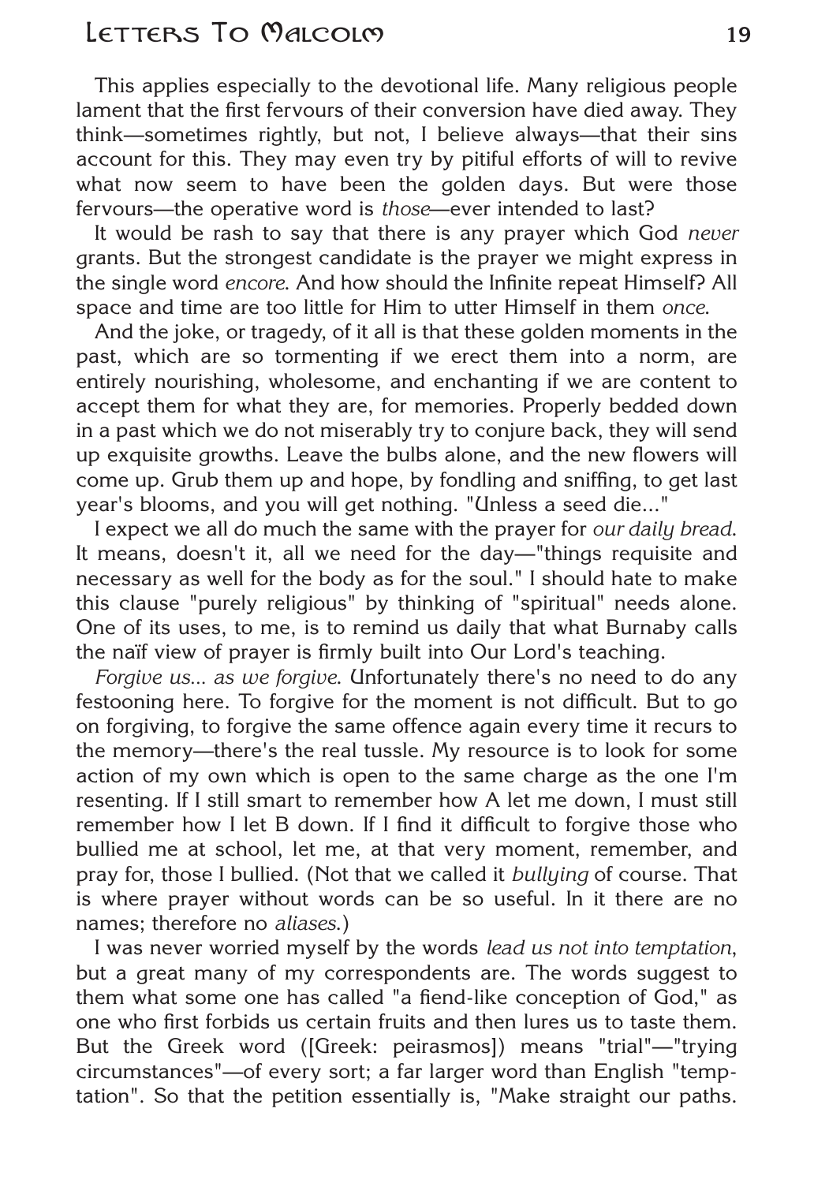This applies especially to the devotional life. Many religious people lament that the first fervours of their conversion have died away. They think—sometimes rightly, but not, I believe always—that their sins account for this. They may even try by pitiful efforts of will to revive what now seem to have been the golden days. But were those fervours—the operative word is *those*—ever intended to last?

It would be rash to say that there is any prayer which God *never* grants. But the strongest candidate is the prayer we might express in the single word *encore*. And how should the Infinite repeat Himself? All space and time are too little for Him to utter Himself in them *once*.

And the joke, or tragedy, of it all is that these golden moments in the past, which are so tormenting if we erect them into a norm, are entirely nourishing, wholesome, and enchanting if we are content to accept them for what they are, for memories. Properly bedded down in a past which we do not miserably try to conjure back, they will send up exquisite growths. Leave the bulbs alone, and the new flowers will come up. Grub them up and hope, by fondling and sniffing, to get last year's blooms, and you will get nothing. "Unless a seed die..."

I expect we all do much the same with the prayer for *our daily bread*. It means, doesn't it, all we need for the day—"things requisite and necessary as well for the body as for the soul." I should hate to make this clause "purely religious" by thinking of "spiritual" needs alone. One of its uses, to me, is to remind us daily that what Burnaby calls the naïf view of prayer is firmly built into Our Lord's teaching.

*Forgive us... as we forgive*. Unfortunately there's no need to do any festooning here. To forgive for the moment is not difficult. But to go on forgiving, to forgive the same offence again every time it recurs to the memory—there's the real tussle. My resource is to look for some action of my own which is open to the same charge as the one I'm resenting. If I still smart to remember how A let me down, I must still remember how I let B down. If I find it difficult to forgive those who bullied me at school, let me, at that very moment, remember, and pray for, those I bullied. (Not that we called it *bullying* of course. That is where prayer without words can be so useful. In it there are no names; therefore no *aliases*.)

I was never worried myself by the words *lead us not into temptation*, but a great many of my correspondents are. The words suggest to them what some one has called "a fiend-like conception of God," as one who first forbids us certain fruits and then lures us to taste them. But the Greek word ([Greek: peirasmos]) means "trial"—"trying circumstances"—of every sort; a far larger word than English "temptation". So that the petition essentially is, "Make straight our paths.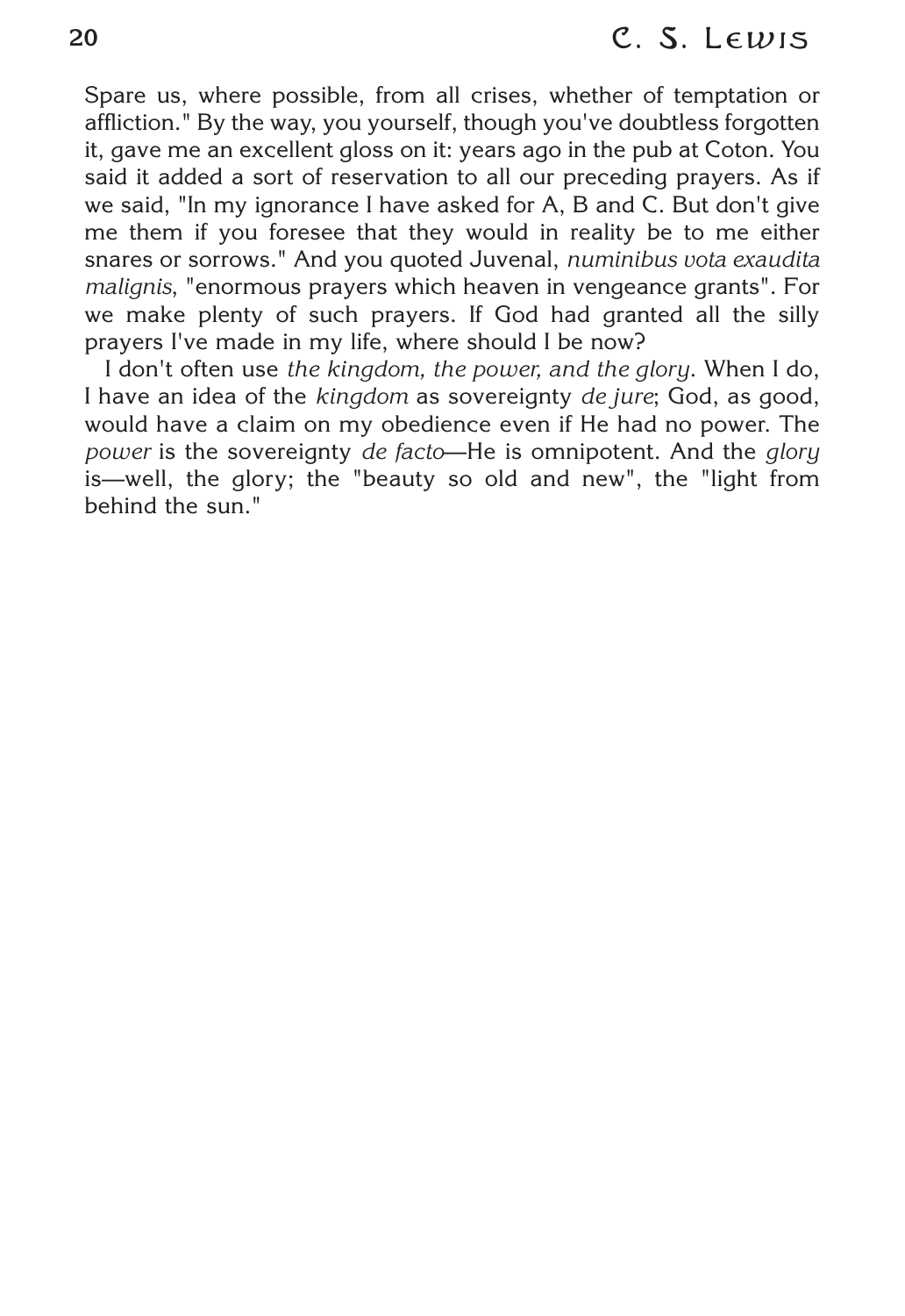Spare us, where possible, from all crises, whether of temptation or affliction." By the way, you yourself, though you've doubtless forgotten it, gave me an excellent gloss on it: years ago in the pub at Coton. You said it added a sort of reservation to all our preceding prayers. As if we said, "In my ignorance I have asked for A, B and C. But don't give me them if you foresee that they would in reality be to me either snares or sorrows." And you quoted Juvenal, *numinibus vota exaudita malignis*, "enormous prayers which heaven in vengeance grants". For we make plenty of such prayers. If God had granted all the silly prayers I've made in my life, where should I be now?

I don't often use *the kingdom, the power, and the glory*. When I do, I have an idea of the *kingdom* as sovereignty *de jure*; God, as good, would have a claim on my obedience even if He had no power. The *power* is the sovereignty *de facto*—He is omnipotent. And the *glory* is—well, the glory; the "beauty so old and new", the "light from behind the sun."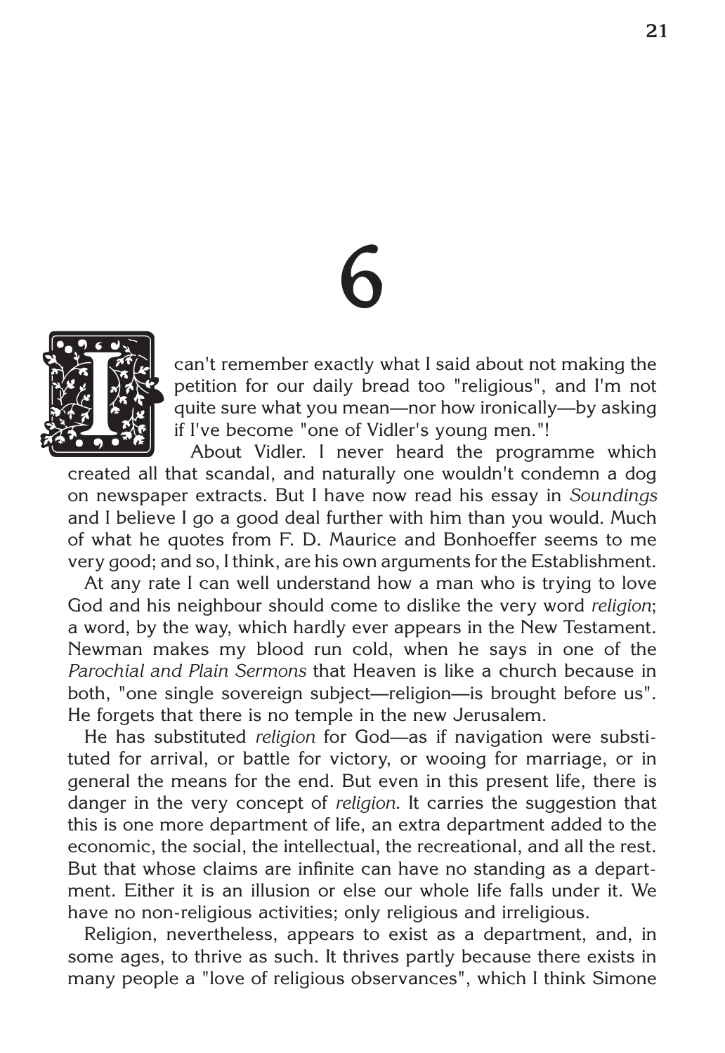# 6

I can't remember exactly what I said about not making the petition for our daily bread too "religious", and I'm not quite sure what you mean—nor how ironically—by asking if I've become "one of Vidler's young men."!

About Vidler. I never heard the programme which created all that scandal, and naturally one wouldn't condemn a dog on newspaper extracts. But I have now read his essay in *Soundings* and I believe I go a good deal further with him than you would. Much of what he quotes from F. D. Maurice and Bonhoeffer seems to me very good; and so, I think, are his own arguments for the Establishment.

At any rate I can well understand how a man who is trying to love God and his neighbour should come to dislike the very word *religion*; a word, by the way, which hardly ever appears in the New Testament. Newman makes my blood run cold, when he says in one of the *Parochial and Plain Sermons* that Heaven is like a church because in both, "one single sovereign subject—religion—is brought before us". He forgets that there is no temple in the new Jerusalem.

He has substituted *religion* for God—as if navigation were substituted for arrival, or battle for victory, or wooing for marriage, or in general the means for the end. But even in this present life, there is danger in the very concept of *religion*. It carries the suggestion that this is one more department of life, an extra department added to the economic, the social, the intellectual, the recreational, and all the rest. But that whose claims are infinite can have no standing as a department. Either it is an illusion or else our whole life falls under it. We have no non-religious activities; only religious and irreligious.

Religion, nevertheless, appears to exist as a department, and, in some ages, to thrive as such. It thrives partly because there exists in many people a "love of religious observances", which I think Simone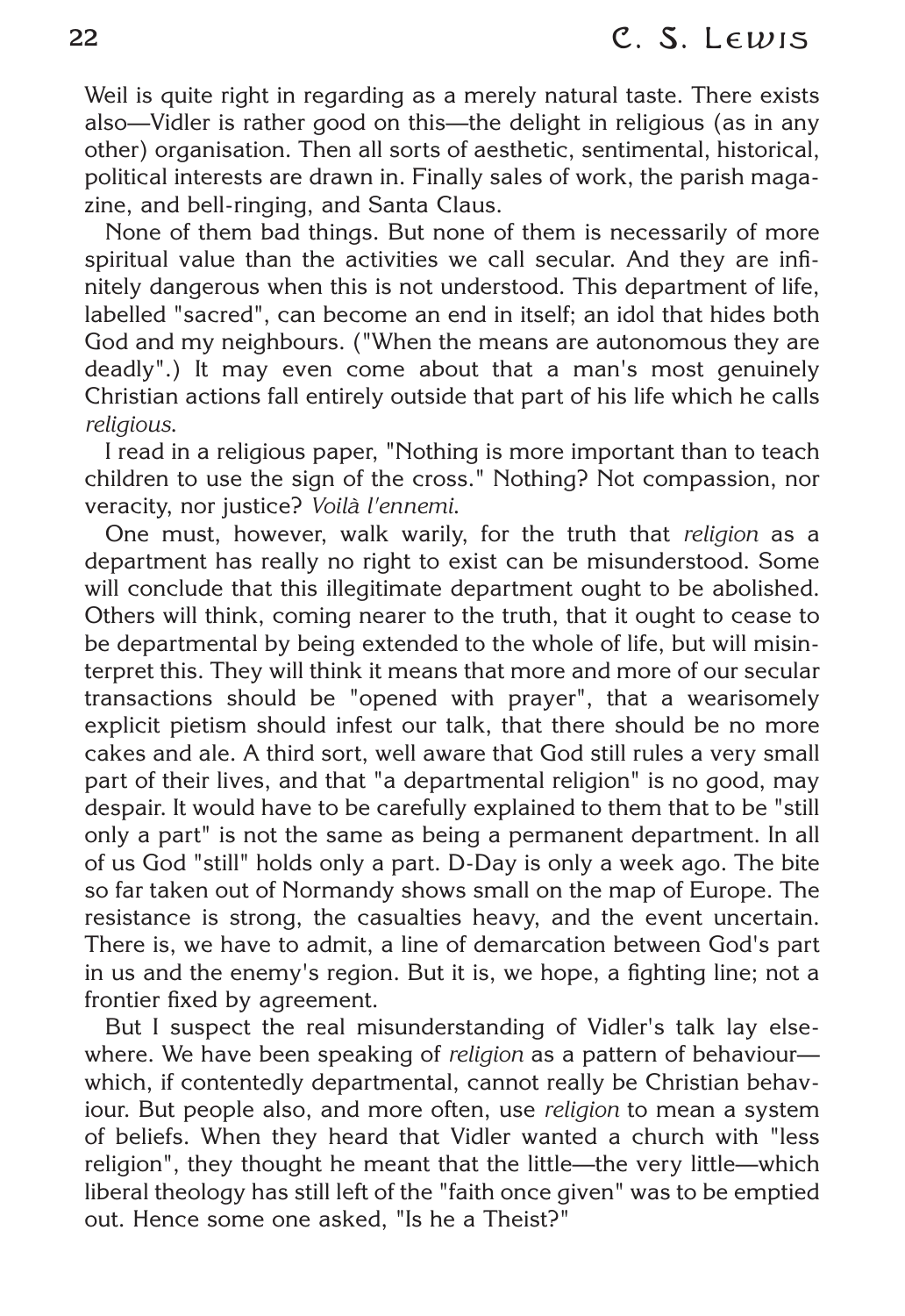Weil is quite right in regarding as a merely natural taste. There exists also—Vidler is rather good on this—the delight in religious (as in any other) organisation. Then all sorts of aesthetic, sentimental, historical, political interests are drawn in. Finally sales of work, the parish magazine, and bell-ringing, and Santa Claus.

None of them bad things. But none of them is necessarily of more spiritual value than the activities we call secular. And they are infinitely dangerous when this is not understood. This department of life, labelled "sacred", can become an end in itself; an idol that hides both God and my neighbours. ("When the means are autonomous they are deadly".) It may even come about that a man's most genuinely Christian actions fall entirely outside that part of his life which he calls *religious*.

I read in a religious paper, "Nothing is more important than to teach children to use the sign of the cross." Nothing? Not compassion, nor veracity, nor justice? *Voilà l'ennemi*.

One must, however, walk warily, for the truth that *religion* as a department has really no right to exist can be misunderstood. Some will conclude that this illegitimate department ought to be abolished. Others will think, coming nearer to the truth, that it ought to cease to be departmental by being extended to the whole of life, but will misinterpret this. They will think it means that more and more of our secular transactions should be "opened with prayer", that a wearisomely explicit pietism should infest our talk, that there should be no more cakes and ale. A third sort, well aware that God still rules a very small part of their lives, and that "a departmental religion" is no good, may despair. It would have to be carefully explained to them that to be "still only a part" is not the same as being a permanent department. In all of us God "still" holds only a part. D-Day is only a week ago. The bite so far taken out of Normandy shows small on the map of Europe. The resistance is strong, the casualties heavy, and the event uncertain. There is, we have to admit, a line of demarcation between God's part in us and the enemy's region. But it is, we hope, a fighting line; not a frontier fixed by agreement.

But I suspect the real misunderstanding of Vidler's talk lay elsewhere. We have been speaking of *religion* as a pattern of behaviour—which, if contentedly departmental, cannot really be Christian behaviour. But people also, and more often, use *religion* to mean a system of beliefs. When they heard that Vidler wanted a church with "less religion", they thought he meant that the little—the very little—which liberal theology has still left of the "faith once given" was to be emptied out. Hence some one asked, "Is he a Theist?"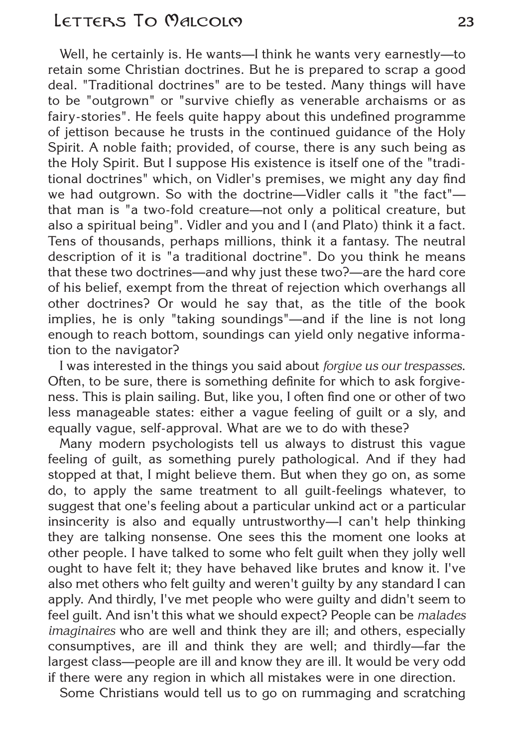Well, he certainly is. He wants—I think he wants very earnestly—to retain some Christian doctrines. But he is prepared to scrap a good deal. "Traditional doctrines" are to be tested. Many things will have to be "outgrown" or "survive chiefly as venerable archaisms or as fairy-stories". He feels quite happy about this undefined programme of jettison because he trusts in the continued guidance of the Holy Spirit. A noble faith; provided, of course, there is any such being as the Holy Spirit. But I suppose His existence is itself one of the "traditional doctrines" which, on Vidler's premises, we might any day find we had outgrown. So with the doctrine—Vidler calls it "the fact"—that man is "a two-fold creature—not only a political creature, but also a spiritual being". Vidler and you and I (and Plato) think it a fact. Tens of thousands, perhaps millions, think it a fantasy. The neutral description of it is "a traditional doctrine". Do you think he means that these two doctrines—and why just these two?—are the hard core of his belief, exempt from the threat of rejection which overhangs all other doctrines? Or would he say that, as the title of the book implies, he is only "taking soundings"—and if the line is not long enough to reach bottom, soundings can yield only negative information to the navigator?

I was interested in the things you said about *forgive us our trespasses*. Often, to be sure, there is something definite for which to ask forgiveness. This is plain sailing. But, like you, I often find one or other of two less manageable states: either a vague feeling of guilt or a sly, and equally vague, self-approval. What are we to do with these?

Many modern psychologists tell us always to distrust this vague feeling of guilt, as something purely pathological. And if they had stopped at that, I might believe them. But when they go on, as some do, to apply the same treatment to all guilt-feelings whatever, to suggest that one's feeling about a particular unkind act or a particular insincerity is also and equally untrustworthy—I can't help thinking they are talking nonsense. One sees this the moment one looks at other people. I have talked to some who felt guilt when they jolly well ought to have felt it; they have behaved like brutes and know it. I've also met others who felt guilty and weren't guilty by any standard I can apply. And thirdly, I've met people who were guilty and didn't seem to feel guilt. And isn't this what we should expect? People can be *malades imaginaires* who are well and think they are ill; and others, especially consumptives, are ill and think they are well; and thirdly—far the largest class—people are ill and know they are ill. It would be very odd if there were any region in which all mistakes were in one direction.

Some Christians would tell us to go on rummaging and scratching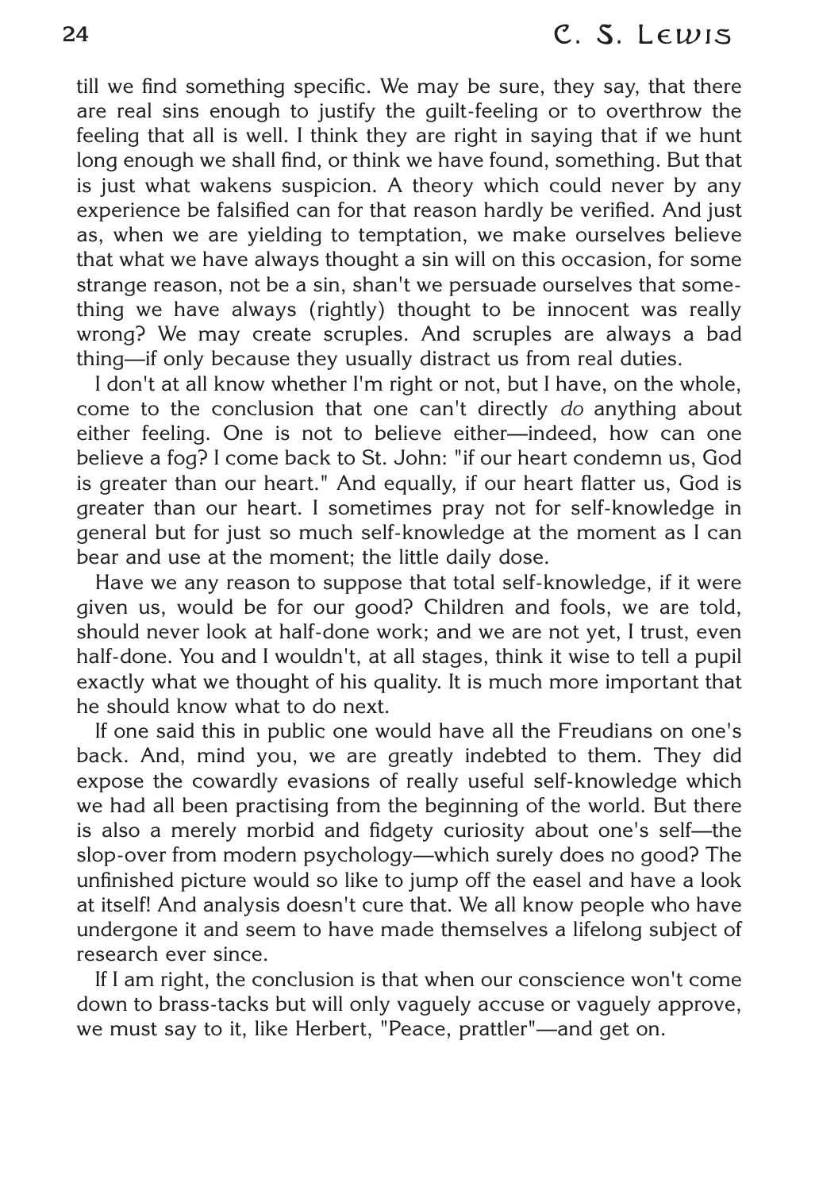till we find something specific. We may be sure, they say, that there are real sins enough to justify the guilt-feeling or to overthrow the feeling that all is well. I think they are right in saying that if we hunt long enough we shall find, or think we have found, something. But that is just what wakens suspicion. A theory which could never by any experience be falsified can for that reason hardly be verified. And just as, when we are yielding to temptation, we make ourselves believe that what we have always thought a sin will on this occasion, for some strange reason, not be a sin, shan't we persuade ourselves that something we have always (rightly) thought to be innocent was really wrong? We may create scruples. And scruples are always a bad thing—if only because they usually distract us from real duties.

I don't at all know whether I'm right or not, but I have, on the whole, come to the conclusion that one can't directly *do* anything about either feeling. One is not to believe either—indeed, how can one believe a fog? I come back to St. John: "if our heart condemn us, God is greater than our heart." And equally, if our heart flatter us, God is greater than our heart. I sometimes pray not for self-knowledge in general but for just so much self-knowledge at the moment as I can bear and use at the moment; the little daily dose.

Have we any reason to suppose that total self-knowledge, if it were given us, would be for our good? Children and fools, we are told, should never look at half-done work; and we are not yet, I trust, even half-done. You and I wouldn't, at all stages, think it wise to tell a pupil exactly what we thought of his quality. It is much more important that he should know what to do next.

If one said this in public one would have all the Freudians on one's back. And, mind you, we are greatly indebted to them. They did expose the cowardly evasions of really useful self-knowledge which we had all been practising from the beginning of the world. But there is also a merely morbid and fidgety curiosity about one's self—the slop-over from modern psychology—which surely does no good? The unfinished picture would so like to jump off the easel and have a look at itself! And analysis doesn't cure that. We all know people who have undergone it and seem to have made themselves a lifelong subject of research ever since.

If I am right, the conclusion is that when our conscience won't come down to brass-tacks but will only vaguely accuse or vaguely approve, we must say to it, like Herbert, "Peace, prattler"—and get on.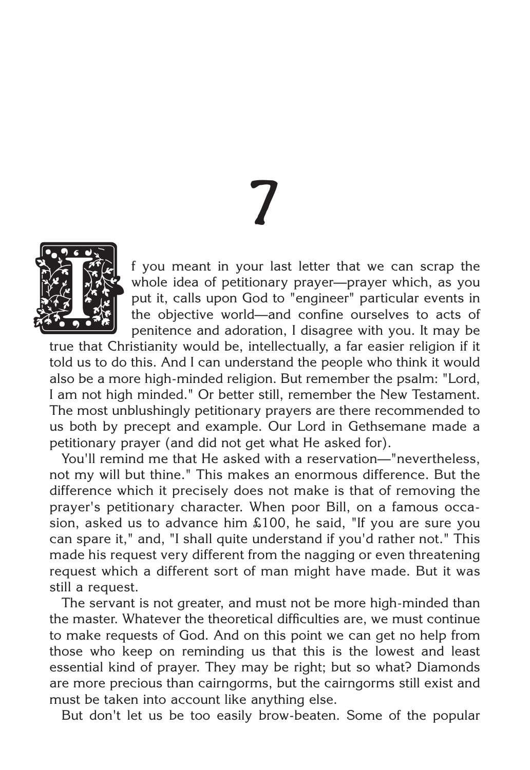# 7

If you meant in your last letter that we can scrap the whole idea of petitionary prayer—prayer which, as you put it, calls upon God to "engineer" particular events in the objective world—and confine ourselves to acts of penitence and adoration, I disagree with you. It may be true that Christianity would be, intellectually, a far easier religion if it told us to do this. And I can understand the people who think it would also be a more high-minded religion. But remember the psalm: "Lord, I am not high minded." Or better still, remember the New Testament. The most unblushingly petitionary prayers are there recommended to us both by precept and example. Our Lord in Gethsemane made a petitionary prayer (and did not get what He asked for).

You'll remind me that He asked with a reservation—"nevertheless, not my will but thine." This makes an enormous difference. But the difference which it precisely does not make is that of removing the prayer's petitionary character. When poor Bill, on a famous occasion, asked us to advance him £100, he said, "If you are sure you can spare it," and, "I shall quite understand if you'd rather not." This made his request very different from the nagging or even threatening request which a different sort of man might have made. But it was still a request.

The servant is not greater, and must not be more high-minded than the master. Whatever the theoretical difficulties are, we must continue to make requests of God. And on this point we can get no help from those who keep on reminding us that this is the lowest and least essential kind of prayer. They may be right; but so what? Diamonds are more precious than cairngorms, but the cairngorms still exist and must be taken into account like anything else.

But don't let us be too easily brow-beaten. Some of the popular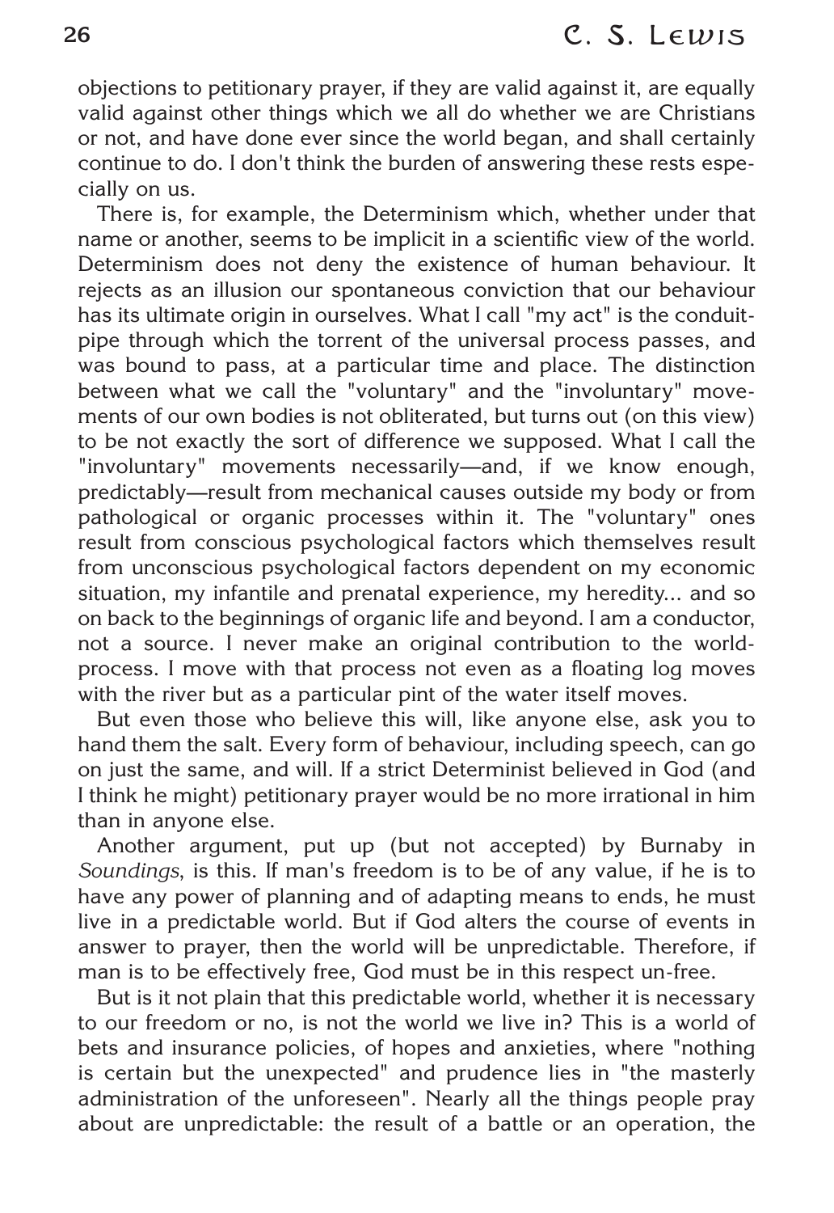objections to petitionary prayer, if they are valid against it, are equally valid against other things which we all do whether we are Christians or not, and have done ever since the world began, and shall certainly continue to do. I don't think the burden of answering these rests especially on us.

There is, for example, the Determinism which, whether under that name or another, seems to be implicit in a scientific view of the world. Determinism does not deny the existence of human behaviour. It rejects as an illusion our spontaneous conviction that our behaviour has its ultimate origin in ourselves. What I call "my act" is the conduit-pipe through which the torrent of the universal process passes, and was bound to pass, at a particular time and place. The distinction between what we call the "voluntary" and the "involuntary" movements of our own bodies is not obliterated, but turns out (on this view) to be not exactly the sort of difference we supposed. What I call the "involuntary" movements necessarily—and, if we know enough, predictably—result from mechanical causes outside my body or from pathological or organic processes within it. The "voluntary" ones result from conscious psychological factors which themselves result from unconscious psychological factors dependent on my economic situation, my infantile and prenatal experience, my heredity... and so on back to the beginnings of organic life and beyond. I am a conductor, not a source. I never make an original contribution to the world-process. I move with that process not even as a floating log moves with the river but as a particular pint of the water itself moves.

But even those who believe this will, like anyone else, ask you to hand them the salt. Every form of behaviour, including speech, can go on just the same, and will. If a strict Determinist believed in God (and I think he might) petitionary prayer would be no more irrational in him than in anyone else.

Another argument, put up (but not accepted) by Burnaby in *Soundings*, is this. If man's freedom is to be of any value, if he is to have any power of planning and of adapting means to ends, he must live in a predictable world. But if God alters the course of events in answer to prayer, then the world will be unpredictable. Therefore, if man is to be effectively free, God must be in this respect un-free.

But is it not plain that this predictable world, whether it is necessary to our freedom or no, is not the world we live in? This is a world of bets and insurance policies, of hopes and anxieties, where "nothing is certain but the unexpected" and prudence lies in "the masterly administration of the unforeseen". Nearly all the things people pray about are unpredictable: the result of a battle or an operation, the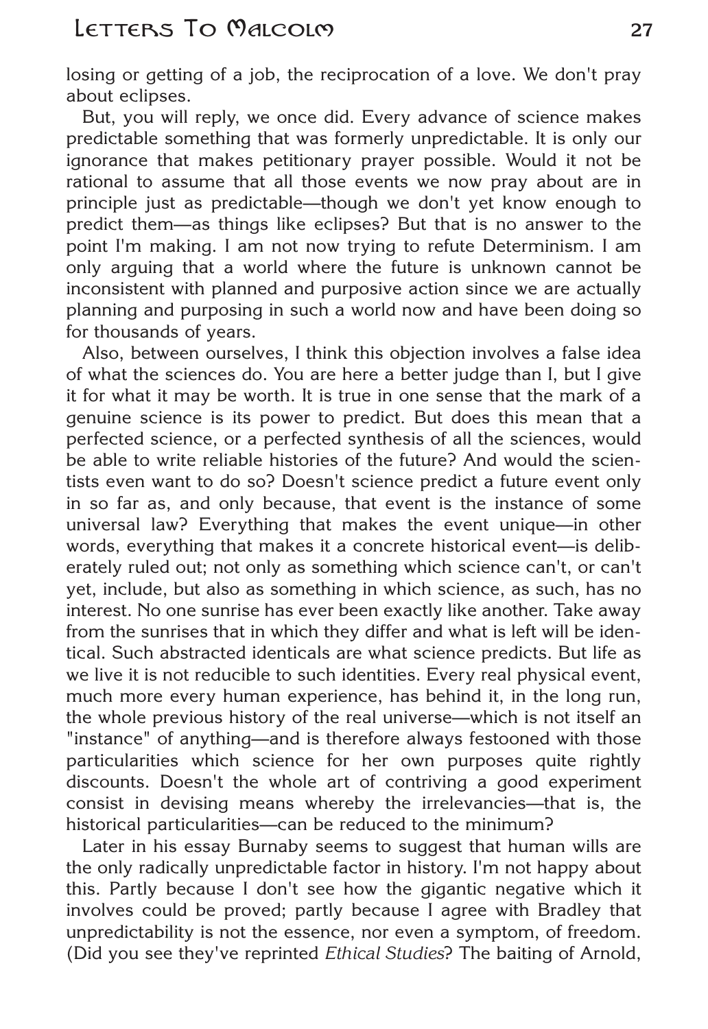losing or getting of a job, the reciprocation of a love. We don't pray about eclipses.

But, you will reply, we once did. Every advance of science makes predictable something that was formerly unpredictable. It is only our ignorance that makes petitionary prayer possible. Would it not be rational to assume that all those events we now pray about are in principle just as predictable—though we don't yet know enough to predict them—as things like eclipses? But that is no answer to the point I'm making. I am not now trying to refute Determinism. I am only arguing that a world where the future is unknown cannot be inconsistent with planned and purposive action since we are actually planning and purposing in such a world now and have been doing so for thousands of years.

Also, between ourselves, I think this objection involves a false idea of what the sciences do. You are here a better judge than I, but I give it for what it may be worth. It is true in one sense that the mark of a genuine science is its power to predict. But does this mean that a perfected science, or a perfected synthesis of all the sciences, would be able to write reliable histories of the future? And would the scientists even want to do so? Doesn't science predict a future event only in so far as, and only because, that event is the instance of some universal law? Everything that makes the event unique—in other words, everything that makes it a concrete historical event—is deliberately ruled out; not only as something which science can't, or can't yet, include, but also as something in which science, as such, has no interest. No one sunrise has ever been exactly like another. Take away from the sunrises that in which they differ and what is left will be identical. Such abstracted identicals are what science predicts. But life as we live it is not reducible to such identities. Every real physical event, much more every human experience, has behind it, in the long run, the whole previous history of the real universe—which is not itself an "instance" of anything—and is therefore always festooned with those particularities which science for her own purposes quite rightly discounts. Doesn't the whole art of contriving a good experiment consist in devising means whereby the irrelevancies—that is, the historical particularities—can be reduced to the minimum?

Later in his essay Burnaby seems to suggest that human wills are the only radically unpredictable factor in history. I'm not happy about this. Partly because I don't see how the gigantic negative which it involves could be proved; partly because I agree with Bradley that unpredictability is not the essence, nor even a symptom, of freedom. (Did you see they've reprinted *Ethical Studies*? The baiting of Arnold,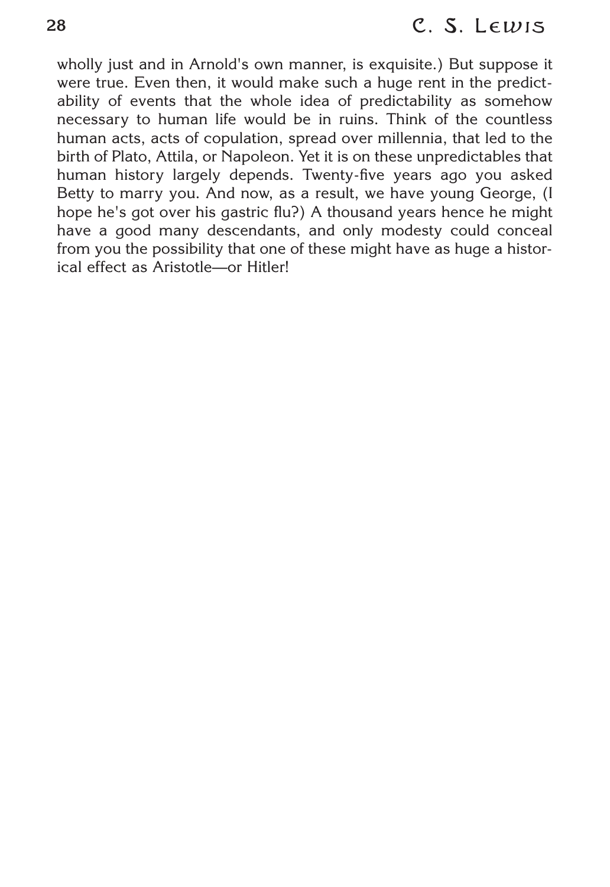wholly just and in Arnold's own manner, is exquisite.) But suppose it were true. Even then, it would make such a huge rent in the predictability of events that the whole idea of predictability as somehow necessary to human life would be in ruins. Think of the countless human acts, acts of copulation, spread over millennia, that led to the birth of Plato, Attila, or Napoleon. Yet it is on these unpredictables that human history largely depends. Twenty-five years ago you asked Betty to marry you. And now, as a result, we have young George, (I hope he's got over his gastric flu?) A thousand years hence he might have a good many descendants, and only modesty could conceal from you the possibility that one of these might have as huge a historical effect as Aristotle—or Hitler!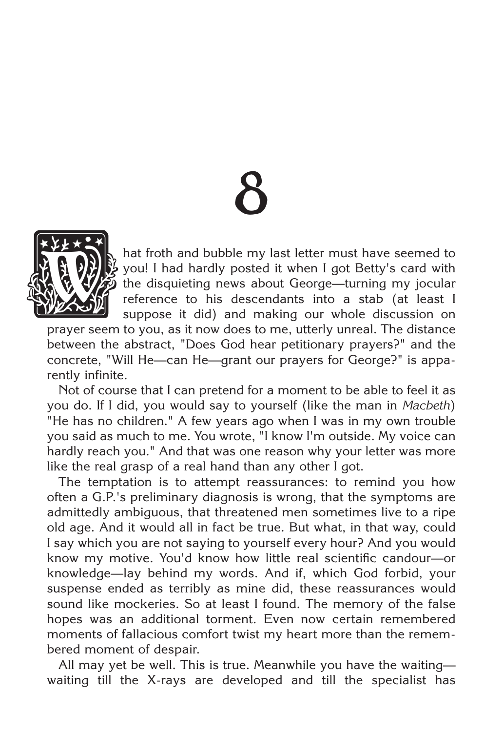# 8

What froth and bubble my last letter must have seemed to you! I had hardly posted it when I got Betty's card with the disquieting news about George—turning my jocular reference to his descendants into a stab (at least I suppose it did) and making our whole discussion on prayer seem to you, as it now does to me, utterly unreal. The distance between the abstract, "Does God hear petitionary prayers?" and the concrete, "Will He—can He—grant our prayers for George?" is apparently infinite.

Not of course that I can pretend for a moment to be able to feel it as you do. If I did, you would say to yourself (like the man in *Macbeth*) "He has no children." A few years ago when I was in my own trouble you said as much to me. You wrote, "I know I'm outside. My voice can hardly reach you." And that was one reason why your letter was more like the real grasp of a real hand than any other I got.

The temptation is to attempt reassurances: to remind you how often a G.P.'s preliminary diagnosis is wrong, that the symptoms are admittedly ambiguous, that threatened men sometimes live to a ripe old age. And it would all in fact be true. But what, in that way, could I say which you are not saying to yourself every hour? And you would know my motive. You'd know how little real scientific candour—or knowledge—lay behind my words. And if, which God forbid, your suspense ended as terribly as mine did, these reassurances would sound like mockeries. So at least I found. The memory of the false hopes was an additional torment. Even now certain remembered moments of fallacious comfort twist my heart more than the remembered moment of despair.

All may yet be well. This is true. Meanwhile you have the waiting—waiting till the X-rays are developed and till the specialist has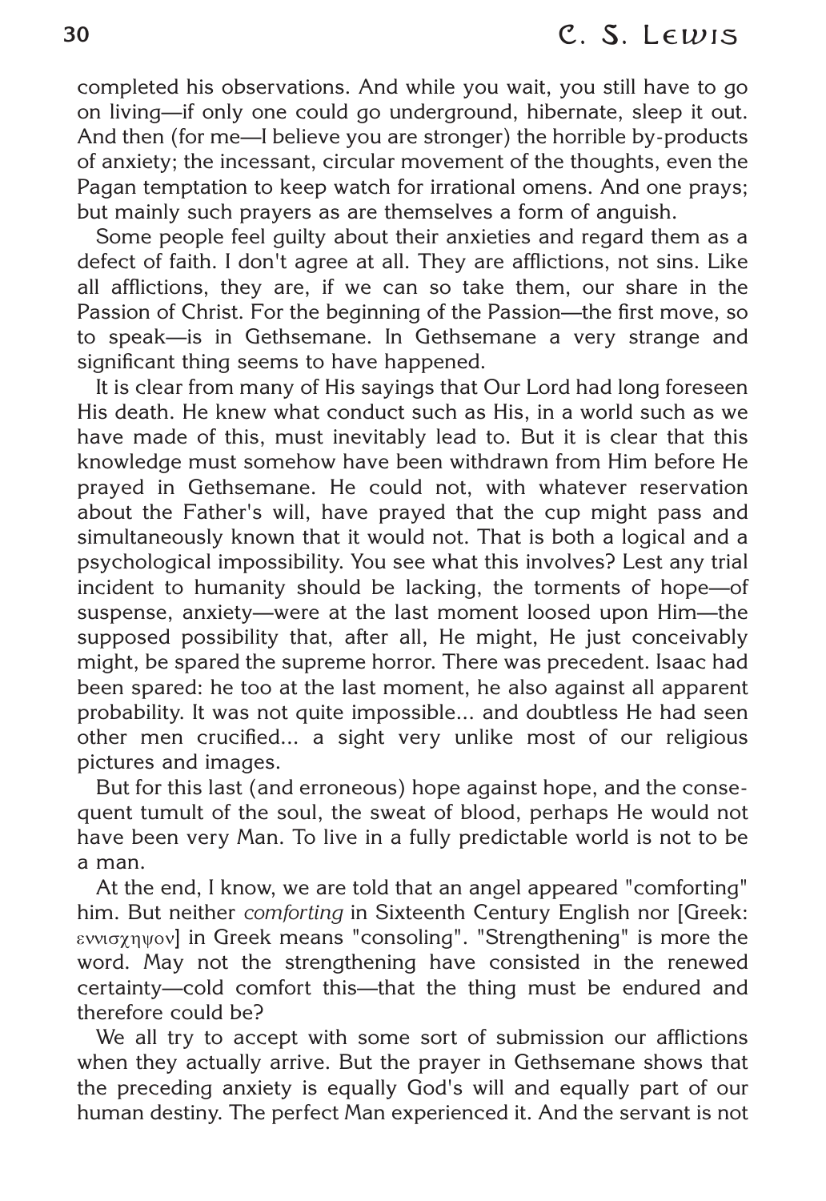completed his observations. And while you wait, you still have to go on living—if only one could go underground, hibernate, sleep it out. And then (for me—I believe you are stronger) the horrible by-products of anxiety; the incessant, circular movement of the thoughts, even the Pagan temptation to keep watch for irrational omens. And one prays; but mainly such prayers as are themselves a form of anguish.

Some people feel guilty about their anxieties and regard them as a defect of faith. I don't agree at all. They are afflictions, not sins. Like all afflictions, they are, if we can so take them, our share in the Passion of Christ. For the beginning of the Passion—the first move, so to speak—is in Gethsemane. In Gethsemane a very strange and significant thing seems to have happened.

It is clear from many of His sayings that Our Lord had long foreseen His death. He knew what conduct such as His, in a world such as we have made of this, must inevitably lead to. But it is clear that this knowledge must somehow have been withdrawn from Him before He prayed in Gethsemane. He could not, with whatever reservation about the Father's will, have prayed that the cup might pass and simultaneously known that it would not. That is both a logical and a psychological impossibility. You see what this involves? Lest any trial incident to humanity should be lacking, the torments of hope—of suspense, anxiety—were at the last moment loosed upon Him—the supposed possibility that, after all, He might, He just conceivably might, be spared the supreme horror. There was precedent. Isaac had been spared: he too at the last moment, he also against all apparent probability. It was not quite impossible... and doubtless He had seen other men crucified... a sight very unlike most of our religious pictures and images.

But for this last (and erroneous) hope against hope, and the consequent tumult of the soul, the sweat of blood, perhaps He would not have been very Man. To live in a fully predictable world is not to be a man.

At the end, I know, we are told that an angel appeared "comforting" him. But neither *comforting* in Sixteenth Century English nor [Greek: ενισχηψον] in Greek means "consoling". "Strengthening" is more the word. May not the strengthening have consisted in the renewed certainty—cold comfort this—that the thing must be endured and therefore could be?

We all try to accept with some sort of submission our afflictions when they actually arrive. But the prayer in Gethsemane shows that the preceding anxiety is equally God's will and equally part of our human destiny. The perfect Man experienced it. And the servant is not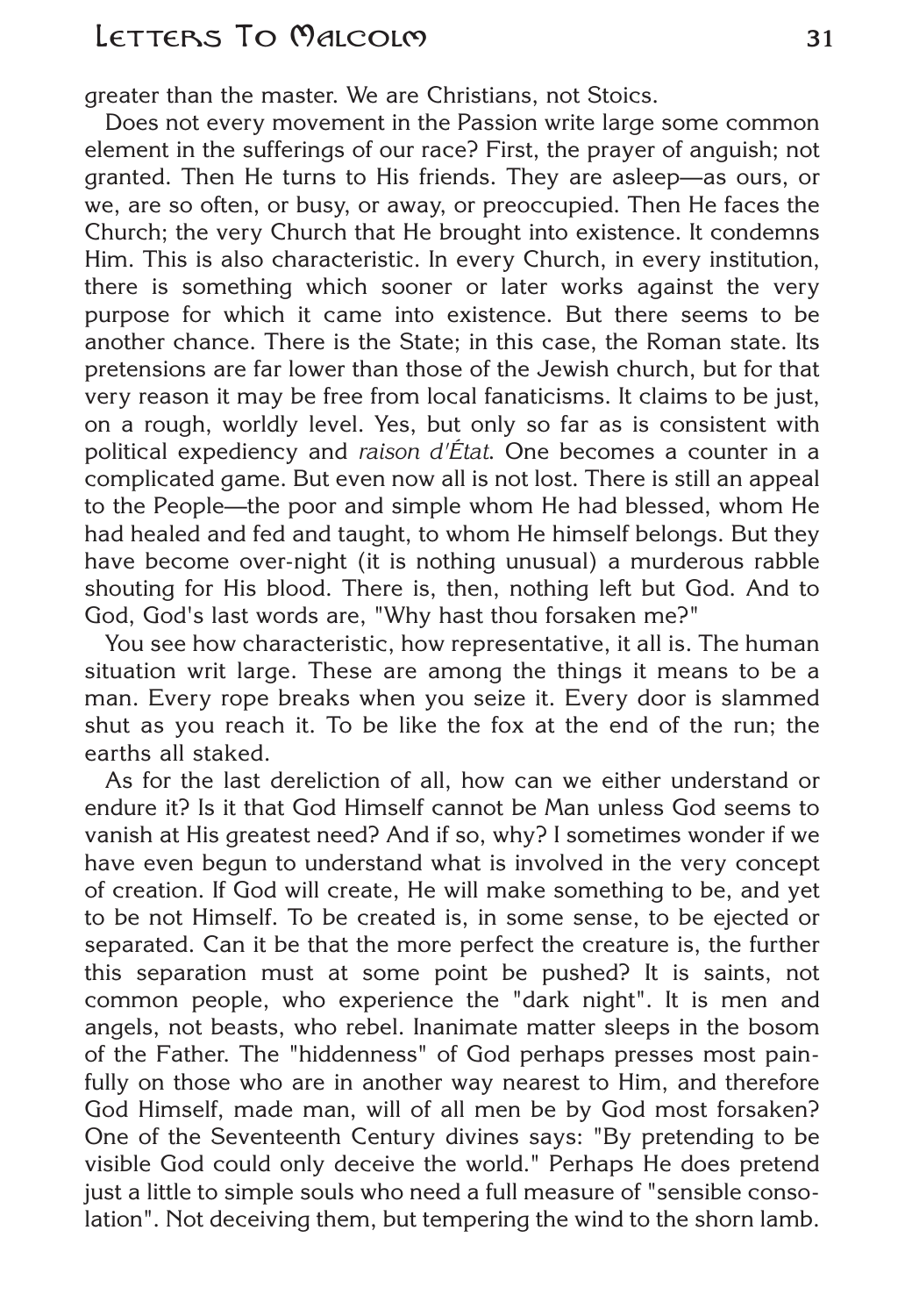greater than the master. We are Christians, not Stoics.

Does not every movement in the Passion write large some common element in the sufferings of our race? First, the prayer of anguish; not granted. Then He turns to His friends. They are asleep—as ours, or we, are so often, or busy, or away, or preoccupied. Then He faces the Church; the very Church that He brought into existence. It condemns Him. This is also characteristic. In every Church, in every institution, there is something which sooner or later works against the very purpose for which it came into existence. But there seems to be another chance. There is the State; in this case, the Roman state. Its pretensions are far lower than those of the Jewish church, but for that very reason it may be free from local fanaticisms. It claims to be just, on a rough, worldly level. Yes, but only so far as is consistent with political expediency and *raison d'État*. One becomes a counter in a complicated game. But even now all is not lost. There is still an appeal to the People—the poor and simple whom He had blessed, whom He had healed and fed and taught, to whom He himself belongs. But they have become over-night (it is nothing unusual) a murderous rabble shouting for His blood. There is, then, nothing left but God. And to God, God's last words are, "Why hast thou forsaken me?"

You see how characteristic, how representative, it all is. The human situation writ large. These are among the things it means to be a man. Every rope breaks when you seize it. Every door is slammed shut as you reach it. To be like the fox at the end of the run; the earths all staked.

As for the last dereliction of all, how can we either understand or endure it? Is it that God Himself cannot be Man unless God seems to vanish at His greatest need? And if so, why? I sometimes wonder if we have even begun to understand what is involved in the very concept of creation. If God will create, He will make something to be, and yet to be not Himself. To be created is, in some sense, to be ejected or separated. Can it be that the more perfect the creature is, the further this separation must at some point be pushed? It is saints, not common people, who experience the "dark night". It is men and angels, not beasts, who rebel. Inanimate matter sleeps in the bosom of the Father. The "hiddenness" of God perhaps presses most painfully on those who are in another way nearest to Him, and therefore God Himself, made man, will of all men be by God most forsaken? One of the Seventeenth Century divines says: "By pretending to be visible God could only deceive the world." Perhaps He does pretend just a little to simple souls who need a full measure of "sensible consolation". Not deceiving them, but tempering the wind to the shorn lamb.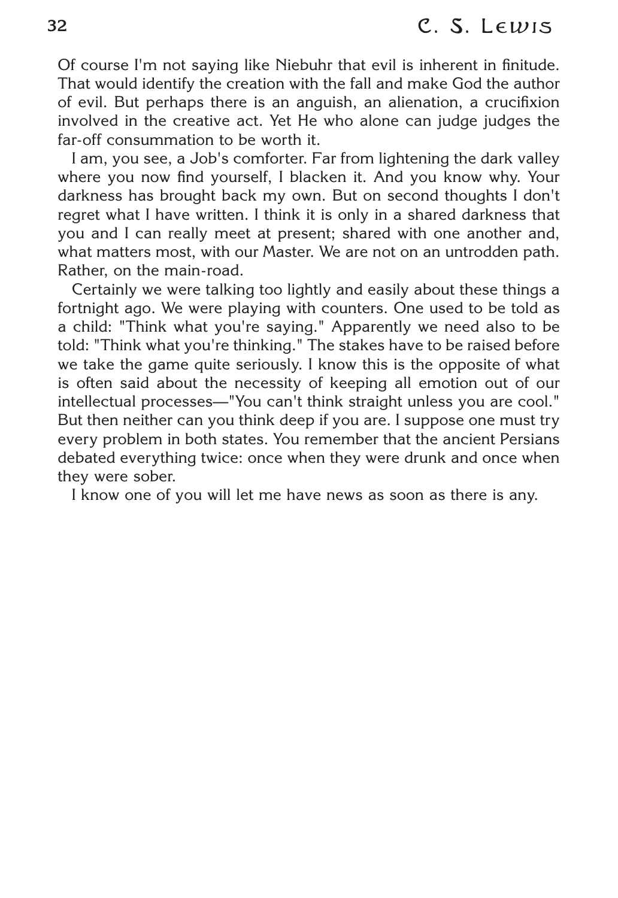Of course I'm not saying like Niebuhr that evil is inherent in finitude. That would identify the creation with the fall and make God the author of evil. But perhaps there is an anguish, an alienation, a crucifixion involved in the creative act. Yet He who alone can judge judges the far-off consummation to be worth it.

I am, you see, a Job's comforter. Far from lightening the dark valley where you now find yourself, I blacken it. And you know why. Your darkness has brought back my own. But on second thoughts I don't regret what I have written. I think it is only in a shared darkness that you and I can really meet at present; shared with one another and, what matters most, with our Master. We are not on an untrodden path. Rather, on the main-road.

Certainly we were talking too lightly and easily about these things a fortnight ago. We were playing with counters. One used to be told as a child: "Think what you're saying." Apparently we need also to be told: "Think what you're thinking." The stakes have to be raised before we take the game quite seriously. I know this is the opposite of what is often said about the necessity of keeping all emotion out of our intellectual processes—"You can't think straight unless you are cool." But then neither can you think deep if you are. I suppose one must try every problem in both states. You remember that the ancient Persians debated everything twice: once when they were drunk and once when they were sober.

I know one of you will let me have news as soon as there is any.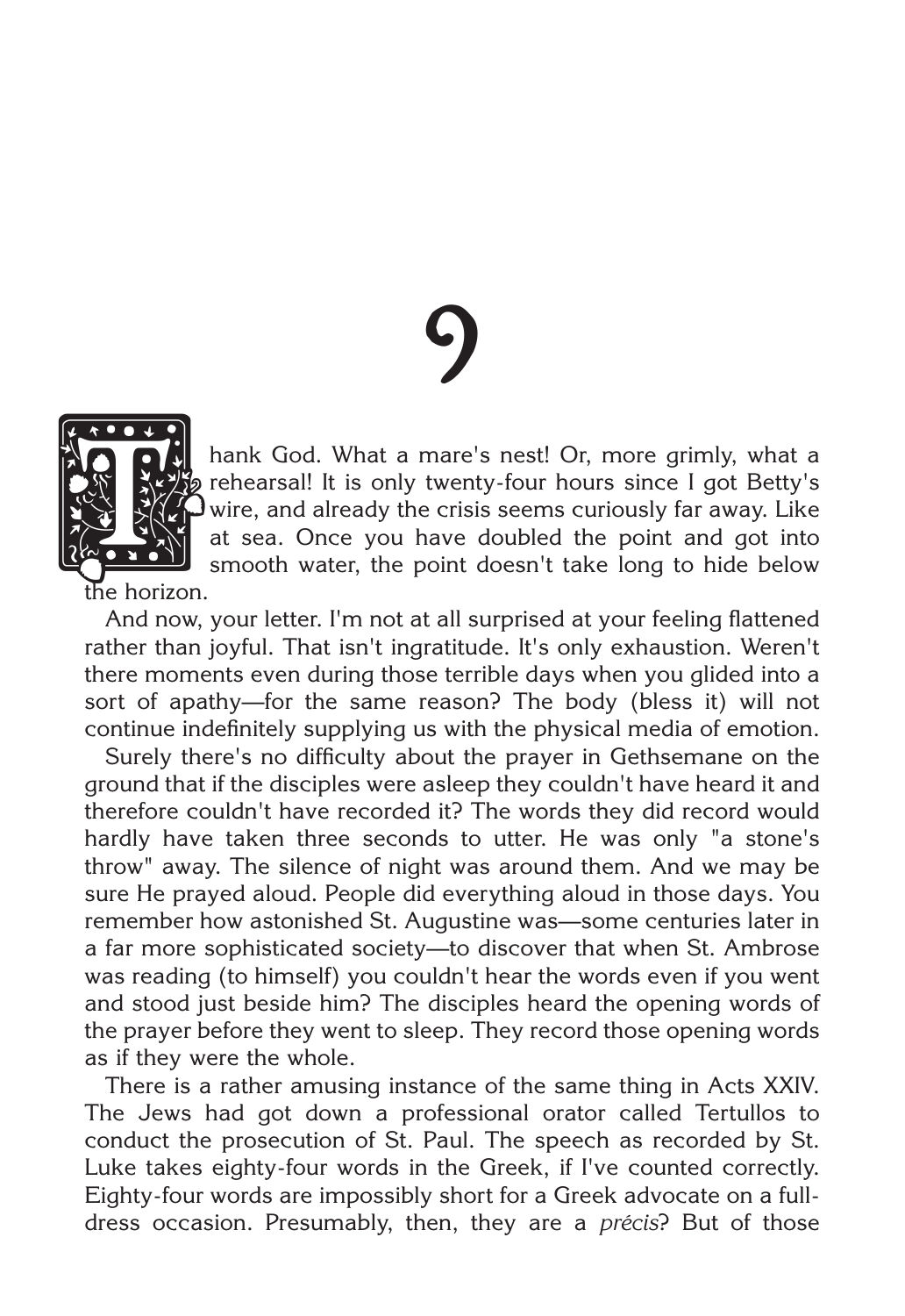# 9

Thank God. What a mare's nest! Or, more grimly, what a rehearsal! It is only twenty-four hours since I got Betty's wire, and already the crisis seems curiously far away. Like at sea. Once you have doubled the point and got into smooth water, the point doesn't take long to hide below the horizon.

And now, your letter. I'm not at all surprised at your feeling flattened rather than joyful. That isn't ingratitude. It's only exhaustion. Weren't there moments even during those terrible days when you glided into a sort of apathy—for the same reason? The body (bless it) will not continue indefinitely supplying us with the physical media of emotion.

Surely there's no difficulty about the prayer in Gethsemane on the ground that if the disciples were asleep they couldn't have heard it and therefore couldn't have recorded it? The words they did record would hardly have taken three seconds to utter. He was only "a stone's throw" away. The silence of night was around them. And we may be sure He prayed aloud. People did everything aloud in those days. You remember how astonished St. Augustine was—some centuries later in a far more sophisticated society—to discover that when St. Ambrose was reading (to himself) you couldn't hear the words even if you went and stood just beside him? The disciples heard the opening words of the prayer before they went to sleep. They record those opening words as if they were the whole.

There is a rather amusing instance of the same thing in Acts XXIV. The Jews had got down a professional orator called Tertullos to conduct the prosecution of St. Paul. The speech as recorded by St. Luke takes eighty-four words in the Greek, if I've counted correctly. Eighty-four words are impossibly short for a Greek advocate on a full-dress occasion. Presumably, then, they are a *précis*? But of those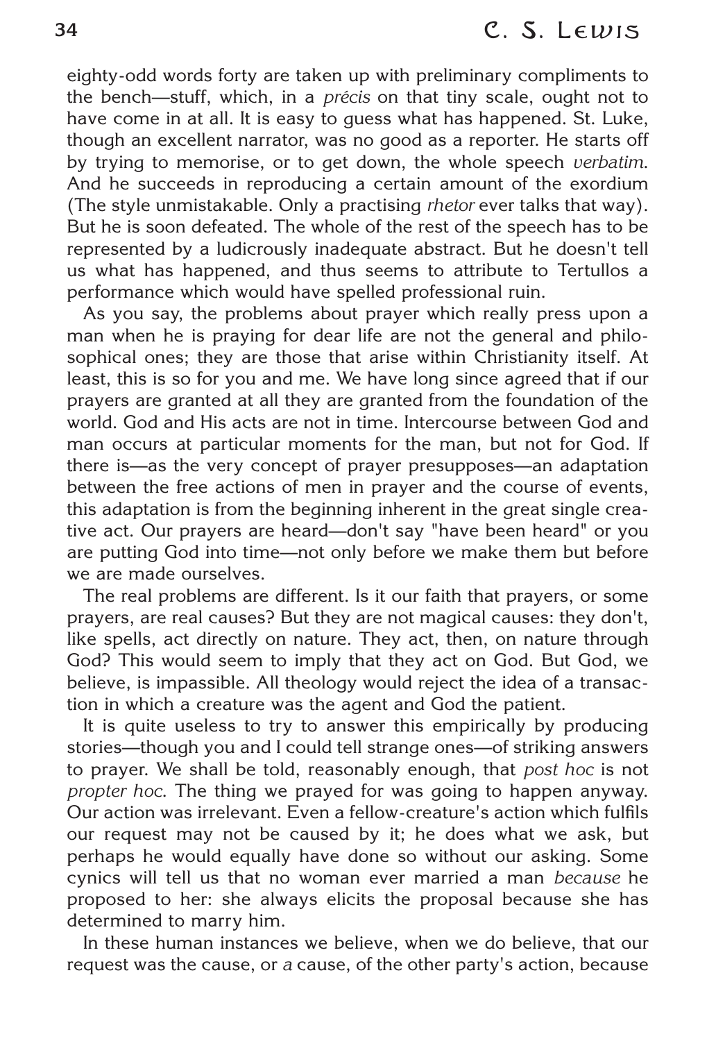eighty-odd words forty are taken up with preliminary compliments to the bench—stuff, which, in a *précis* on that tiny scale, ought not to have come in at all. It is easy to guess what has happened. St. Luke, though an excellent narrator, was no good as a reporter. He starts off by trying to memorise, or to get down, the whole speech *verbatim*. And he succeeds in reproducing a certain amount of the exordium (The style unmistakable. Only a practising *rhetor* ever talks that way). But he is soon defeated. The whole of the rest of the speech has to be represented by a ludicrously inadequate abstract. But he doesn't tell us what has happened, and thus seems to attribute to Tertullos a performance which would have spelled professional ruin.

As you say, the problems about prayer which really press upon a man when he is praying for dear life are not the general and philosophical ones; they are those that arise within Christianity itself. At least, this is so for you and me. We have long since agreed that if our prayers are granted at all they are granted from the foundation of the world. God and His acts are not in time. Intercourse between God and man occurs at particular moments for the man, but not for God. If there is—as the very concept of prayer presupposes—an adaptation between the free actions of men in prayer and the course of events, this adaptation is from the beginning inherent in the great single creative act. Our prayers are heard—don't say "have been heard" or you are putting God into time—not only before we make them but before we are made ourselves.

The real problems are different. Is it our faith that prayers, or some prayers, are real causes? But they are not magical causes: they don't, like spells, act directly on nature. They act, then, on nature through God? This would seem to imply that they act on God. But God, we believe, is impassible. All theology would reject the idea of a transaction in which a creature was the agent and God the patient.

It is quite useless to try to answer this empirically by producing stories—though you and I could tell strange ones—of striking answers to prayer. We shall be told, reasonably enough, that *post hoc* is not *propter hoc*. The thing we prayed for was going to happen anyway. Our action was irrelevant. Even a fellow-creature's action which fulfils our request may not be caused by it; he does what we ask, but perhaps he would equally have done so without our asking. Some cynics will tell us that no woman ever married a man *because* he proposed to her: she always elicits the proposal because she has determined to marry him.

In these human instances we believe, when we do believe, that our request was the cause, or *a* cause, of the other party's action, because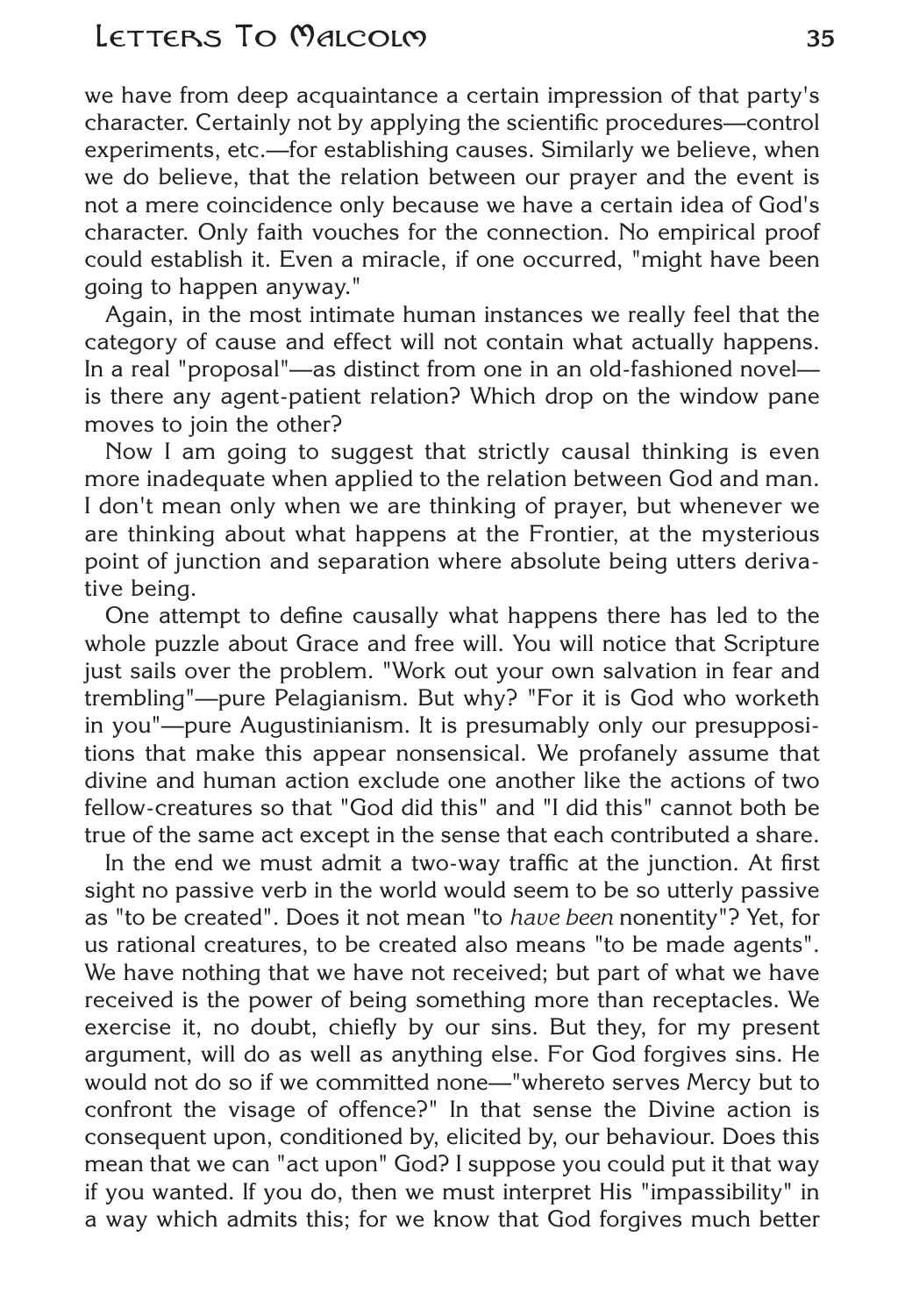we have from deep acquaintance a certain impression of that party's character. Certainly not by applying the scientific procedures—control experiments, etc.—for establishing causes. Similarly we believe, when we do believe, that the relation between our prayer and the event is not a mere coincidence only because we have a certain idea of God's character. Only faith vouches for the connection. No empirical proof could establish it. Even a miracle, if one occurred, "might have been going to happen anyway."

Again, in the most intimate human instances we really feel that the category of cause and effect will not contain what actually happens. In a real "proposal"—as distinct from one in an old-fashioned novel—is there any agent-patient relation? Which drop on the window pane moves to join the other?

Now I am going to suggest that strictly causal thinking is even more inadequate when applied to the relation between God and man. I don't mean only when we are thinking of prayer, but whenever we are thinking about what happens at the Frontier, at the mysterious point of junction and separation where absolute being utters derivative being.

One attempt to define causally what happens there has led to the whole puzzle about Grace and free will. You will notice that Scripture just sails over the problem. "Work out your own salvation in fear and trembling"—pure Pelagianism. But why? "For it is God who worketh in you"—pure Augustinianism. It is presumably only our presuppositions that make this appear nonsensical. We profanely assume that divine and human action exclude one another like the actions of two fellow-creatures so that "God did this" and "I did this" cannot both be true of the same act except in the sense that each contributed a share.

In the end we must admit a two-way traffic at the junction. At first sight no passive verb in the world would seem to be so utterly passive as "to be created". Does it not mean "to *have been* nonentity"? Yet, for us rational creatures, to be created also means "to be made agents". We have nothing that we have not received; but part of what we have received is the power of being something more than receptacles. We exercise it, no doubt, chiefly by our sins. But they, for my present argument, will do as well as anything else. For God forgives sins. He would not do so if we committed none—"whereto serves Mercy but to confront the visage of offence?" In that sense the Divine action is consequent upon, conditioned by, elicited by, our behaviour. Does this mean that we can "act upon" God? I suppose you could put it that way if you wanted. If you do, then we must interpret His "impassibility" in a way which admits this; for we know that God forgives much better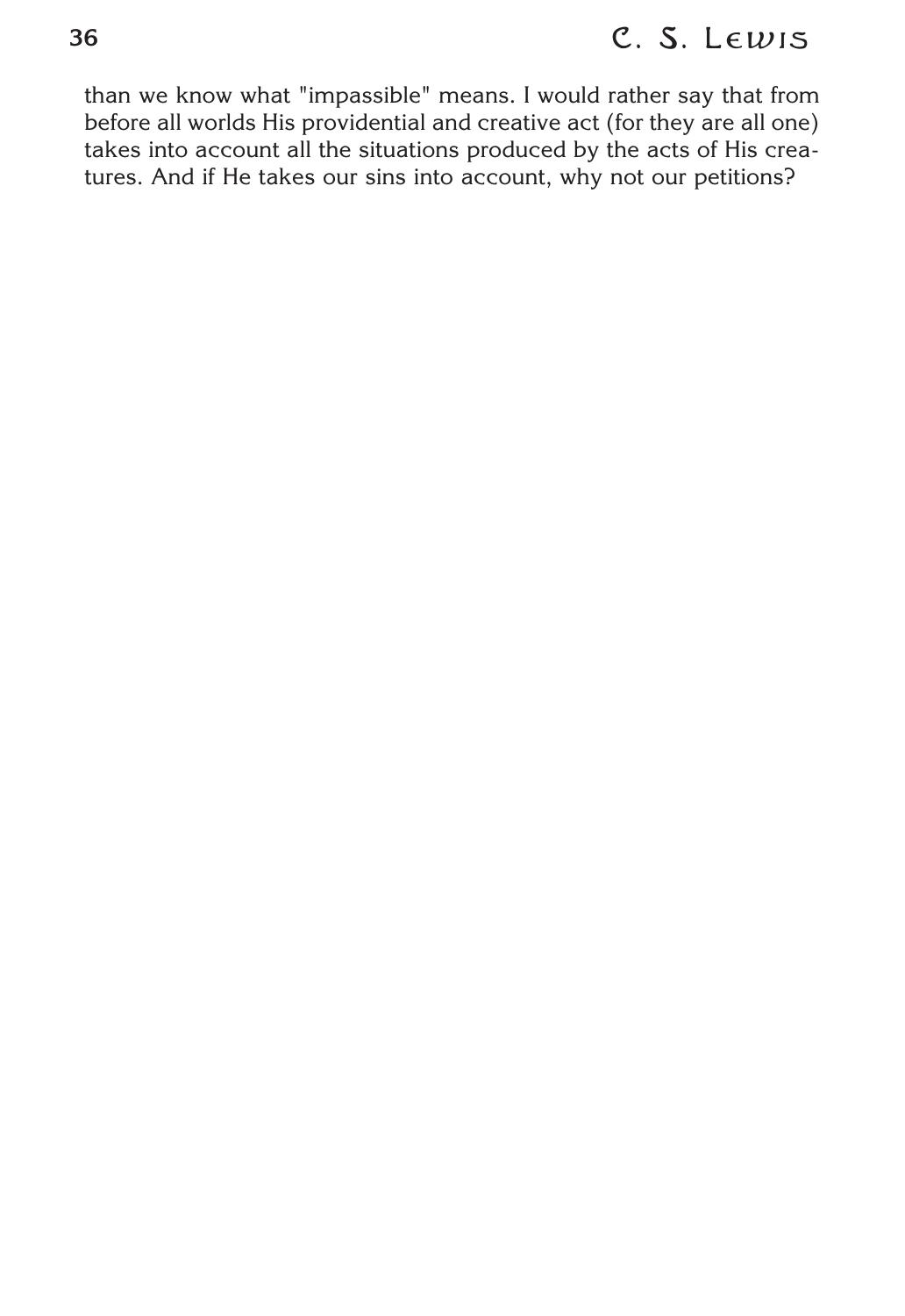than we know what "impassible" means. I would rather say that from before all worlds His providential and creative act (for they are all one) takes into account all the situations produced by the acts of His creatures. And if He takes our sins into account, why not our petitions?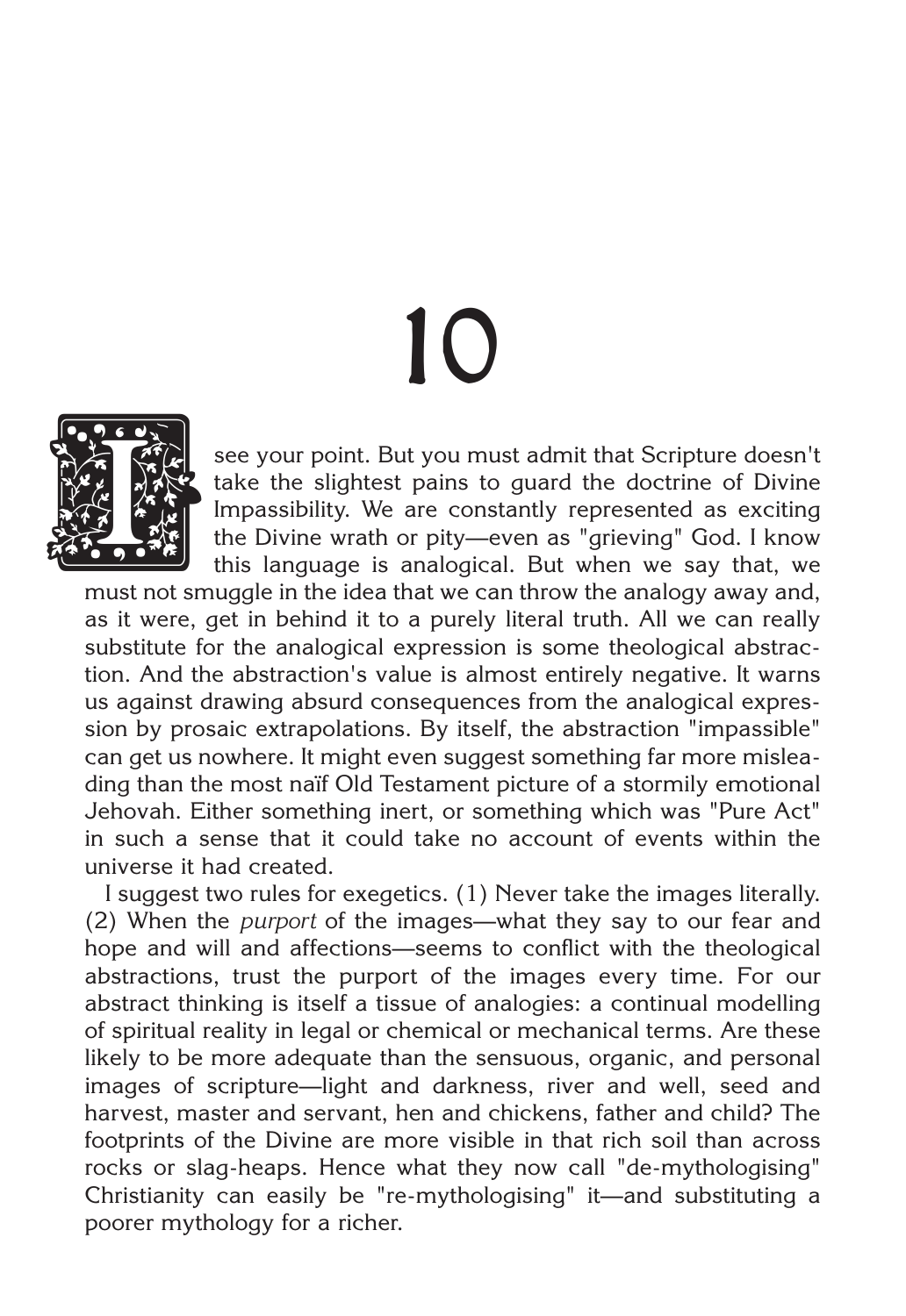# 10

I see your point. But you must admit that Scripture doesn't take the slightest pains to guard the doctrine of Divine Impassibility. We are constantly represented as exciting the Divine wrath or pity—even as "grieving" God. I know this language is analogical. But when we say that, we must not smuggle in the idea that we can throw the analogy away and, as it were, get in behind it to a purely literal truth. All we can really substitute for the analogical expression is some theological abstraction. And the abstraction's value is almost entirely negative. It warns us against drawing absurd consequences from the analogical expression by prosaic extrapolations. By itself, the abstraction "impassible" can get us nowhere. It might even suggest something far more misleading than the most naïf Old Testament picture of a stormily emotional Jehovah. Either something inert, or something which was "Pure Act" in such a sense that it could take no account of events within the universe it had created.

I suggest two rules for exegetics. (1) Never take the images literally. (2) When the *purport* of the images—what they say to our fear and hope and will and affections—seems to conflict with the theological abstractions, trust the purport of the images every time. For our abstract thinking is itself a tissue of analogies: a continual modelling of spiritual reality in legal or chemical or mechanical terms. Are these likely to be more adequate than the sensuous, organic, and personal images of scripture—light and darkness, river and well, seed and harvest, master and servant, hen and chickens, father and child? The footprints of the Divine are more visible in that rich soil than across rocks or slag-heaps. Hence what they now call "de-mythologising" Christianity can easily be "re-mythologising" it—and substituting a poorer mythology for a richer.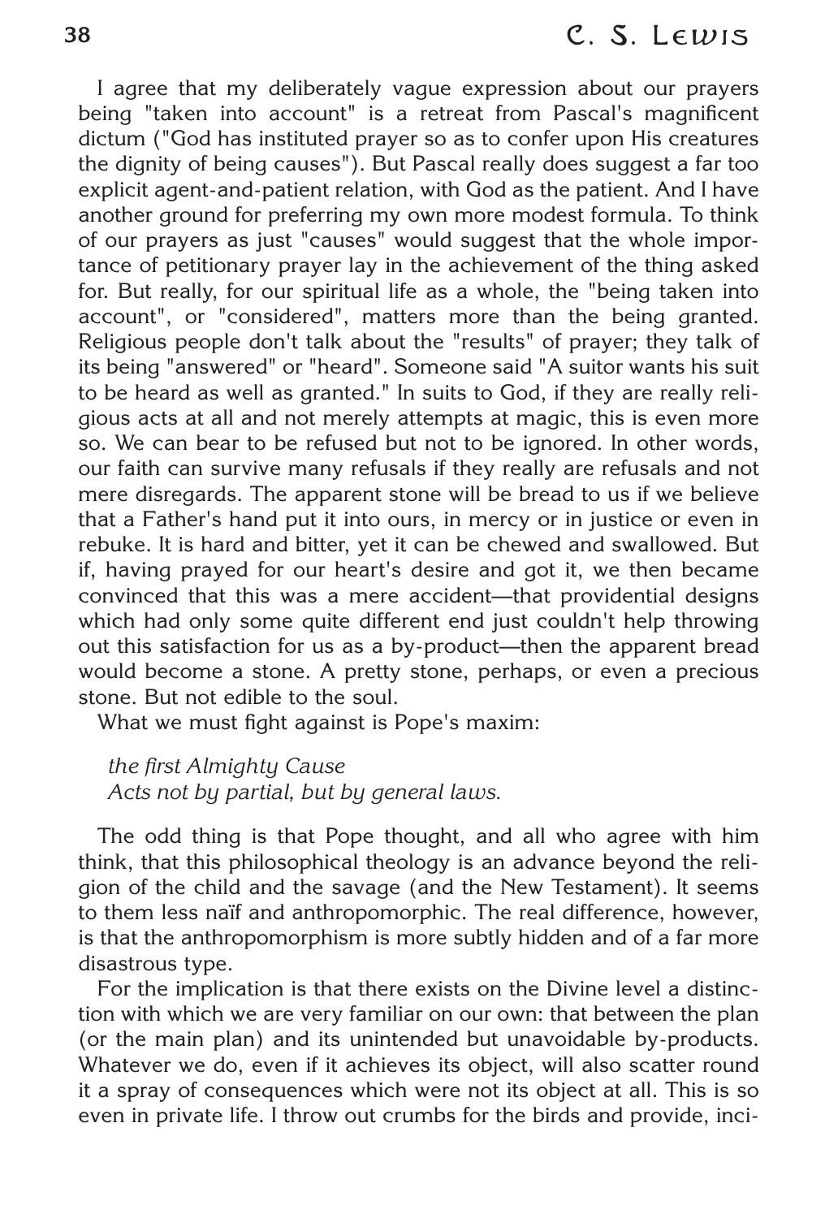I agree that my deliberately vague expression about our prayers being "taken into account" is a retreat from Pascal's magnificent dictum ("God has instituted prayer so as to confer upon His creatures the dignity of being causes"). But Pascal really does suggest a far too explicit agent-and-patient relation, with God as the patient. And I have another ground for preferring my own more modest formula. To think of our prayers as just "causes" would suggest that the whole importance of petitionary prayer lay in the achievement of the thing asked for. But really, for our spiritual life as a whole, the "being taken into account", or "considered", matters more than the being granted. Religious people don't talk about the "results" of prayer; they talk of its being "answered" or "heard". Someone said "A suitor wants his suit to be heard as well as granted." In suits to God, if they are really religious acts at all and not merely attempts at magic, this is even more so. We can bear to be refused but not to be ignored. In other words, our faith can survive many refusals if they really are refusals and not mere disregards. The apparent stone will be bread to us if we believe that a Father's hand put it into ours, in mercy or in justice or even in rebuke. It is hard and bitter, yet it can be chewed and swallowed. But if, having prayed for our heart's desire and got it, we then became convinced that this was a mere accident—that providential designs which had only some quite different end just couldn't help throwing out this satisfaction for us as a by-product—then the apparent bread would become a stone. A pretty stone, perhaps, or even a precious stone. But not edible to the soul.

What we must fight against is Pope's maxim:

> *the first Almighty Cause*
> *Acts not by partial, but by general laws.*

The odd thing is that Pope thought, and all who agree with him think, that this philosophical theology is an advance beyond the religion of the child and the savage (and the New Testament). It seems to them less naïf and anthropomorphic. The real difference, however, is that the anthropomorphism is more subtly hidden and of a far more disastrous type.

For the implication is that there exists on the Divine level a distinction with which we are very familiar on our own: that between the plan (or the main plan) and its unintended but unavoidable by-products. Whatever we do, even if it achieves its object, will also scatter round it a spray of consequences which were not its object at all. This is so even in private life. I throw out crumbs for the birds and provide, inci-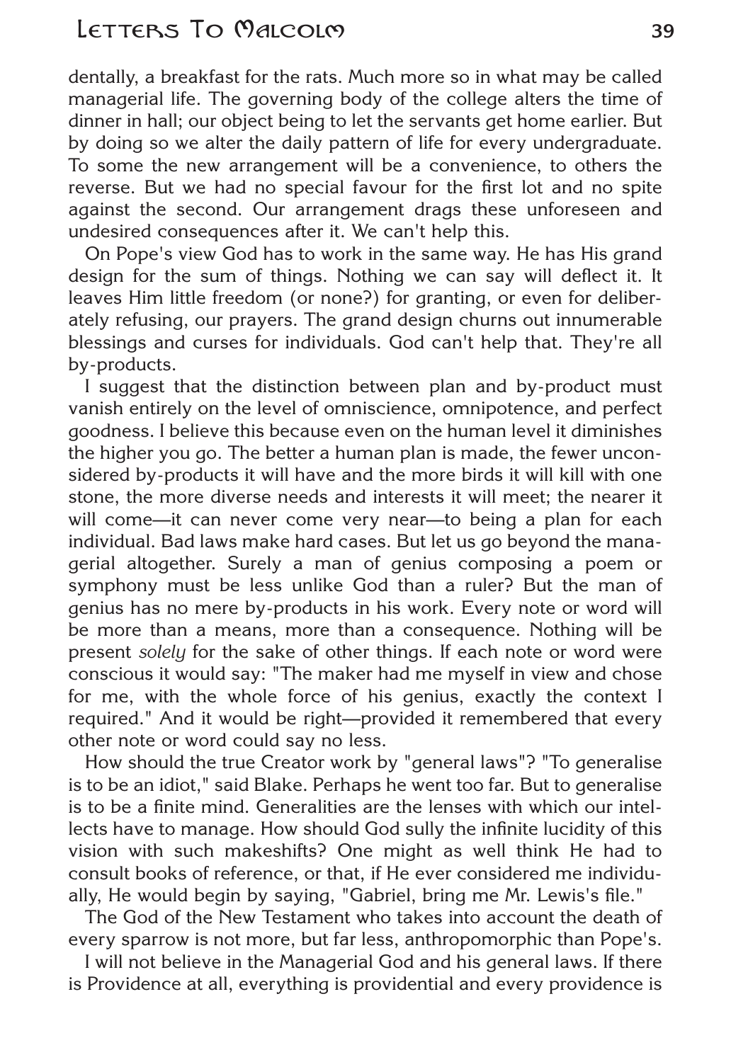dentally, a breakfast for the rats. Much more so in what may be called managerial life. The governing body of the college alters the time of dinner in hall; our object being to let the servants get home earlier. But by doing so we alter the daily pattern of life for every undergraduate. To some the new arrangement will be a convenience, to others the reverse. But we had no special favour for the first lot and no spite against the second. Our arrangement drags these unforeseen and undesired consequences after it. We can't help this.

On Pope's view God has to work in the same way. He has His grand design for the sum of things. Nothing we can say will deflect it. It leaves Him little freedom (or none?) for granting, or even for deliberately refusing, our prayers. The grand design churns out innumerable blessings and curses for individuals. God can't help that. They're all by-products.

I suggest that the distinction between plan and by-product must vanish entirely on the level of omniscience, omnipotence, and perfect goodness. I believe this because even on the human level it diminishes the higher you go. The better a human plan is made, the fewer unconsidered by-products it will have and the more birds it will kill with one stone, the more diverse needs and interests it will meet; the nearer it will come—it can never come very near—to being a plan for each individual. Bad laws make hard cases. But let us go beyond the managerial altogether. Surely a man of genius composing a poem or symphony must be less unlike God than a ruler? But the man of genius has no mere by-products in his work. Every note or word will be more than a means, more than a consequence. Nothing will be present *solely* for the sake of other things. If each note or word were conscious it would say: "The maker had me myself in view and chose for me, with the whole force of his genius, exactly the context I required." And it would be right—provided it remembered that every other note or word could say no less.

How should the true Creator work by "general laws"? "To generalise is to be an idiot," said Blake. Perhaps he went too far. But to generalise is to be a finite mind. Generalities are the lenses with which our intellects have to manage. How should God sully the infinite lucidity of this vision with such makeshifts? One might as well think He had to consult books of reference, or that, if He ever considered me individually, He would begin by saying, "Gabriel, bring me Mr. Lewis's file."

The God of the New Testament who takes into account the death of every sparrow is not more, but far less, anthropomorphic than Pope's.

I will not believe in the Managerial God and his general laws. If there is Providence at all, everything is providential and every providence is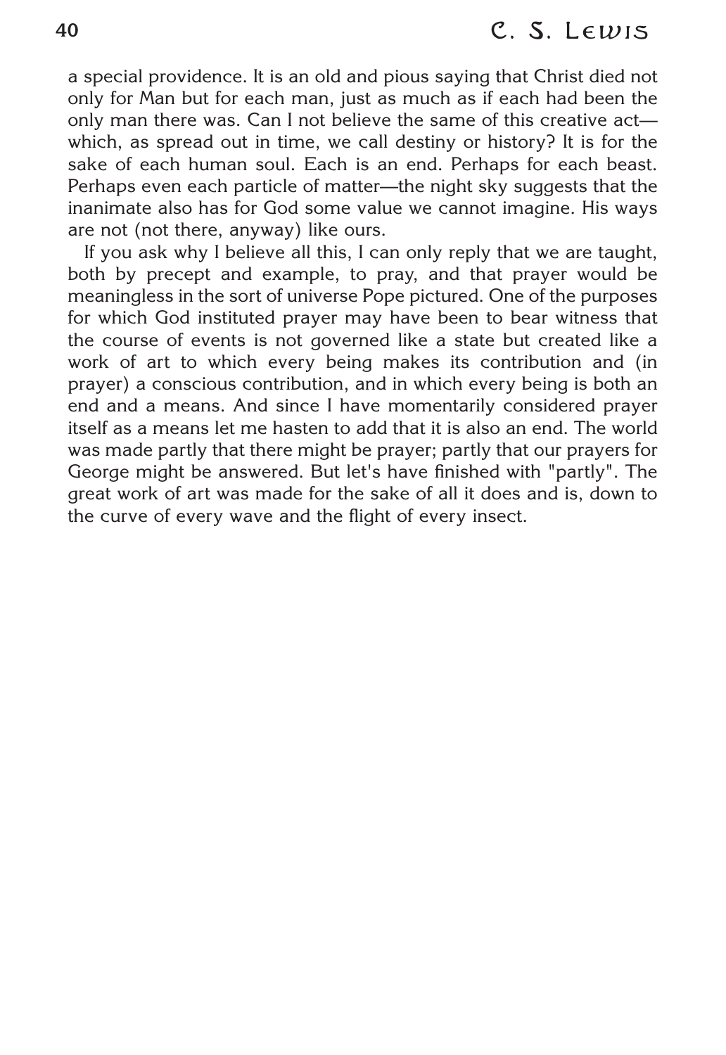a special providence. It is an old and pious saying that Christ died not only for Man but for each man, just as much as if each had been the only man there was. Can I not believe the same of this creative act—which, as spread out in time, we call destiny or history? It is for the sake of each human soul. Each is an end. Perhaps for each beast. Perhaps even each particle of matter—the night sky suggests that the inanimate also has for God some value we cannot imagine. His ways are not (not there, anyway) like ours.

If you ask why I believe all this, I can only reply that we are taught, both by precept and example, to pray, and that prayer would be meaningless in the sort of universe Pope pictured. One of the purposes for which God instituted prayer may have been to bear witness that the course of events is not governed like a state but created like a work of art to which every being makes its contribution and (in prayer) a conscious contribution, and in which every being is both an end and a means. And since I have momentarily considered prayer itself as a means let me hasten to add that it is also an end. The world was made partly that there might be prayer; partly that our prayers for George might be answered. But let's have finished with "partly". The great work of art was made for the sake of all it does and is, down to the curve of every wave and the flight of every insect.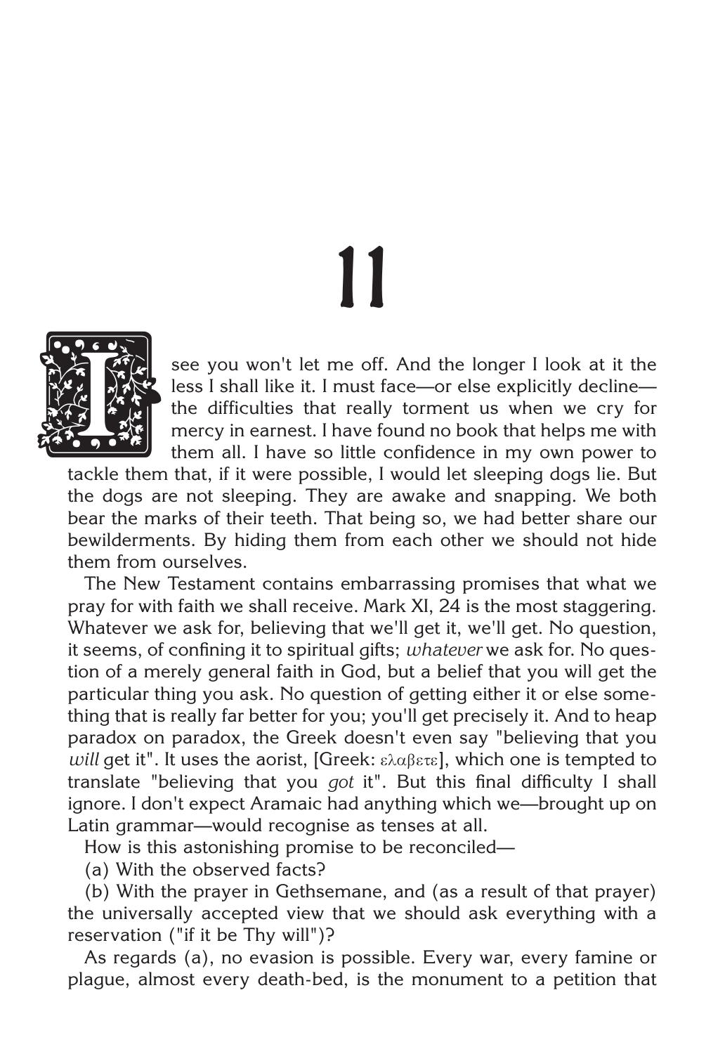# 11

I see you won't let me off. And the longer I look at it the less I shall like it. I must face—or else explicitly decline—the difficulties that really torment us when we cry for mercy in earnest. I have found no book that helps me with them all. I have so little confidence in my own power to tackle them that, if it were possible, I would let sleeping dogs lie. But the dogs are not sleeping. They are awake and snapping. We both bear the marks of their teeth. That being so, we had better share our bewilderments. By hiding them from each other we should not hide them from ourselves.

The New Testament contains embarrassing promises that what we pray for with faith we shall receive. Mark XI, 24 is the most staggering. Whatever we ask for, believing that we'll get it, we'll get. No question, it seems, of confining it to spiritual gifts; *whatever* we ask for. No question of a merely general faith in God, but a belief that you will get the particular thing you ask. No question of getting either it or else something that is really far better for you; you'll get precisely it. And to heap paradox on paradox, the Greek doesn't even say "believing that you *will* get it". It uses the aorist, [Greek: ελαβετε], which one is tempted to translate "believing that you *got* it". But this final difficulty I shall ignore. I don't expect Aramaic had anything which we—brought up on Latin grammar—would recognise as tenses at all.

How is this astonishing promise to be reconciled—

(a) With the observed facts?

(b) With the prayer in Gethsemane, and (as a result of that prayer) the universally accepted view that we should ask everything with a reservation ("if it be Thy will")?

As regards (a), no evasion is possible. Every war, every famine or plague, almost every death-bed, is the monument to a petition that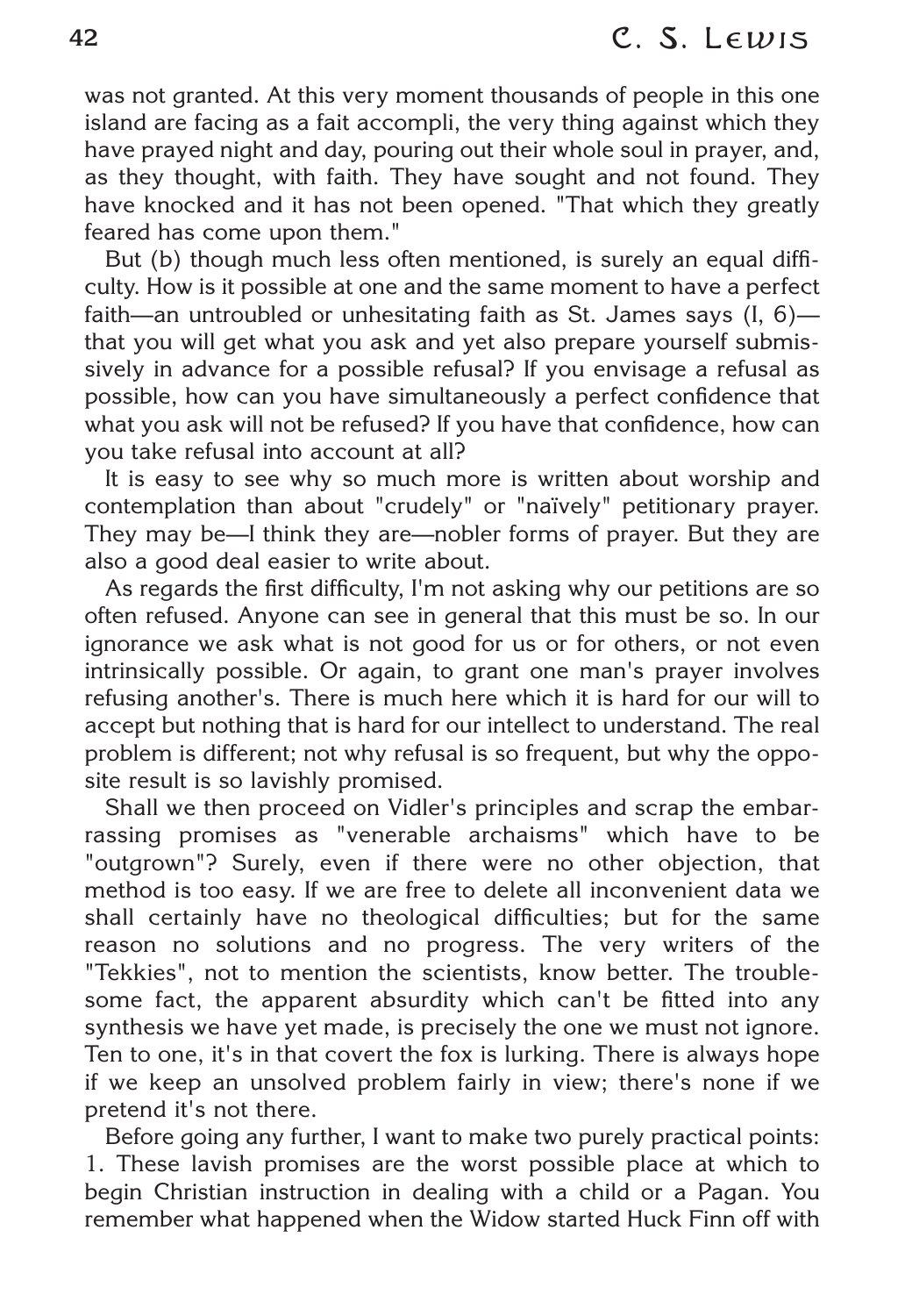was not granted. At this very moment thousands of people in this one island are facing as a fait accompli, the very thing against which they have prayed night and day, pouring out their whole soul in prayer, and, as they thought, with faith. They have sought and not found. They have knocked and it has not been opened. "That which they greatly feared has come upon them."

But (b) though much less often mentioned, is surely an equal difficulty. How is it possible at one and the same moment to have a perfect faith—an untroubled or unhesitating faith as St. James says (I, 6)—that you will get what you ask and yet also prepare yourself submissively in advance for a possible refusal? If you envisage a refusal as possible, how can you have simultaneously a perfect confidence that what you ask will not be refused? If you have that confidence, how can you take refusal into account at all?

It is easy to see why so much more is written about worship and contemplation than about "crudely" or "naïvely" petitionary prayer. They may be—I think they are—nobler forms of prayer. But they are also a good deal easier to write about.

As regards the first difficulty, I'm not asking why our petitions are so often refused. Anyone can see in general that this must be so. In our ignorance we ask what is not good for us or for others, or not even intrinsically possible. Or again, to grant one man's prayer involves refusing another's. There is much here which it is hard for our will to accept but nothing that is hard for our intellect to understand. The real problem is different; not why refusal is so frequent, but why the opposite result is so lavishly promised.

Shall we then proceed on Vidler's principles and scrap the embarrassing promises as "venerable archaisms" which have to be "outgrown"? Surely, even if there were no other objection, that method is too easy. If we are free to delete all inconvenient data we shall certainly have no theological difficulties; but for the same reason no solutions and no progress. The very writers of the "Tekkies", not to mention the scientists, know better. The troublesome fact, the apparent absurdity which can't be fitted into any synthesis we have yet made, is precisely the one we must not ignore. Ten to one, it's in that covert the fox is lurking. There is always hope if we keep an unsolved problem fairly in view; there's none if we pretend it's not there.

Before going any further, I want to make two purely practical points:
1. These lavish promises are the worst possible place at which to begin Christian instruction in dealing with a child or a Pagan. You remember what happened when the Widow started Huck Finn off with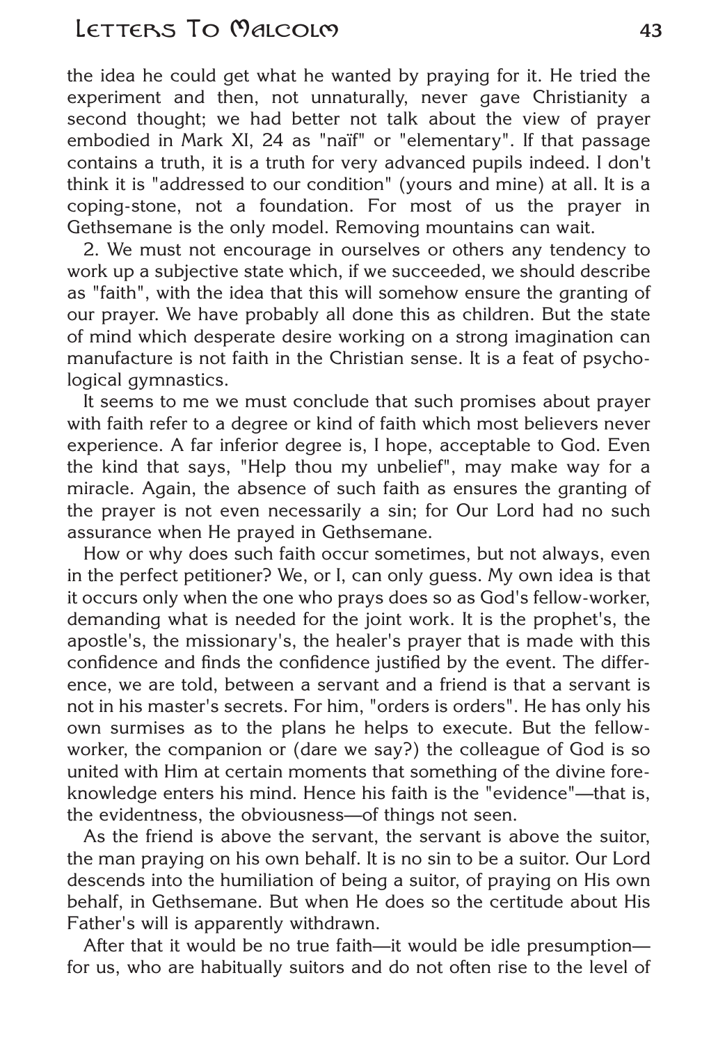the idea he could get what he wanted by praying for it. He tried the experiment and then, not unnaturally, never gave Christianity a second thought; we had better not talk about the view of prayer embodied in Mark XI, 24 as "naïf" or "elementary". If that passage contains a truth, it is a truth for very advanced pupils indeed. I don't think it is "addressed to our condition" (yours and mine) at all. It is a coping-stone, not a foundation. For most of us the prayer in Gethsemane is the only model. Removing mountains can wait.

2. We must not encourage in ourselves or others any tendency to work up a subjective state which, if we succeeded, we should describe as "faith", with the idea that this will somehow ensure the granting of our prayer. We have probably all done this as children. But the state of mind which desperate desire working on a strong imagination can manufacture is not faith in the Christian sense. It is a feat of psychological gymnastics.

It seems to me we must conclude that such promises about prayer with faith refer to a degree or kind of faith which most believers never experience. A far inferior degree is, I hope, acceptable to God. Even the kind that says, "Help thou my unbelief", may make way for a miracle. Again, the absence of such faith as ensures the granting of the prayer is not even necessarily a sin; for Our Lord had no such assurance when He prayed in Gethsemane.

How or why does such faith occur sometimes, but not always, even in the perfect petitioner? We, or I, can only guess. My own idea is that it occurs only when the one who prays does so as God's fellow-worker, demanding what is needed for the joint work. It is the prophet's, the apostle's, the missionary's, the healer's prayer that is made with this confidence and finds the confidence justified by the event. The difference, we are told, between a servant and a friend is that a servant is not in his master's secrets. For him, "orders is orders". He has only his own surmises as to the plans he helps to execute. But the fellow-worker, the companion or (dare we say?) the colleague of God is so united with Him at certain moments that something of the divine foreknowledge enters his mind. Hence his faith is the "evidence"—that is, the evidentness, the obviousness—of things not seen.

As the friend is above the servant, the servant is above the suitor, the man praying on his own behalf. It is no sin to be a suitor. Our Lord descends into the humiliation of being a suitor, of praying on His own behalf, in Gethsemane. But when He does so the certitude about His Father's will is apparently withdrawn.

After that it would be no true faith—it would be idle presumption—for us, who are habitually suitors and do not often rise to the level of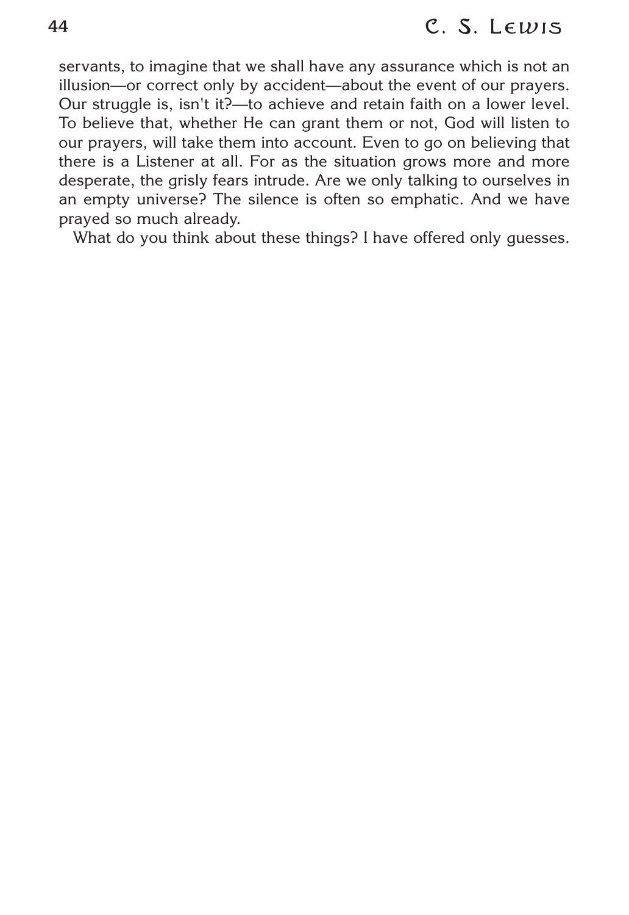servants, to imagine that we shall have any assurance which is not an illusion—or correct only by accident—about the event of our prayers. Our struggle is, isn't it?—to achieve and retain faith on a lower level. To believe that, whether He can grant them or not, God will listen to our prayers, will take them into account. Even to go on believing that there is a Listener at all. For as the situation grows more and more desperate, the grisly fears intrude. Are we only talking to ourselves in an empty universe? The silence is often so emphatic. And we have prayed so much already.

What do you think about these things? I have offered only guesses.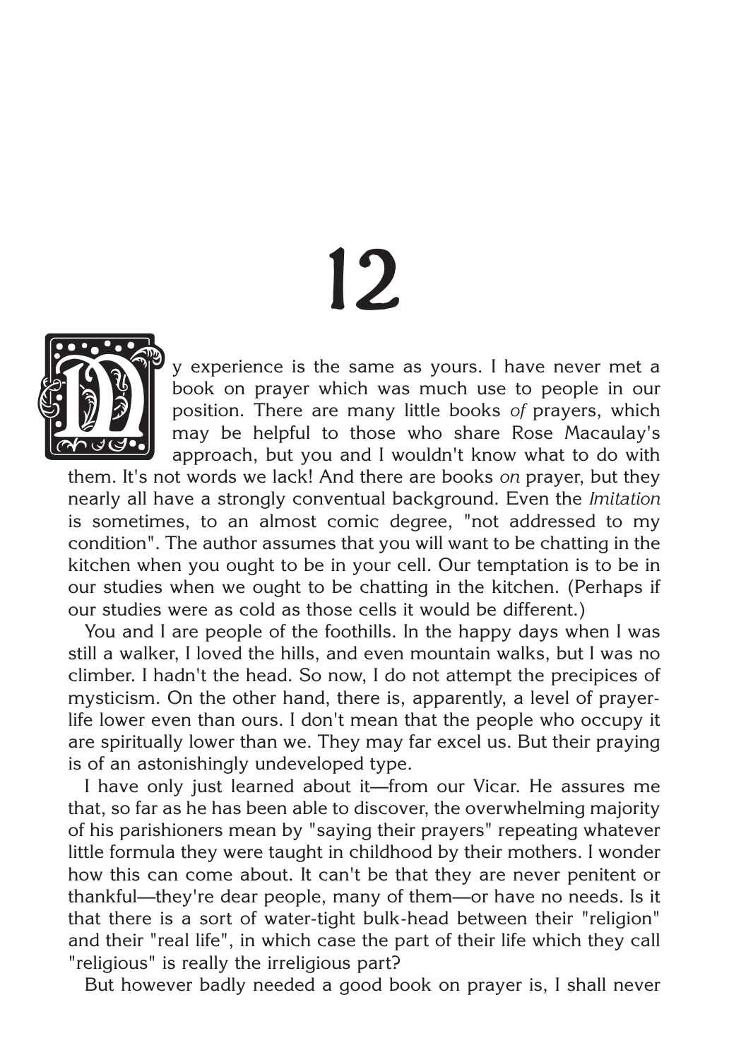# 12

My experience is the same as yours. I have never met a book on prayer which was much use to people in our position. There are many little books *of* prayers, which may be helpful to those who share Rose Macaulay's approach, but you and I wouldn't know what to do with them. It's not words we lack! And there are books *on* prayer, but they nearly all have a strongly conventual background. Even the *Imitation* is sometimes, to an almost comic degree, "not addressed to my condition". The author assumes that you will want to be chatting in the kitchen when you ought to be in your cell. Our temptation is to be in our studies when we ought to be chatting in the kitchen. (Perhaps if our studies were as cold as those cells it would be different.)

You and I are people of the foothills. In the happy days when I was still a walker, I loved the hills, and even mountain walks, but I was no climber. I hadn't the head. So now, I do not attempt the precipices of mysticism. On the other hand, there is, apparently, a level of prayer-life lower even than ours. I don't mean that the people who occupy it are spiritually lower than we. They may far excel us. But their praying is of an astonishingly undeveloped type.

I have only just learned about it—from our Vicar. He assures me that, so far as he has been able to discover, the overwhelming majority of his parishioners mean by "saying their prayers" repeating whatever little formula they were taught in childhood by their mothers. I wonder how this can come about. It can't be that they are never penitent or thankful—they're dear people, many of them—or have no needs. Is it that there is a sort of water-tight bulk-head between their "religion" and their "real life", in which case the part of their life which they call "religious" is really the irreligious part?

But however badly needed a good book on prayer is, I shall never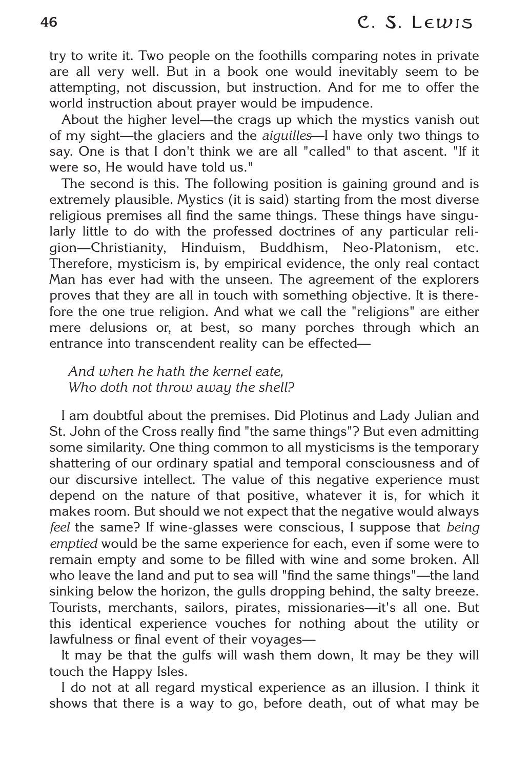try to write it. Two people on the foothills comparing notes in private are all very well. But in a book one would inevitably seem to be attempting, not discussion, but instruction. And for me to offer the world instruction about prayer would be impudence.

About the higher level—the crags up which the mystics vanish out of my sight—the glaciers and the *aiguilles*—I have only two things to say. One is that I don't think we are all "called" to that ascent. "If it were so, He would have told us."

The second is this. The following position is gaining ground and is extremely plausible. Mystics (it is said) starting from the most diverse religious premises all find the same things. These things have singularly little to do with the professed doctrines of any particular religion—Christianity, Hinduism, Buddhism, Neo-Platonism, etc. Therefore, mysticism is, by empirical evidence, the only real contact Man has ever had with the unseen. The agreement of the explorers proves that they are all in touch with something objective. It is therefore the one true religion. And what we call the "religions" are either mere delusions or, at best, so many porches through which an entrance into transcendent reality can be effected—

*And when he hath the kernel eate,*
*Who doth not throw away the shell?*

I am doubtful about the premises. Did Plotinus and Lady Julian and St. John of the Cross really find "the same things"? But even admitting some similarity. One thing common to all mysticisms is the temporary shattering of our ordinary spatial and temporal consciousness and of our discursive intellect. The value of this negative experience must depend on the nature of that positive, whatever it is, for which it makes room. But should we not expect that the negative would always *feel* the same? If wine-glasses were conscious, I suppose that *being emptied* would be the same experience for each, even if some were to remain empty and some to be filled with wine and some broken. All who leave the land and put to sea will "find the same things"—the land sinking below the horizon, the gulls dropping behind, the salty breeze. Tourists, merchants, sailors, pirates, missionaries—it's all one. But this identical experience vouches for nothing about the utility or lawfulness or final event of their voyages—

It may be that the gulfs will wash them down, It may be they will touch the Happy Isles.

I do not at all regard mystical experience as an illusion. I think it shows that there is a way to go, before death, out of what may be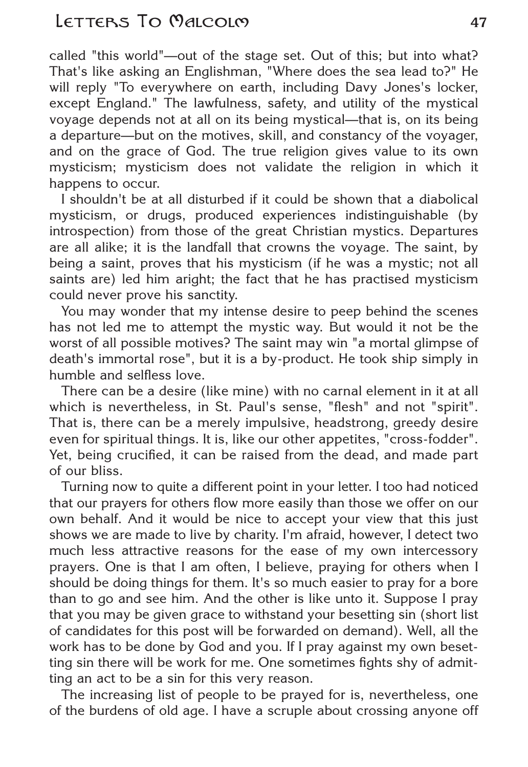called "this world"—out of the stage set. Out of this; but into what? That's like asking an Englishman, "Where does the sea lead to?" He will reply "To everywhere on earth, including Davy Jones's locker, except England." The lawfulness, safety, and utility of the mystical voyage depends not at all on its being mystical—that is, on its being a departure—but on the motives, skill, and constancy of the voyager, and on the grace of God. The true religion gives value to its own mysticism; mysticism does not validate the religion in which it happens to occur.

I shouldn't be at all disturbed if it could be shown that a diabolical mysticism, or drugs, produced experiences indistinguishable (by introspection) from those of the great Christian mystics. Departures are all alike; it is the landfall that crowns the voyage. The saint, by being a saint, proves that his mysticism (if he was a mystic; not all saints are) led him aright; the fact that he has practised mysticism could never prove his sanctity.

You may wonder that my intense desire to peep behind the scenes has not led me to attempt the mystic way. But would it not be the worst of all possible motives? The saint may win "a mortal glimpse of death's immortal rose", but it is a by-product. He took ship simply in humble and selfless love.

There can be a desire (like mine) with no carnal element in it at all which is nevertheless, in St. Paul's sense, "flesh" and not "spirit". That is, there can be a merely impulsive, headstrong, greedy desire even for spiritual things. It is, like our other appetites, "cross-fodder". Yet, being crucified, it can be raised from the dead, and made part of our bliss.

Turning now to quite a different point in your letter. I too had noticed that our prayers for others flow more easily than those we offer on our own behalf. And it would be nice to accept your view that this just shows we are made to live by charity. I'm afraid, however, I detect two much less attractive reasons for the ease of my own intercessory prayers. One is that I am often, I believe, praying for others when I should be doing things for them. It's so much easier to pray for a bore than to go and see him. And the other is like unto it. Suppose I pray that you may be given grace to withstand your besetting sin (short list of candidates for this post will be forwarded on demand). Well, all the work has to be done by God and you. If I pray against my own besetting sin there will be work for me. One sometimes fights shy of admitting an act to be a sin for this very reason.

The increasing list of people to be prayed for is, nevertheless, one of the burdens of old age. I have a scruple about crossing anyone off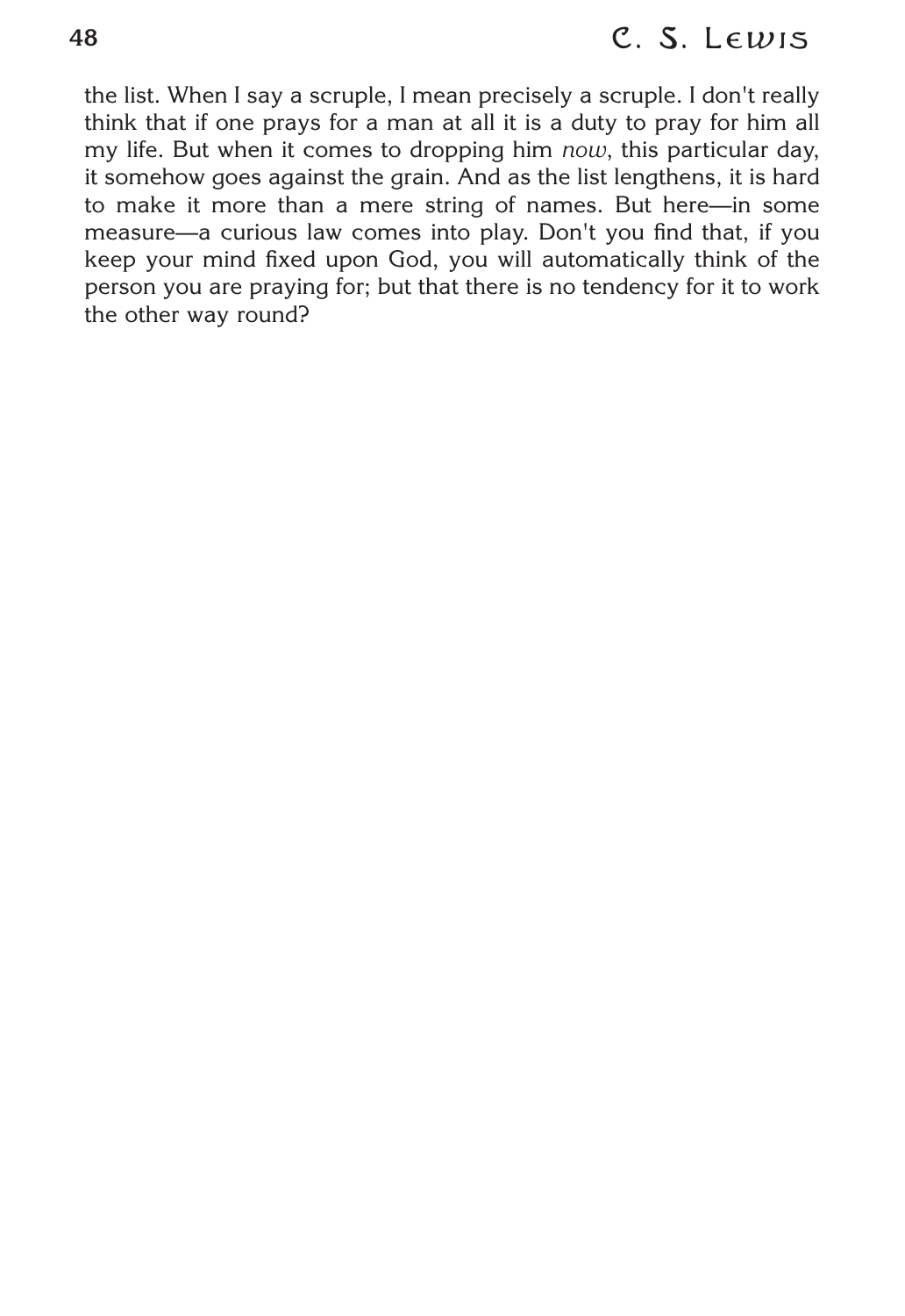the list. When I say a scruple, I mean precisely a scruple. I don't really think that if one prays for a man at all it is a duty to pray for him all my life. But when it comes to dropping him *now*, this particular day, it somehow goes against the grain. And as the list lengthens, it is hard to make it more than a mere string of names. But here—in some measure—a curious law comes into play. Don't you find that, if you keep your mind fixed upon God, you will automatically think of the person you are praying for; but that there is no tendency for it to work the other way round?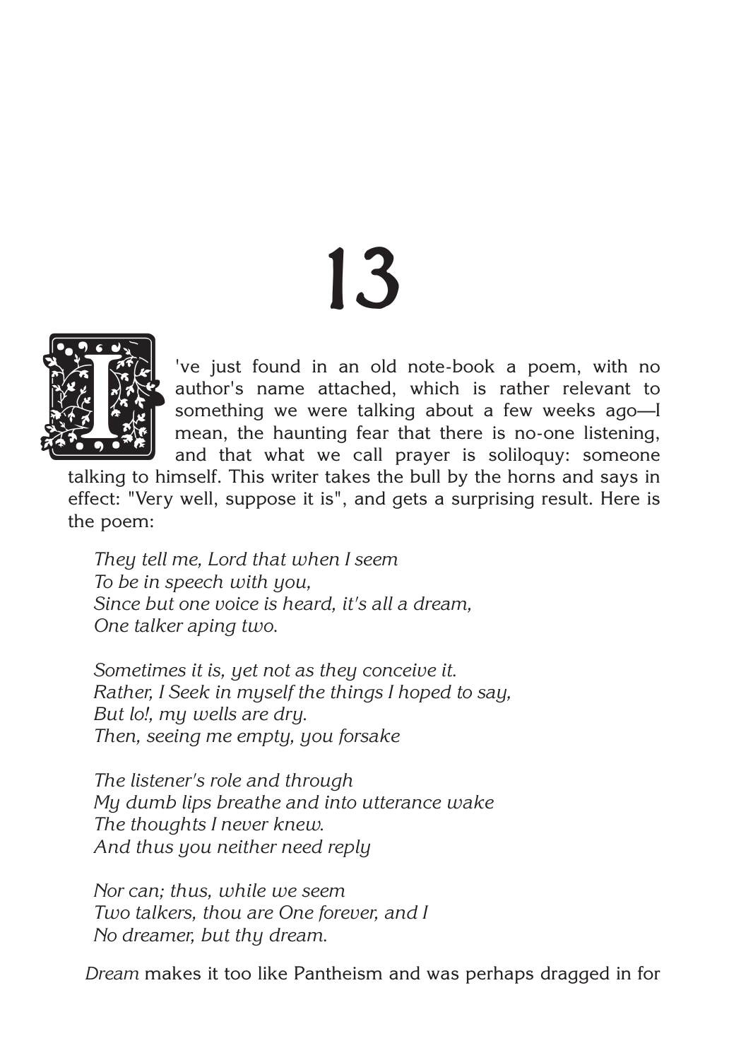# 13

I've just found in an old note-book a poem, with no author's name attached, which is rather relevant to something we were talking about a few weeks ago—I mean, the haunting fear that there is no-one listening, and that what we call prayer is soliloquy: someone talking to himself. This writer takes the bull by the horns and says in effect: "Very well, suppose it is", and gets a surprising result. Here is the poem:

> *They tell me, Lord that when I seem*
> *To be in speech with you,*
> *Since but one voice is heard, it's all a dream,*
> *One talker aping two.*
>
> *Sometimes it is, yet not as they conceive it.*
> *Rather, I Seek in myself the things I hoped to say,*
> *But lo!, my wells are dry.*
> *Then, seeing me empty, you forsake*
>
> *The listener's role and through*
> *My dumb lips breathe and into utterance wake*
> *The thoughts I never knew.*
> *And thus you neither need reply*
>
> *Nor can; thus, while we seem*
> *Two talkers, thou are One forever, and I*
> *No dreamer, but thy dream.*

*Dream* makes it too like Pantheism and was perhaps dragged in for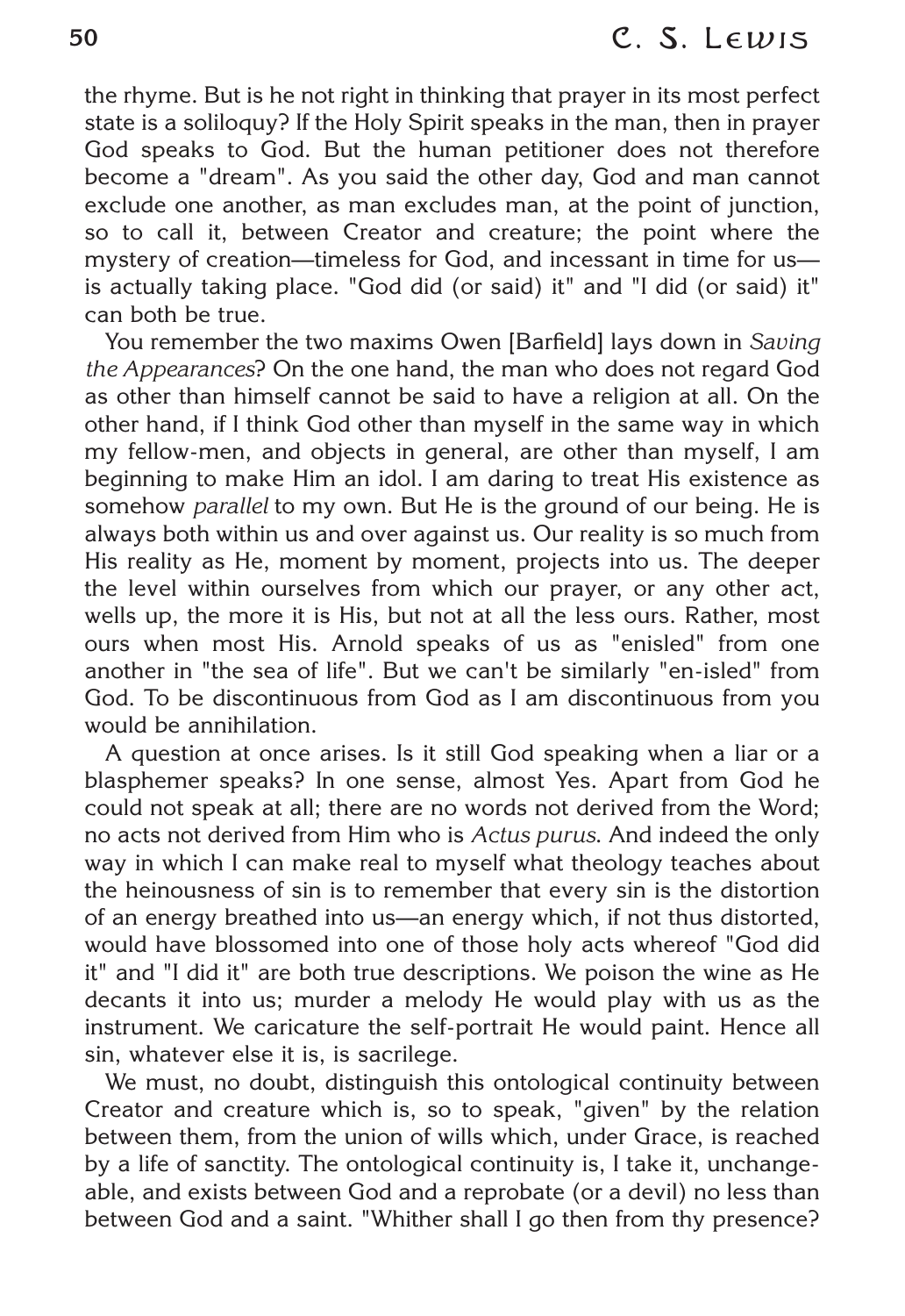the rhyme. But is he not right in thinking that prayer in its most perfect state is a soliloquy? If the Holy Spirit speaks in the man, then in prayer God speaks to God. But the human petitioner does not therefore become a "dream". As you said the other day, God and man cannot exclude one another, as man excludes man, at the point of junction, so to call it, between Creator and creature; the point where the mystery of creation—timeless for God, and incessant in time for us—is actually taking place. "God did (or said) it" and "I did (or said) it" can both be true.

You remember the two maxims Owen [Barfield] lays down in *Saving the Appearances*? On the one hand, the man who does not regard God as other than himself cannot be said to have a religion at all. On the other hand, if I think God other than myself in the same way in which my fellow-men, and objects in general, are other than myself, I am beginning to make Him an idol. I am daring to treat His existence as somehow *parallel* to my own. But He is the ground of our being. He is always both within us and over against us. Our reality is so much from His reality as He, moment by moment, projects into us. The deeper the level within ourselves from which our prayer, or any other act, wells up, the more it is His, but not at all the less ours. Rather, most ours when most His. Arnold speaks of us as "enisled" from one another in "the sea of life". But we can't be similarly "en-isled" from God. To be discontinuous from God as I am discontinuous from you would be annihilation.

A question at once arises. Is it still God speaking when a liar or a blasphemer speaks? In one sense, almost Yes. Apart from God he could not speak at all; there are no words not derived from the Word; no acts not derived from Him who is *Actus purus*. And indeed the only way in which I can make real to myself what theology teaches about the heinousness of sin is to remember that every sin is the distortion of an energy breathed into us—an energy which, if not thus distorted, would have blossomed into one of those holy acts whereof "God did it" and "I did it" are both true descriptions. We poison the wine as He decants it into us; murder a melody He would play with us as the instrument. We caricature the self-portrait He would paint. Hence all sin, whatever else it is, is sacrilege.

We must, no doubt, distinguish this ontological continuity between Creator and creature which is, so to speak, "given" by the relation between them, from the union of wills which, under Grace, is reached by a life of sanctity. The ontological continuity is, I take it, unchangeable, and exists between God and a reprobate (or a devil) no less than between God and a saint. "Whither shall I go then from thy presence?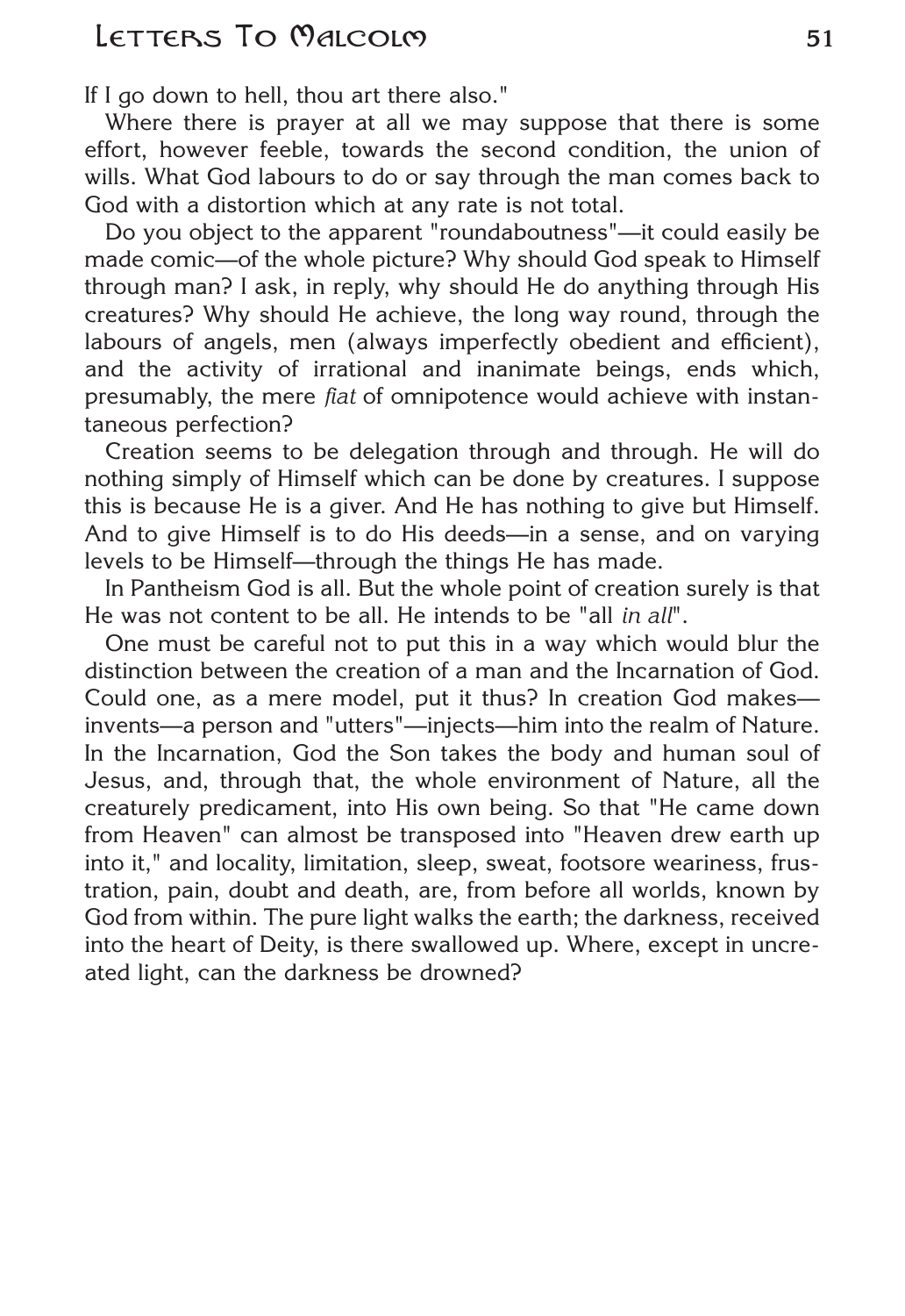If I go down to hell, thou art there also."

Where there is prayer at all we may suppose that there is some effort, however feeble, towards the second condition, the union of wills. What God labours to do or say through the man comes back to God with a distortion which at any rate is not total.

Do you object to the apparent "roundaboutness"—it could easily be made comic—of the whole picture? Why should God speak to Himself through man? I ask, in reply, why should He do anything through His creatures? Why should He achieve, the long way round, through the labours of angels, men (always imperfectly obedient and efficient), and the activity of irrational and inanimate beings, ends which, presumably, the mere *fiat* of omnipotence would achieve with instantaneous perfection?

Creation seems to be delegation through and through. He will do nothing simply of Himself which can be done by creatures. I suppose this is because He is a giver. And He has nothing to give but Himself. And to give Himself is to do His deeds—in a sense, and on varying levels to be Himself—through the things He has made.

In Pantheism God is all. But the whole point of creation surely is that He was not content to be all. He intends to be "all *in all*".

One must be careful not to put this in a way which would blur the distinction between the creation of a man and the Incarnation of God. Could one, as a mere model, put it thus? In creation God makes—invents—a person and "utters"—injects—him into the realm of Nature. In the Incarnation, God the Son takes the body and human soul of Jesus, and, through that, the whole environment of Nature, all the creaturely predicament, into His own being. So that "He came down from Heaven" can almost be transposed into "Heaven drew earth up into it," and locality, limitation, sleep, sweat, footsore weariness, frustration, pain, doubt and death, are, from before all worlds, known by God from within. The pure light walks the earth; the darkness, received into the heart of Deity, is there swallowed up. Where, except in uncreated light, can the darkness be drowned?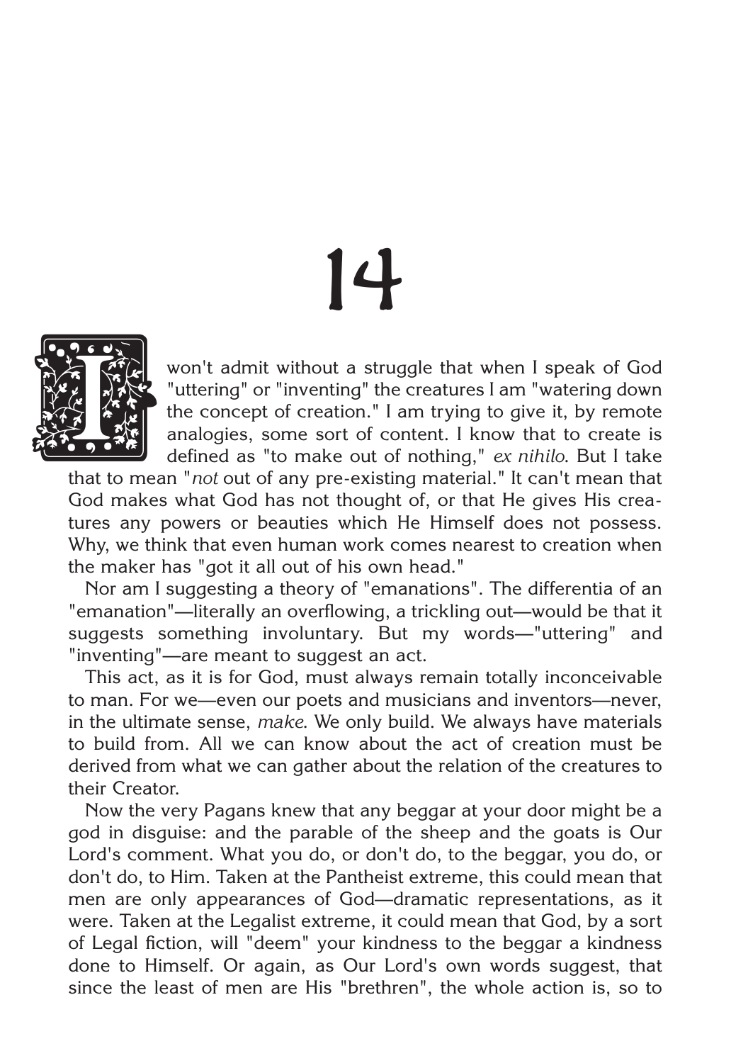# 14

I won't admit without a struggle that when I speak of God "uttering" or "inventing" the creatures I am "watering down the concept of creation." I am trying to give it, by remote analogies, some sort of content. I know that to create is defined as "to make out of nothing," *ex nihilo*. But I take that to mean "*not* out of any pre-existing material." It can't mean that God makes what God has not thought of, or that He gives His creatures any powers or beauties which He Himself does not possess. Why, we think that even human work comes nearest to creation when the maker has "got it all out of his own head."

Nor am I suggesting a theory of "emanations". The differentia of an "emanation"—literally an overflowing, a trickling out—would be that it suggests something involuntary. But my words—"uttering" and "inventing"—are meant to suggest an act.

This act, as it is for God, must always remain totally inconceivable to man. For we—even our poets and musicians and inventors—never, in the ultimate sense, *make*. We only build. We always have materials to build from. All we can know about the act of creation must be derived from what we can gather about the relation of the creatures to their Creator.

Now the very Pagans knew that any beggar at your door might be a god in disguise: and the parable of the sheep and the goats is Our Lord's comment. What you do, or don't do, to the beggar, you do, or don't do, to Him. Taken at the Pantheist extreme, this could mean that men are only appearances of God—dramatic representations, as it were. Taken at the Legalist extreme, it could mean that God, by a sort of Legal fiction, will "deem" your kindness to the beggar a kindness done to Himself. Or again, as Our Lord's own words suggest, that since the least of men are His "brethren", the whole action is, so to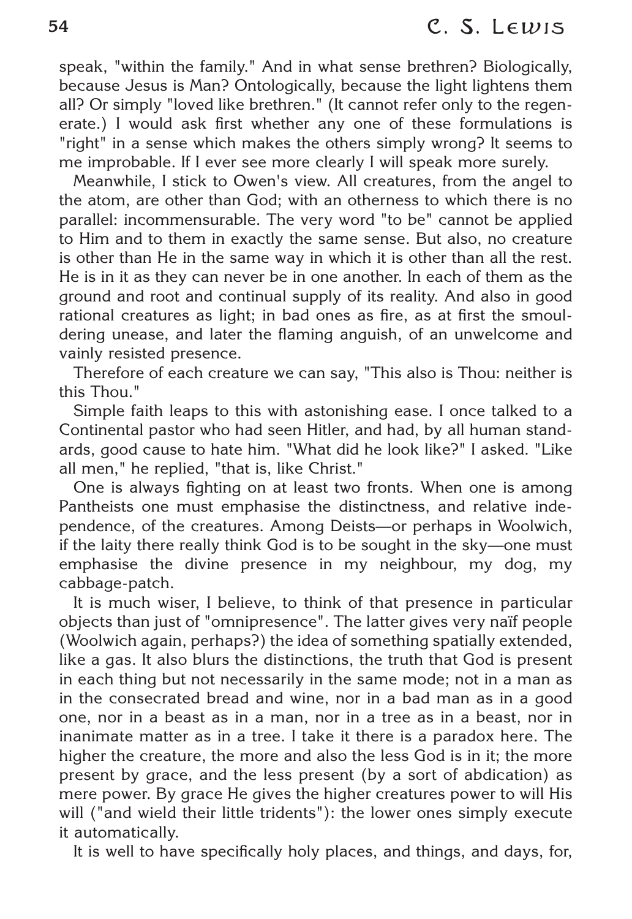speak, "within the family." And in what sense brethren? Biologically, because Jesus is Man? Ontologically, because the light lightens them all? Or simply "loved like brethren." (It cannot refer only to the regenerate.) I would ask first whether any one of these formulations is "right" in a sense which makes the others simply wrong? It seems to me improbable. If I ever see more clearly I will speak more surely.

Meanwhile, I stick to Owen's view. All creatures, from the angel to the atom, are other than God; with an otherness to which there is no parallel: incommensurable. The very word "to be" cannot be applied to Him and to them in exactly the same sense. But also, no creature is other than He in the same way in which it is other than all the rest. He is in it as they can never be in one another. In each of them as the ground and root and continual supply of its reality. And also in good rational creatures as light; in bad ones as fire, as at first the smouldering unease, and later the flaming anguish, of an unwelcome and vainly resisted presence.

Therefore of each creature we can say, "This also is Thou: neither is this Thou."

Simple faith leaps to this with astonishing ease. I once talked to a Continental pastor who had seen Hitler, and had, by all human standards, good cause to hate him. "What did he look like?" I asked. "Like all men," he replied, "that is, like Christ."

One is always fighting on at least two fronts. When one is among Pantheists one must emphasise the distinctness, and relative independence, of the creatures. Among Deists—or perhaps in Woolwich, if the laity there really think God is to be sought in the sky—one must emphasise the divine presence in my neighbour, my dog, my cabbage-patch.

It is much wiser, I believe, to think of that presence in particular objects than just of "omnipresence". The latter gives very naïf people (Woolwich again, perhaps?) the idea of something spatially extended, like a gas. It also blurs the distinctions, the truth that God is present in each thing but not necessarily in the same mode; not in a man as in the consecrated bread and wine, nor in a bad man as in a good one, nor in a beast as in a man, nor in a tree as in a beast, nor in inanimate matter as in a tree. I take it there is a paradox here. The higher the creature, the more and also the less God is in it; the more present by grace, and the less present (by a sort of abdication) as mere power. By grace He gives the higher creatures power to will His will ("and wield their little tridents"): the lower ones simply execute it automatically.

It is well to have specifically holy places, and things, and days, for,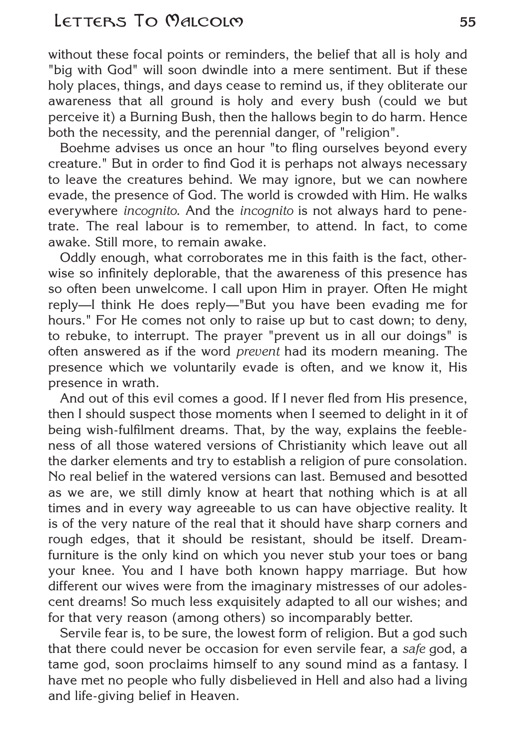without these focal points or reminders, the belief that all is holy and "big with God" will soon dwindle into a mere sentiment. But if these holy places, things, and days cease to remind us, if they obliterate our awareness that all ground is holy and every bush (could we but perceive it) a Burning Bush, then the hallows begin to do harm. Hence both the necessity, and the perennial danger, of "religion".

Boehme advises us once an hour "to fling ourselves beyond every creature." But in order to find God it is perhaps not always necessary to leave the creatures behind. We may ignore, but we can nowhere evade, the presence of God. The world is crowded with Him. He walks everywhere *incognito*. And the *incognito* is not always hard to penetrate. The real labour is to remember, to attend. In fact, to come awake. Still more, to remain awake.

Oddly enough, what corroborates me in this faith is the fact, otherwise so infinitely deplorable, that the awareness of this presence has so often been unwelcome. I call upon Him in prayer. Often He might reply—I think He does reply—"But you have been evading me for hours." For He comes not only to raise up but to cast down; to deny, to rebuke, to interrupt. The prayer "prevent us in all our doings" is often answered as if the word *prevent* had its modern meaning. The presence which we voluntarily evade is often, and we know it, His presence in wrath.

And out of this evil comes a good. If I never fled from His presence, then I should suspect those moments when I seemed to delight in it of being wish-fulfilment dreams. That, by the way, explains the feebleness of all those watered versions of Christianity which leave out all the darker elements and try to establish a religion of pure consolation. No real belief in the watered versions can last. Bemused and besotted as we are, we still dimly know at heart that nothing which is at all times and in every way agreeable to us can have objective reality. It is of the very nature of the real that it should have sharp corners and rough edges, that it should be resistant, should be itself. Dream-furniture is the only kind on which you never stub your toes or bang your knee. You and I have both known happy marriage. But how different our wives were from the imaginary mistresses of our adolescent dreams! So much less exquisitely adapted to all our wishes; and for that very reason (among others) so incomparably better.

Servile fear is, to be sure, the lowest form of religion. But a god such that there could never be occasion for even servile fear, a *safe* god, a tame god, soon proclaims himself to any sound mind as a fantasy. I have met no people who fully disbelieved in Hell and also had a living and life-giving belief in Heaven.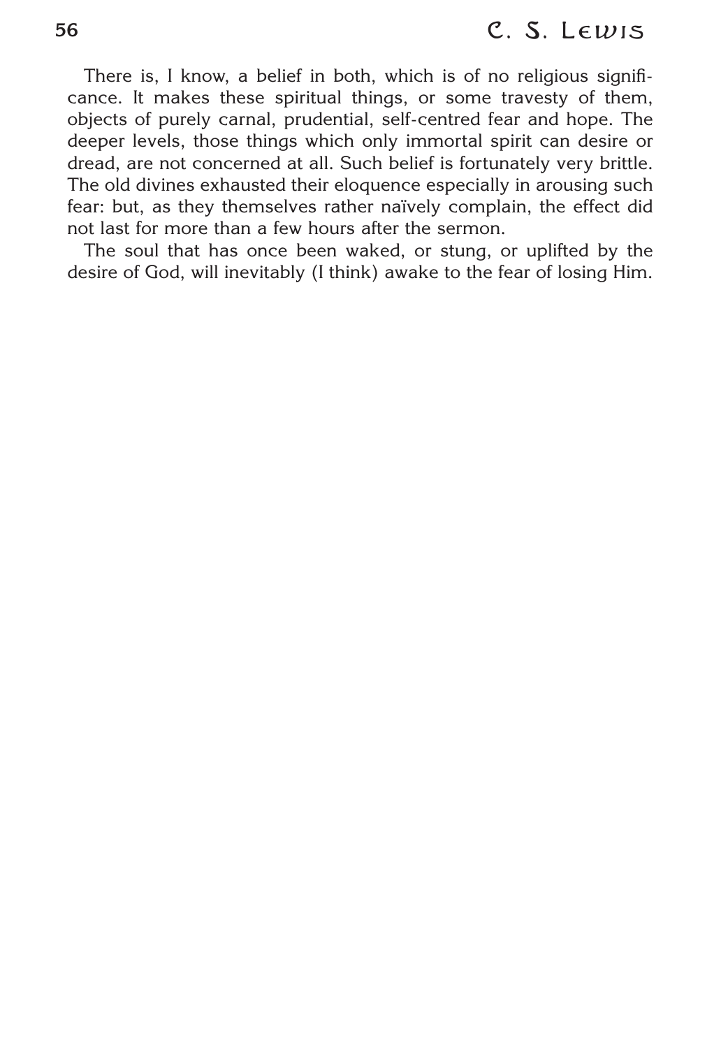There is, I know, a belief in both, which is of no religious significance. It makes these spiritual things, or some travesty of them, objects of purely carnal, prudential, self-centred fear and hope. The deeper levels, those things which only immortal spirit can desire or dread, are not concerned at all. Such belief is fortunately very brittle. The old divines exhausted their eloquence especially in arousing such fear: but, as they themselves rather naïvely complain, the effect did not last for more than a few hours after the sermon.

The soul that has once been waked, or stung, or uplifted by the desire of God, will inevitably (I think) awake to the fear of losing Him.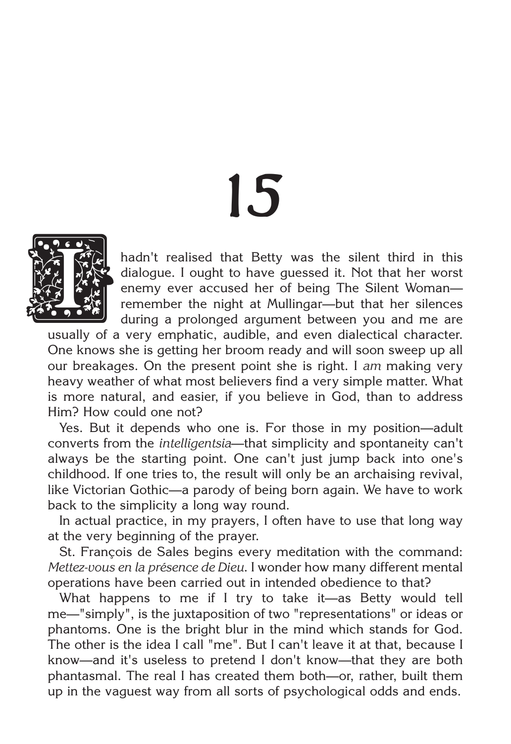# 15

I hadn't realised that Betty was the silent third in this dialogue. I ought to have guessed it. Not that her worst enemy ever accused her of being The Silent Woman—remember the night at Mullingar—but that her silences during a prolonged argument between you and me are usually of a very emphatic, audible, and even dialectical character. One knows she is getting her broom ready and will soon sweep up all our breakages. On the present point she is right. I *am* making very heavy weather of what most believers find a very simple matter. What is more natural, and easier, if you believe in God, than to address Him? How could one not?

Yes. But it depends who one is. For those in my position—adult converts from the *intelligentsia*—that simplicity and spontaneity can't always be the starting point. One can't just jump back into one's childhood. If one tries to, the result will only be an archaising revival, like Victorian Gothic—a parody of being born again. We have to work back to the simplicity a long way round.

In actual practice, in my prayers, I often have to use that long way at the very beginning of the prayer.

St. François de Sales begins every meditation with the command: *Mettez-vous en la présence de Dieu*. I wonder how many different mental operations have been carried out in intended obedience to that?

What happens to me if I try to take it—as Betty would tell me—"simply", is the juxtaposition of two "representations" or ideas or phantoms. One is the bright blur in the mind which stands for God. The other is the idea I call "me". But I can't leave it at that, because I know—and it's useless to pretend I don't know—that they are both phantasmal. The real I has created them both—or, rather, built them up in the vaguest way from all sorts of psychological odds and ends.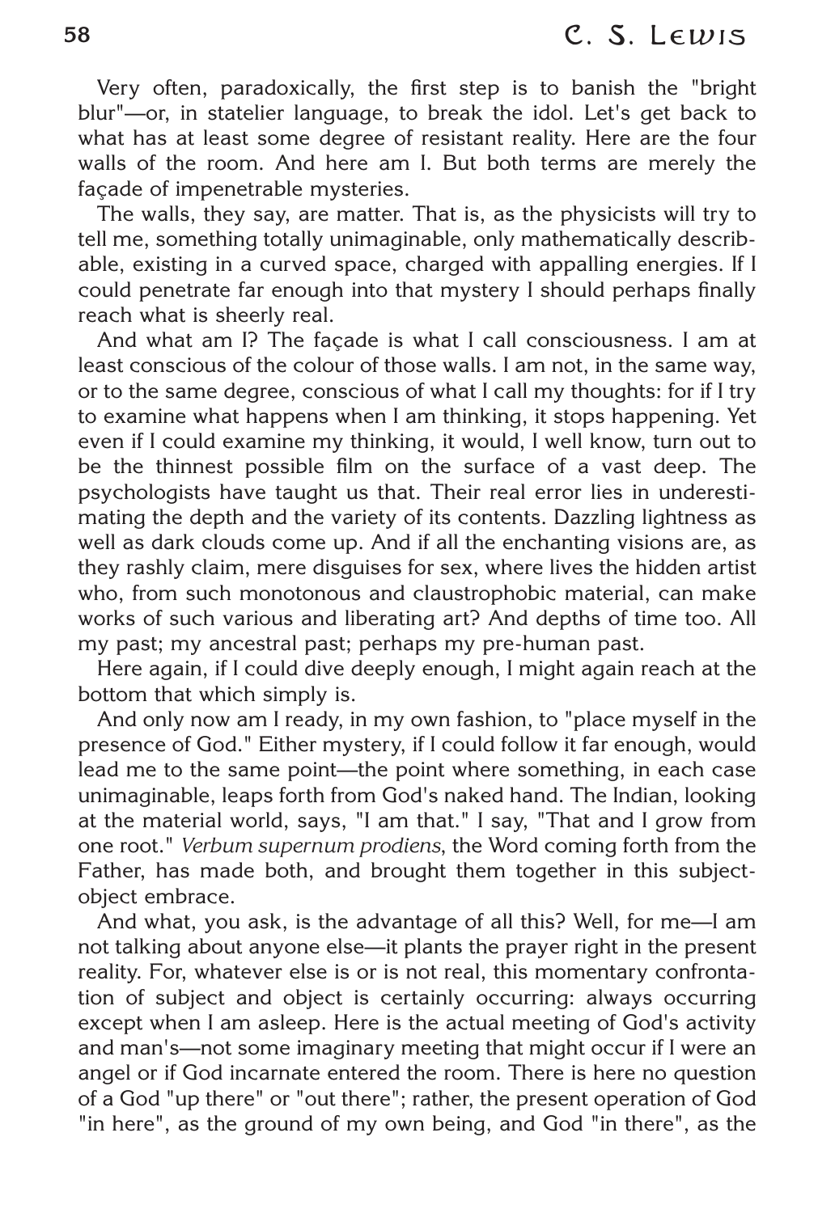Very often, paradoxically, the first step is to banish the "bright blur"—or, in statelier language, to break the idol. Let's get back to what has at least some degree of resistant reality. Here are the four walls of the room. And here am I. But both terms are merely the façade of impenetrable mysteries.

The walls, they say, are matter. That is, as the physicists will try to tell me, something totally unimaginable, only mathematically describable, existing in a curved space, charged with appalling energies. If I could penetrate far enough into that mystery I should perhaps finally reach what is sheerly real.

And what am I? The façade is what I call consciousness. I am at least conscious of the colour of those walls. I am not, in the same way, or to the same degree, conscious of what I call my thoughts: for if I try to examine what happens when I am thinking, it stops happening. Yet even if I could examine my thinking, it would, I well know, turn out to be the thinnest possible film on the surface of a vast deep. The psychologists have taught us that. Their real error lies in underestimating the depth and the variety of its contents. Dazzling lightness as well as dark clouds come up. And if all the enchanting visions are, as they rashly claim, mere disguises for sex, where lives the hidden artist who, from such monotonous and claustrophobic material, can make works of such various and liberating art? And depths of time too. All my past; my ancestral past; perhaps my pre-human past.

Here again, if I could dive deeply enough, I might again reach at the bottom that which simply is.

And only now am I ready, in my own fashion, to "place myself in the presence of God." Either mystery, if I could follow it far enough, would lead me to the same point—the point where something, in each case unimaginable, leaps forth from God's naked hand. The Indian, looking at the material world, says, "I am that." I say, "That and I grow from one root." *Verbum supernum prodiens*, the Word coming forth from the Father, has made both, and brought them together in this subject-object embrace.

And what, you ask, is the advantage of all this? Well, for me—I am not talking about anyone else—it plants the prayer right in the present reality. For, whatever else is or is not real, this momentary confrontation of subject and object is certainly occurring: always occurring except when I am asleep. Here is the actual meeting of God's activity and man's—not some imaginary meeting that might occur if I were an angel or if God incarnate entered the room. There is here no question of a God "up there" or "out there"; rather, the present operation of God "in here", as the ground of my own being, and God "in there", as the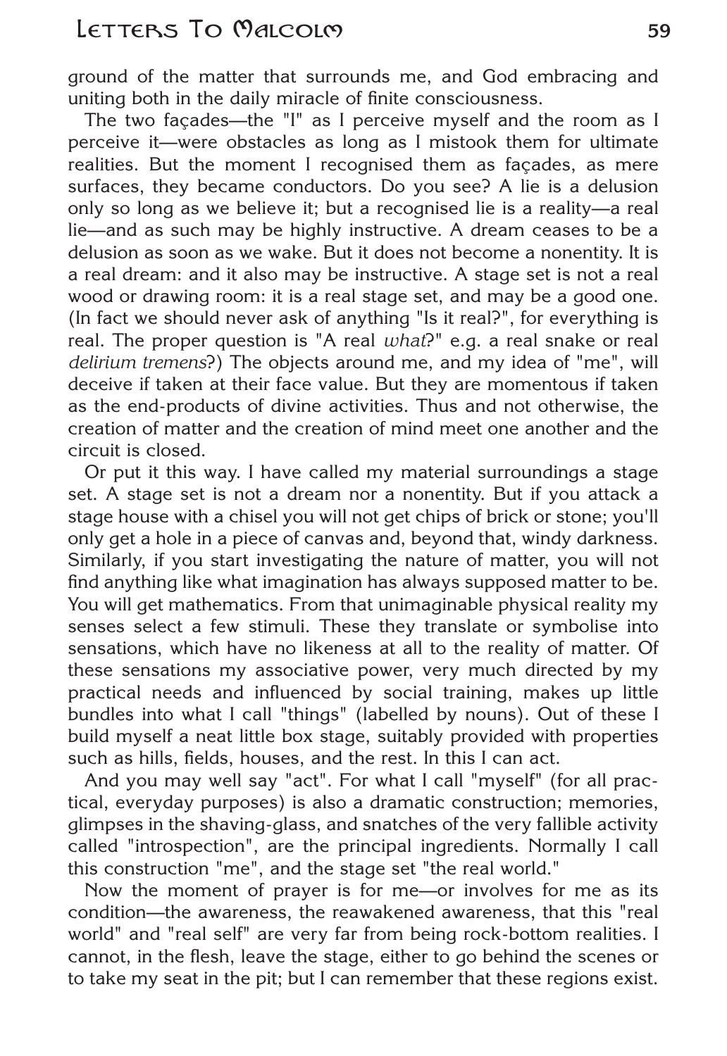ground of the matter that surrounds me, and God embracing and uniting both in the daily miracle of finite consciousness.

The two façades—the "I" as I perceive myself and the room as I perceive it—were obstacles as long as I mistook them for ultimate realities. But the moment I recognised them as façades, as mere surfaces, they became conductors. Do you see? A lie is a delusion only so long as we believe it; but a recognised lie is a reality—a real lie—and as such may be highly instructive. A dream ceases to be a delusion as soon as we wake. But it does not become a nonentity. It is a real dream: and it also may be instructive. A stage set is not a real wood or drawing room: it is a real stage set, and may be a good one. (In fact we should never ask of anything "Is it real?", for everything is real. The proper question is "A real *what*?" e.g. a real snake or real *delirium tremens*?) The objects around me, and my idea of "me", will deceive if taken at their face value. But they are momentous if taken as the end-products of divine activities. Thus and not otherwise, the creation of matter and the creation of mind meet one another and the circuit is closed.

Or put it this way. I have called my material surroundings a stage set. A stage set is not a dream nor a nonentity. But if you attack a stage house with a chisel you will not get chips of brick or stone; you'll only get a hole in a piece of canvas and, beyond that, windy darkness. Similarly, if you start investigating the nature of matter, you will not find anything like what imagination has always supposed matter to be. You will get mathematics. From that unimaginable physical reality my senses select a few stimuli. These they translate or symbolise into sensations, which have no likeness at all to the reality of matter. Of these sensations my associative power, very much directed by my practical needs and influenced by social training, makes up little bundles into what I call "things" (labelled by nouns). Out of these I build myself a neat little box stage, suitably provided with properties such as hills, fields, houses, and the rest. In this I can act.

And you may well say "act". For what I call "myself" (for all practical, everyday purposes) is also a dramatic construction; memories, glimpses in the shaving-glass, and snatches of the very fallible activity called "introspection", are the principal ingredients. Normally I call this construction "me", and the stage set "the real world."

Now the moment of prayer is for me—or involves for me as its condition—the awareness, the reawakened awareness, that this "real world" and "real self" are very far from being rock-bottom realities. I cannot, in the flesh, leave the stage, either to go behind the scenes or to take my seat in the pit; but I can remember that these regions exist.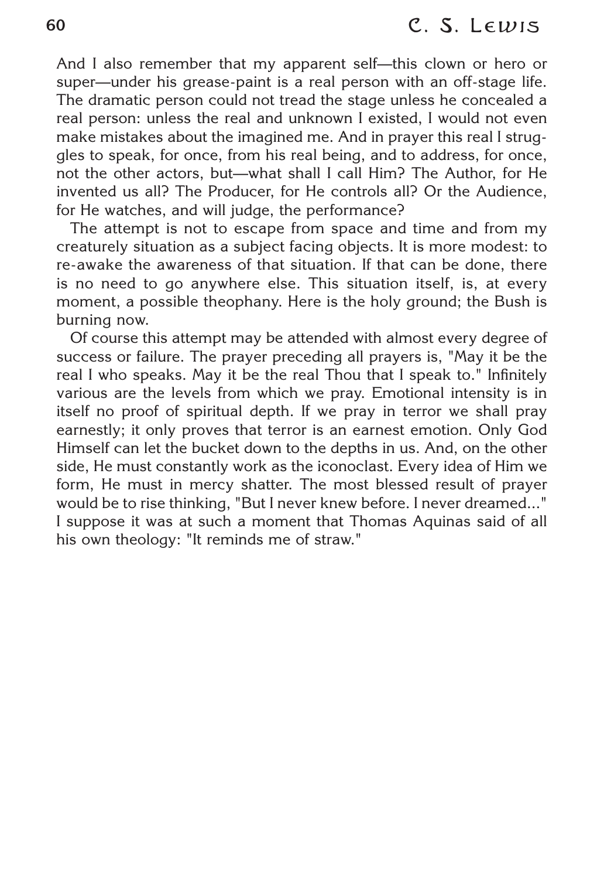And I also remember that my apparent self—this clown or hero or super—under his grease-paint is a real person with an off-stage life. The dramatic person could not tread the stage unless he concealed a real person: unless the real and unknown I existed, I would not even make mistakes about the imagined me. And in prayer this real I struggles to speak, for once, from his real being, and to address, for once, not the other actors, but—what shall I call Him? The Author, for He invented us all? The Producer, for He controls all? Or the Audience, for He watches, and will judge, the performance?

The attempt is not to escape from space and time and from my creaturely situation as a subject facing objects. It is more modest: to re-awake the awareness of that situation. If that can be done, there is no need to go anywhere else. This situation itself, is, at every moment, a possible theophany. Here is the holy ground; the Bush is burning now.

Of course this attempt may be attended with almost every degree of success or failure. The prayer preceding all prayers is, "May it be the real I who speaks. May it be the real Thou that I speak to." Infinitely various are the levels from which we pray. Emotional intensity is in itself no proof of spiritual depth. If we pray in terror we shall pray earnestly; it only proves that terror is an earnest emotion. Only God Himself can let the bucket down to the depths in us. And, on the other side, He must constantly work as the iconoclast. Every idea of Him we form, He must in mercy shatter. The most blessed result of prayer would be to rise thinking, "But I never knew before. I never dreamed..." I suppose it was at such a moment that Thomas Aquinas said of all his own theology: "It reminds me of straw."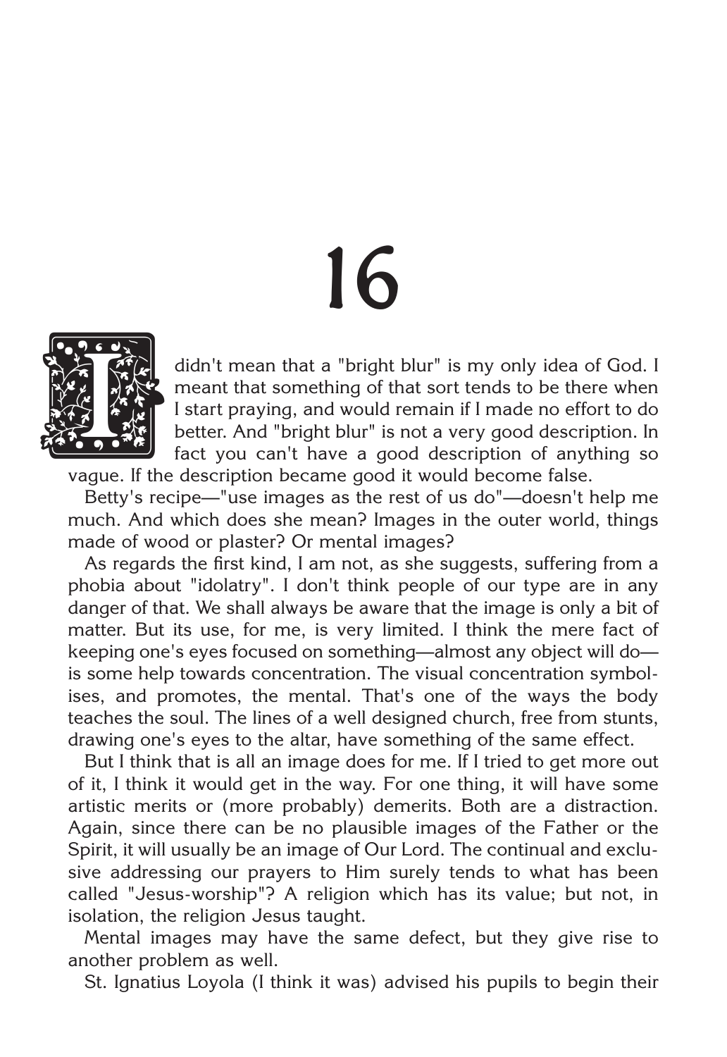# 16

I didn't mean that a "bright blur" is my only idea of God. I meant that something of that sort tends to be there when I start praying, and would remain if I made no effort to do better. And "bright blur" is not a very good description. In fact you can't have a good description of anything so vague. If the description became good it would become false.

Betty's recipe—"use images as the rest of us do"—doesn't help me much. And which does she mean? Images in the outer world, things made of wood or plaster? Or mental images?

As regards the first kind, I am not, as she suggests, suffering from a phobia about "idolatry". I don't think people of our type are in any danger of that. We shall always be aware that the image is only a bit of matter. But its use, for me, is very limited. I think the mere fact of keeping one's eyes focused on something—almost any object will do—is some help towards concentration. The visual concentration symbolises, and promotes, the mental. That's one of the ways the body teaches the soul. The lines of a well designed church, free from stunts, drawing one's eyes to the altar, have something of the same effect.

But I think that is all an image does for me. If I tried to get more out of it, I think it would get in the way. For one thing, it will have some artistic merits or (more probably) demerits. Both are a distraction. Again, since there can be no plausible images of the Father or the Spirit, it will usually be an image of Our Lord. The continual and exclusive addressing our prayers to Him surely tends to what has been called "Jesus-worship"? A religion which has its value; but not, in isolation, the religion Jesus taught.

Mental images may have the same defect, but they give rise to another problem as well.

St. Ignatius Loyola (I think it was) advised his pupils to begin their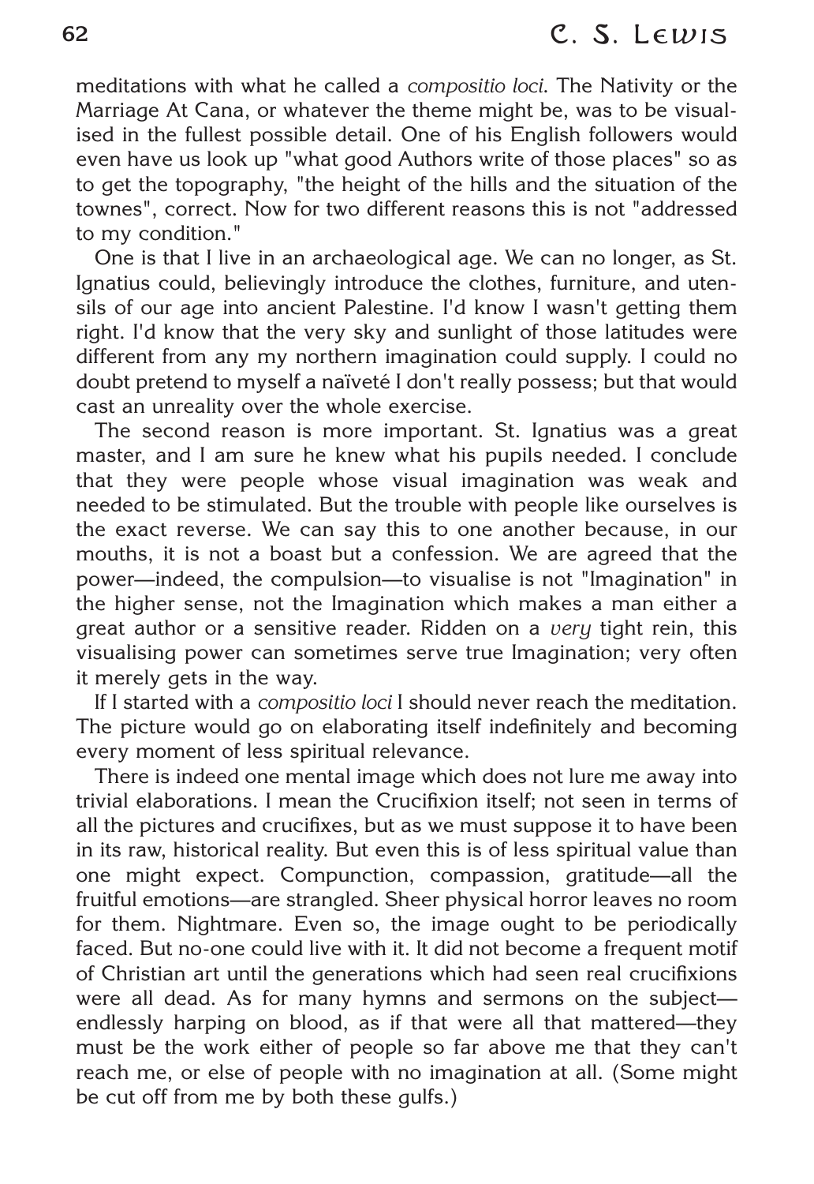meditations with what he called a *compositio loci*. The Nativity or the Marriage At Cana, or whatever the theme might be, was to be visualised in the fullest possible detail. One of his English followers would even have us look up "what good Authors write of those places" so as to get the topography, "the height of the hills and the situation of the townes", correct. Now for two different reasons this is not "addressed to my condition."

One is that I live in an archaeological age. We can no longer, as St. Ignatius could, believingly introduce the clothes, furniture, and utensils of our age into ancient Palestine. I'd know I wasn't getting them right. I'd know that the very sky and sunlight of those latitudes were different from any my northern imagination could supply. I could no doubt pretend to myself a naïveté I don't really possess; but that would cast an unreality over the whole exercise.

The second reason is more important. St. Ignatius was a great master, and I am sure he knew what his pupils needed. I conclude that they were people whose visual imagination was weak and needed to be stimulated. But the trouble with people like ourselves is the exact reverse. We can say this to one another because, in our mouths, it is not a boast but a confession. We are agreed that the power—indeed, the compulsion—to visualise is not "Imagination" in the higher sense, not the Imagination which makes a man either a great author or a sensitive reader. Ridden on a *very* tight rein, this visualising power can sometimes serve true Imagination; very often it merely gets in the way.

If I started with a *compositio loci* I should never reach the meditation. The picture would go on elaborating itself indefinitely and becoming every moment of less spiritual relevance.

There is indeed one mental image which does not lure me away into trivial elaborations. I mean the Crucifixion itself; not seen in terms of all the pictures and crucifixes, but as we must suppose it to have been in its raw, historical reality. But even this is of less spiritual value than one might expect. Compunction, compassion, gratitude—all the fruitful emotions—are strangled. Sheer physical horror leaves no room for them. Nightmare. Even so, the image ought to be periodically faced. But no-one could live with it. It did not become a frequent motif of Christian art until the generations which had seen real crucifixions were all dead. As for many hymns and sermons on the subject—endlessly harping on blood, as if that were all that mattered—they must be the work either of people so far above me that they can't reach me, or else of people with no imagination at all. (Some might be cut off from me by both these gulfs.)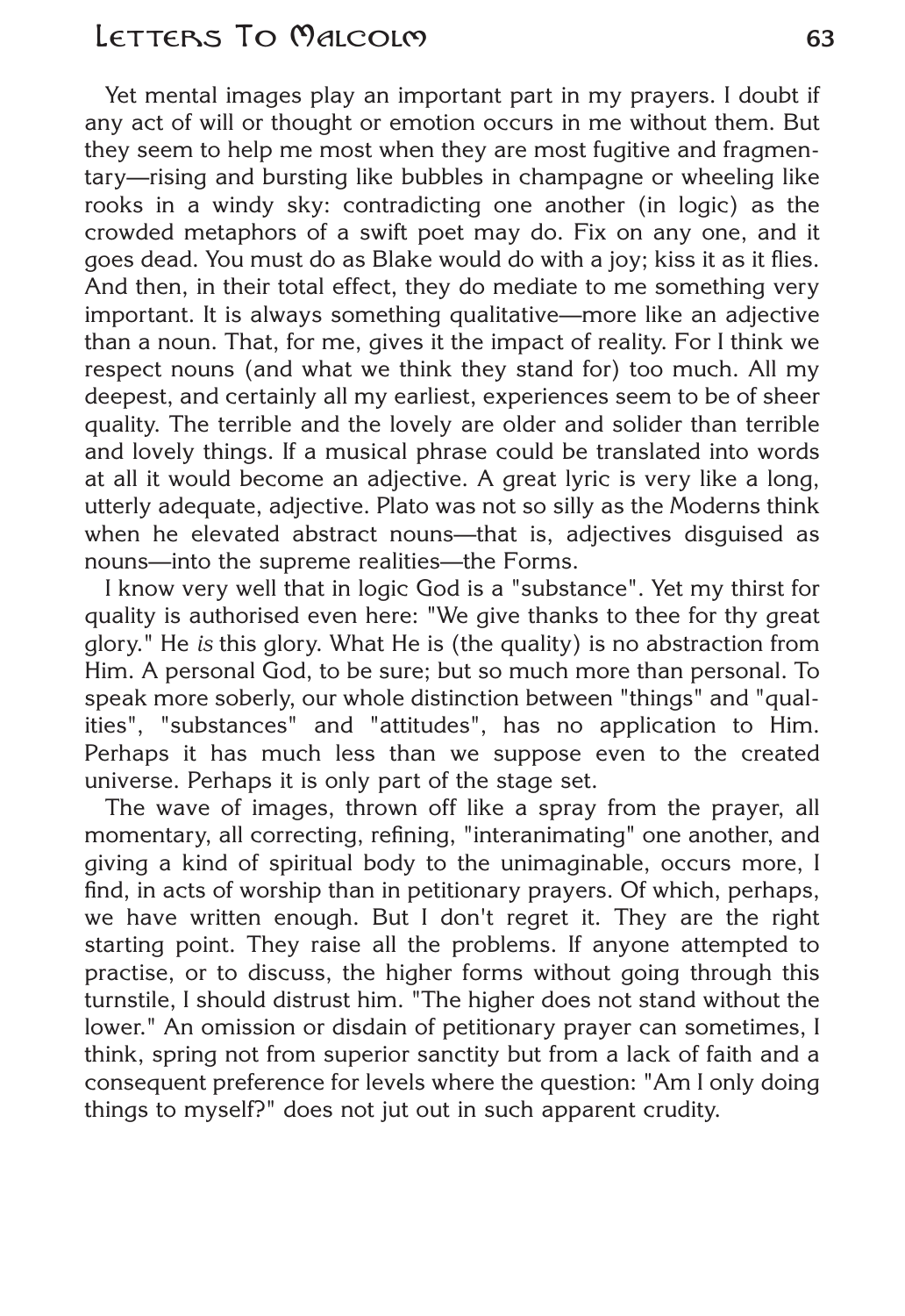Yet mental images play an important part in my prayers. I doubt if any act of will or thought or emotion occurs in me without them. But they seem to help me most when they are most fugitive and fragmentary—rising and bursting like bubbles in champagne or wheeling like rooks in a windy sky: contradicting one another (in logic) as the crowded metaphors of a swift poet may do. Fix on any one, and it goes dead. You must do as Blake would do with a joy; kiss it as it flies. And then, in their total effect, they do mediate to me something very important. It is always something qualitative—more like an adjective than a noun. That, for me, gives it the impact of reality. For I think we respect nouns (and what we think they stand for) too much. All my deepest, and certainly all my earliest, experiences seem to be of sheer quality. The terrible and the lovely are older and solider than terrible and lovely things. If a musical phrase could be translated into words at all it would become an adjective. A great lyric is very like a long, utterly adequate, adjective. Plato was not so silly as the Moderns think when he elevated abstract nouns—that is, adjectives disguised as nouns—into the supreme realities—the Forms.

I know very well that in logic God is a "substance". Yet my thirst for quality is authorised even here: "We give thanks to thee for thy great glory." He *is* this glory. What He is (the quality) is no abstraction from Him. A personal God, to be sure; but so much more than personal. To speak more soberly, our whole distinction between "things" and "qualities", "substances" and "attitudes", has no application to Him. Perhaps it has much less than we suppose even to the created universe. Perhaps it is only part of the stage set.

The wave of images, thrown off like a spray from the prayer, all momentary, all correcting, refining, "interanimating" one another, and giving a kind of spiritual body to the unimaginable, occurs more, I find, in acts of worship than in petitionary prayers. Of which, perhaps, we have written enough. But I don't regret it. They are the right starting point. They raise all the problems. If anyone attempted to practise, or to discuss, the higher forms without going through this turnstile, I should distrust him. "The higher does not stand without the lower." An omission or disdain of petitionary prayer can sometimes, I think, spring not from superior sanctity but from a lack of faith and a consequent preference for levels where the question: "Am I only doing things to myself?" does not jut out in such apparent crudity.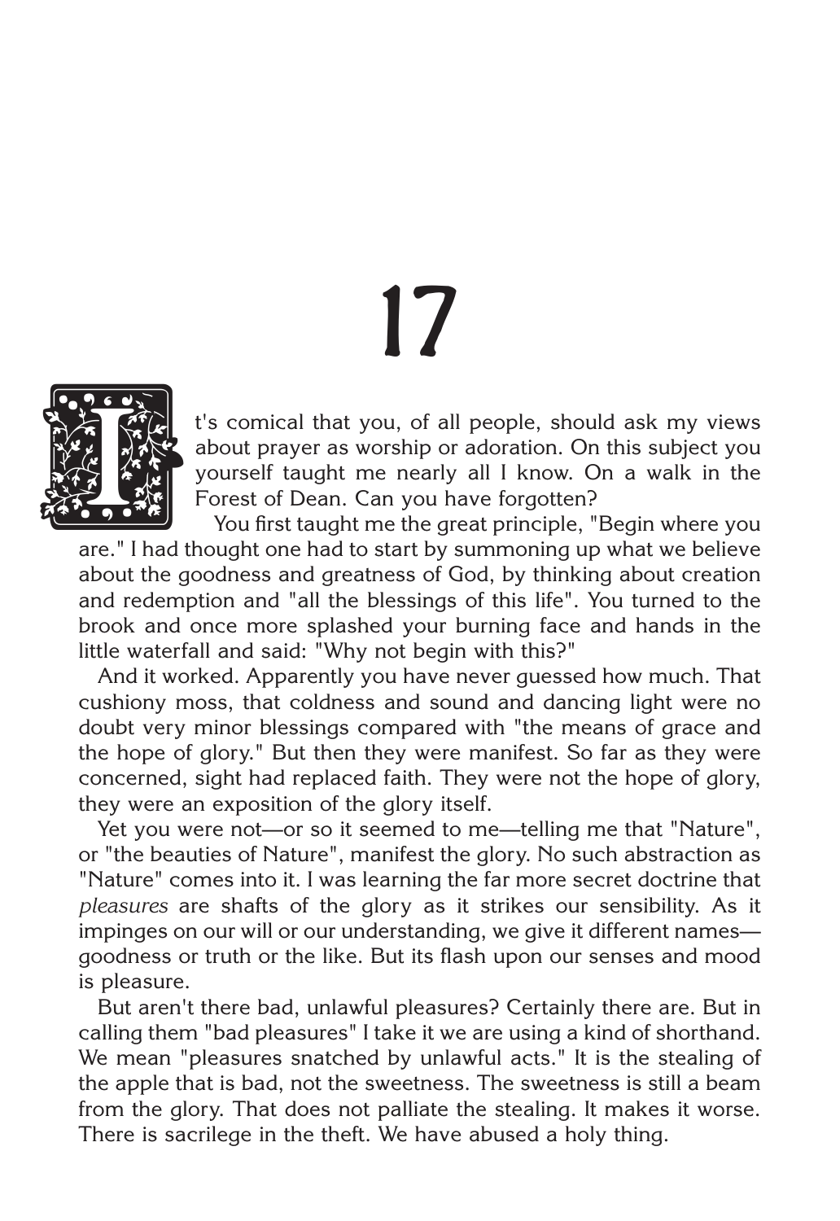# 17

It's comical that you, of all people, should ask my views about prayer as worship or adoration. On this subject you yourself taught me nearly all I know. On a walk in the Forest of Dean. Can you have forgotten?

You first taught me the great principle, "Begin where you are." I had thought one had to start by summoning up what we believe about the goodness and greatness of God, by thinking about creation and redemption and "all the blessings of this life". You turned to the brook and once more splashed your burning face and hands in the little waterfall and said: "Why not begin with this?"

And it worked. Apparently you have never guessed how much. That cushiony moss, that coldness and sound and dancing light were no doubt very minor blessings compared with "the means of grace and the hope of glory." But then they were manifest. So far as they were concerned, sight had replaced faith. They were not the hope of glory, they were an exposition of the glory itself.

Yet you were not—or so it seemed to me—telling me that "Nature", or "the beauties of Nature", manifest the glory. No such abstraction as "Nature" comes into it. I was learning the far more secret doctrine that *pleasures* are shafts of the glory as it strikes our sensibility. As it impinges on our will or our understanding, we give it different names—goodness or truth or the like. But its flash upon our senses and mood is pleasure.

But aren't there bad, unlawful pleasures? Certainly there are. But in calling them "bad pleasures" I take it we are using a kind of shorthand. We mean "pleasures snatched by unlawful acts." It is the stealing of the apple that is bad, not the sweetness. The sweetness is still a beam from the glory. That does not palliate the stealing. It makes it worse. There is sacrilege in the theft. We have abused a holy thing.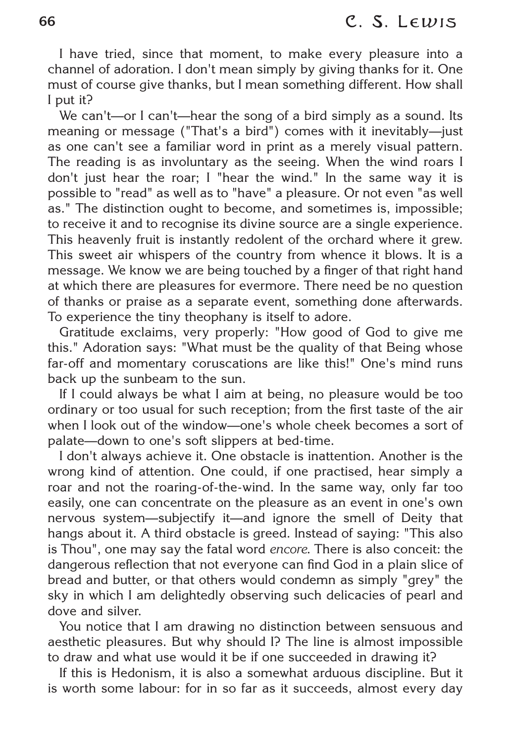I have tried, since that moment, to make every pleasure into a channel of adoration. I don't mean simply by giving thanks for it. One must of course give thanks, but I mean something different. How shall I put it?

We can't—or I can't—hear the song of a bird simply as a sound. Its meaning or message ("That's a bird") comes with it inevitably—just as one can't see a familiar word in print as a merely visual pattern. The reading is as involuntary as the seeing. When the wind roars I don't just hear the roar; I "hear the wind." In the same way it is possible to "read" as well as to "have" a pleasure. Or not even "as well as." The distinction ought to become, and sometimes is, impossible; to receive it and to recognise its divine source are a single experience. This heavenly fruit is instantly redolent of the orchard where it grew. This sweet air whispers of the country from whence it blows. It is a message. We know we are being touched by a finger of that right hand at which there are pleasures for evermore. There need be no question of thanks or praise as a separate event, something done afterwards. To experience the tiny theophany is itself to adore.

Gratitude exclaims, very properly: "How good of God to give me this." Adoration says: "What must be the quality of that Being whose far-off and momentary coruscations are like this!" One's mind runs back up the sunbeam to the sun.

If I could always be what I aim at being, no pleasure would be too ordinary or too usual for such reception; from the first taste of the air when I look out of the window—one's whole cheek becomes a sort of palate—down to one's soft slippers at bed-time.

I don't always achieve it. One obstacle is inattention. Another is the wrong kind of attention. One could, if one practised, hear simply a roar and not the roaring-of-the-wind. In the same way, only far too easily, one can concentrate on the pleasure as an event in one's own nervous system—subjectify it—and ignore the smell of Deity that hangs about it. A third obstacle is greed. Instead of saying: "This also is Thou", one may say the fatal word *encore*. There is also conceit: the dangerous reflection that not everyone can find God in a plain slice of bread and butter, or that others would condemn as simply "grey" the sky in which I am delightedly observing such delicacies of pearl and dove and silver.

You notice that I am drawing no distinction between sensuous and aesthetic pleasures. But why should I? The line is almost impossible to draw and what use would it be if one succeeded in drawing it?

If this is Hedonism, it is also a somewhat arduous discipline. But it is worth some labour: for in so far as it succeeds, almost every day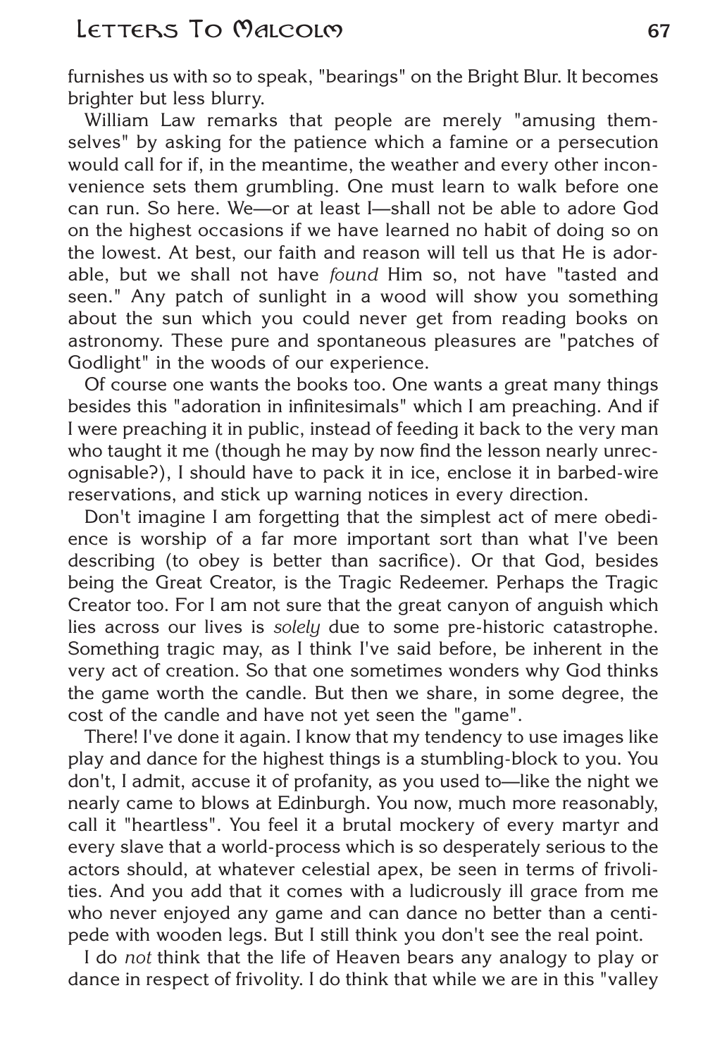furnishes us with so to speak, "bearings" on the Bright Blur. It becomes brighter but less blurry.

William Law remarks that people are merely "amusing themselves" by asking for the patience which a famine or a persecution would call for if, in the meantime, the weather and every other inconvenience sets them grumbling. One must learn to walk before one can run. So here. We—or at least I—shall not be able to adore God on the highest occasions if we have learned no habit of doing so on the lowest. At best, our faith and reason will tell us that He is adorable, but we shall not have *found* Him so, not have "tasted and seen." Any patch of sunlight in a wood will show you something about the sun which you could never get from reading books on astronomy. These pure and spontaneous pleasures are "patches of Godlight" in the woods of our experience.

Of course one wants the books too. One wants a great many things besides this "adoration in infinitesimals" which I am preaching. And if I were preaching it in public, instead of feeding it back to the very man who taught it me (though he may by now find the lesson nearly unrecognisable?), I should have to pack it in ice, enclose it in barbed-wire reservations, and stick up warning notices in every direction.

Don't imagine I am forgetting that the simplest act of mere obedience is worship of a far more important sort than what I've been describing (to obey is better than sacrifice). Or that God, besides being the Great Creator, is the Tragic Redeemer. Perhaps the Tragic Creator too. For I am not sure that the great canyon of anguish which lies across our lives is *solely* due to some pre-historic catastrophe. Something tragic may, as I think I've said before, be inherent in the very act of creation. So that one sometimes wonders why God thinks the game worth the candle. But then we share, in some degree, the cost of the candle and have not yet seen the "game".

There! I've done it again. I know that my tendency to use images like play and dance for the highest things is a stumbling-block to you. You don't, I admit, accuse it of profanity, as you used to—like the night we nearly came to blows at Edinburgh. You now, much more reasonably, call it "heartless". You feel it a brutal mockery of every martyr and every slave that a world-process which is so desperately serious to the actors should, at whatever celestial apex, be seen in terms of frivolities. And you add that it comes with a ludicrously ill grace from me who never enjoyed any game and can dance no better than a centipede with wooden legs. But I still think you don't see the real point.

I do *not* think that the life of Heaven bears any analogy to play or dance in respect of frivolity. I do think that while we are in this "valley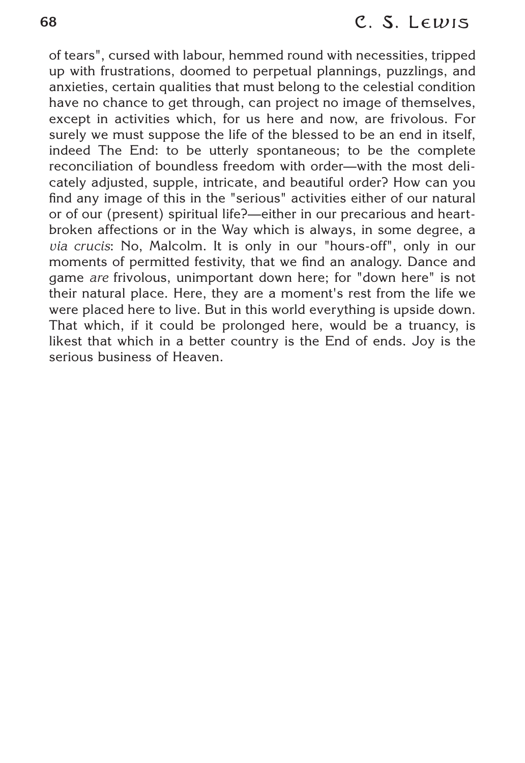of tears", cursed with labour, hemmed round with necessities, tripped up with frustrations, doomed to perpetual plannings, puzzlings, and anxieties, certain qualities that must belong to the celestial condition have no chance to get through, can project no image of themselves, except in activities which, for us here and now, are frivolous. For surely we must suppose the life of the blessed to be an end in itself, indeed The End: to be utterly spontaneous; to be the complete reconciliation of boundless freedom with order—with the most delicately adjusted, supple, intricate, and beautiful order? How can you find any image of this in the "serious" activities either of our natural or of our (present) spiritual life?—either in our precarious and heart-broken affections or in the Way which is always, in some degree, a *via crucis*: No, Malcolm. It is only in our "hours-off", only in our moments of permitted festivity, that we find an analogy. Dance and game *are* frivolous, unimportant down here; for "down here" is not their natural place. Here, they are a moment's rest from the life we were placed here to live. But in this world everything is upside down. That which, if it could be prolonged here, would be a truancy, is likest that which in a better country is the End of ends. Joy is the serious business of Heaven.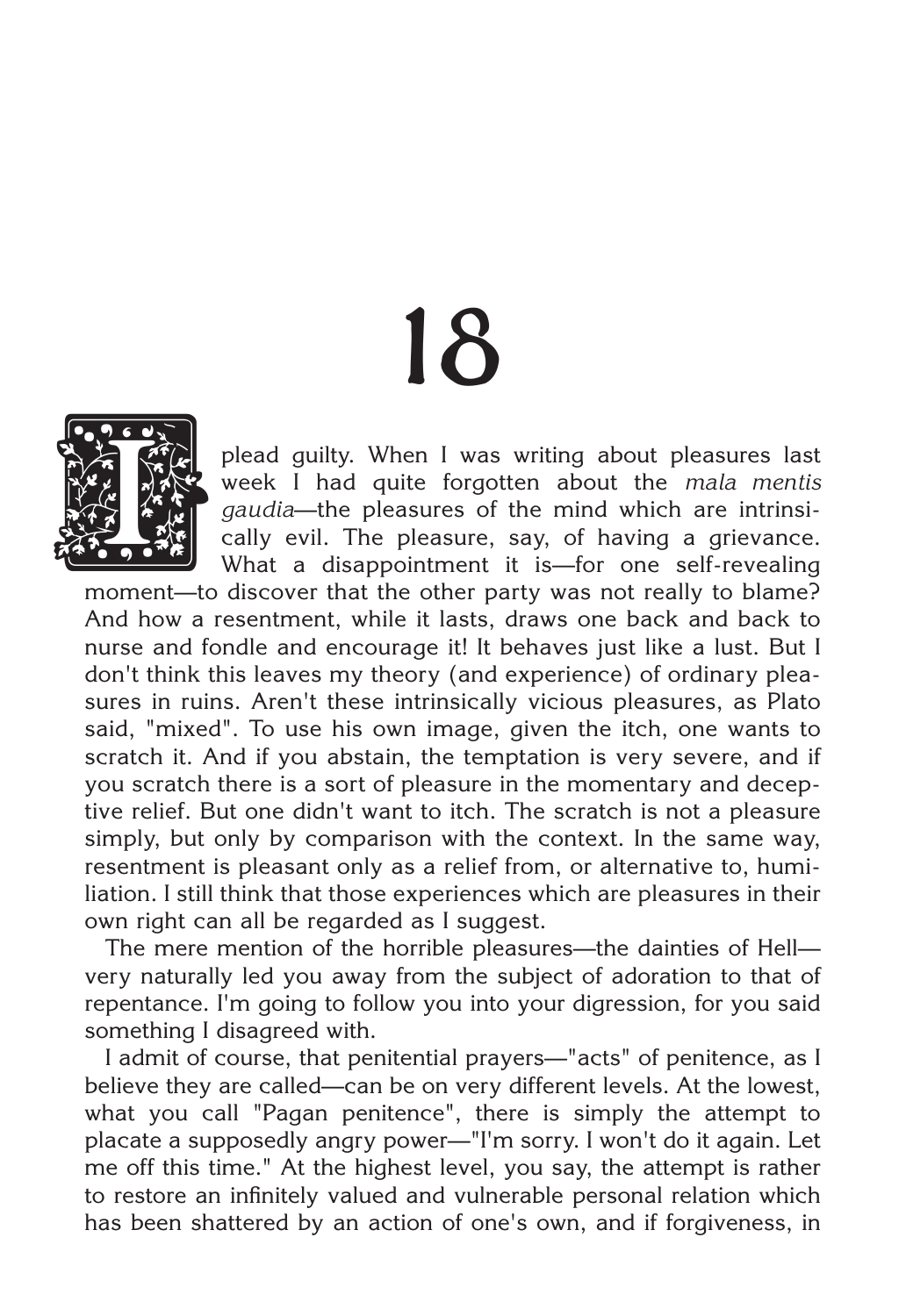# 18

I plead guilty. When I was writing about pleasures last week I had quite forgotten about the *mala mentis gaudia*—the pleasures of the mind which are intrinsically evil. The pleasure, say, of having a grievance. What a disappointment it is—for one self-revealing moment—to discover that the other party was not really to blame? And how a resentment, while it lasts, draws one back and back to nurse and fondle and encourage it! It behaves just like a lust. But I don't think this leaves my theory (and experience) of ordinary pleasures in ruins. Aren't these intrinsically vicious pleasures, as Plato said, "mixed". To use his own image, given the itch, one wants to scratch it. And if you abstain, the temptation is very severe, and if you scratch there is a sort of pleasure in the momentary and deceptive relief. But one didn't want to itch. The scratch is not a pleasure simply, but only by comparison with the context. In the same way, resentment is pleasant only as a relief from, or alternative to, humiliation. I still think that those experiences which are pleasures in their own right can all be regarded as I suggest.

The mere mention of the horrible pleasures—the dainties of Hell—very naturally led you away from the subject of adoration to that of repentance. I'm going to follow you into your digression, for you said something I disagreed with.

I admit of course, that penitential prayers—"acts" of penitence, as I believe they are called—can be on very different levels. At the lowest, what you call "Pagan penitence", there is simply the attempt to placate a supposedly angry power—"I'm sorry. I won't do it again. Let me off this time." At the highest level, you say, the attempt is rather to restore an infinitely valued and vulnerable personal relation which has been shattered by an action of one's own, and if forgiveness, in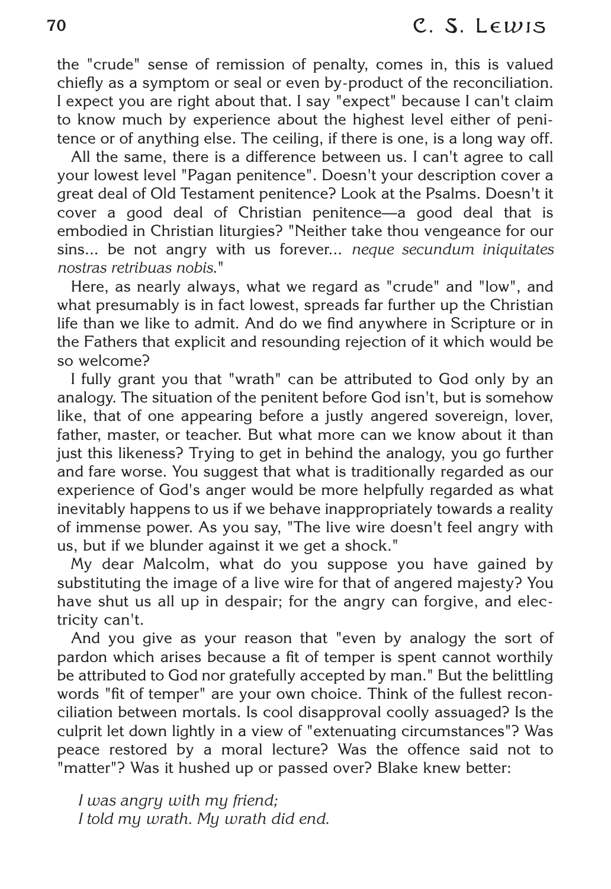the "crude" sense of remission of penalty, comes in, this is valued chiefly as a symptom or seal or even by-product of the reconciliation. I expect you are right about that. I say "expect" because I can't claim to know much by experience about the highest level either of penitence or of anything else. The ceiling, if there is one, is a long way off.

All the same, there is a difference between us. I can't agree to call your lowest level "Pagan penitence". Doesn't your description cover a great deal of Old Testament penitence? Look at the Psalms. Doesn't it cover a good deal of Christian penitence—a good deal that is embodied in Christian liturgies? "Neither take thou vengeance for our sins... be not angry with us forever... *neque secundum iniquitates nostras retribuas nobis*."

Here, as nearly always, what we regard as "crude" and "low", and what presumably is in fact lowest, spreads far further up the Christian life than we like to admit. And do we find anywhere in Scripture or in the Fathers that explicit and resounding rejection of it which would be so welcome?

I fully grant you that "wrath" can be attributed to God only by an analogy. The situation of the penitent before God isn't, but is somehow like, that of one appearing before a justly angered sovereign, lover, father, master, or teacher. But what more can we know about it than just this likeness? Trying to get in behind the analogy, you go further and fare worse. You suggest that what is traditionally regarded as our experience of God's anger would be more helpfully regarded as what inevitably happens to us if we behave inappropriately towards a reality of immense power. As you say, "The live wire doesn't feel angry with us, but if we blunder against it we get a shock."

My dear Malcolm, what do you suppose you have gained by substituting the image of a live wire for that of angered majesty? You have shut us all up in despair; for the angry can forgive, and electricity can't.

And you give as your reason that "even by analogy the sort of pardon which arises because a fit of temper is spent cannot worthily be attributed to God nor gratefully accepted by man." But the belittling words "fit of temper" are your own choice. Think of the fullest reconciliation between mortals. Is cool disapproval coolly assuaged? Is the culprit let down lightly in a view of "extenuating circumstances"? Was peace restored by a moral lecture? Was the offence said not to "matter"? Was it hushed up or passed over? Blake knew better:

*I was angry with my friend;*
*I told my wrath. My wrath did end.*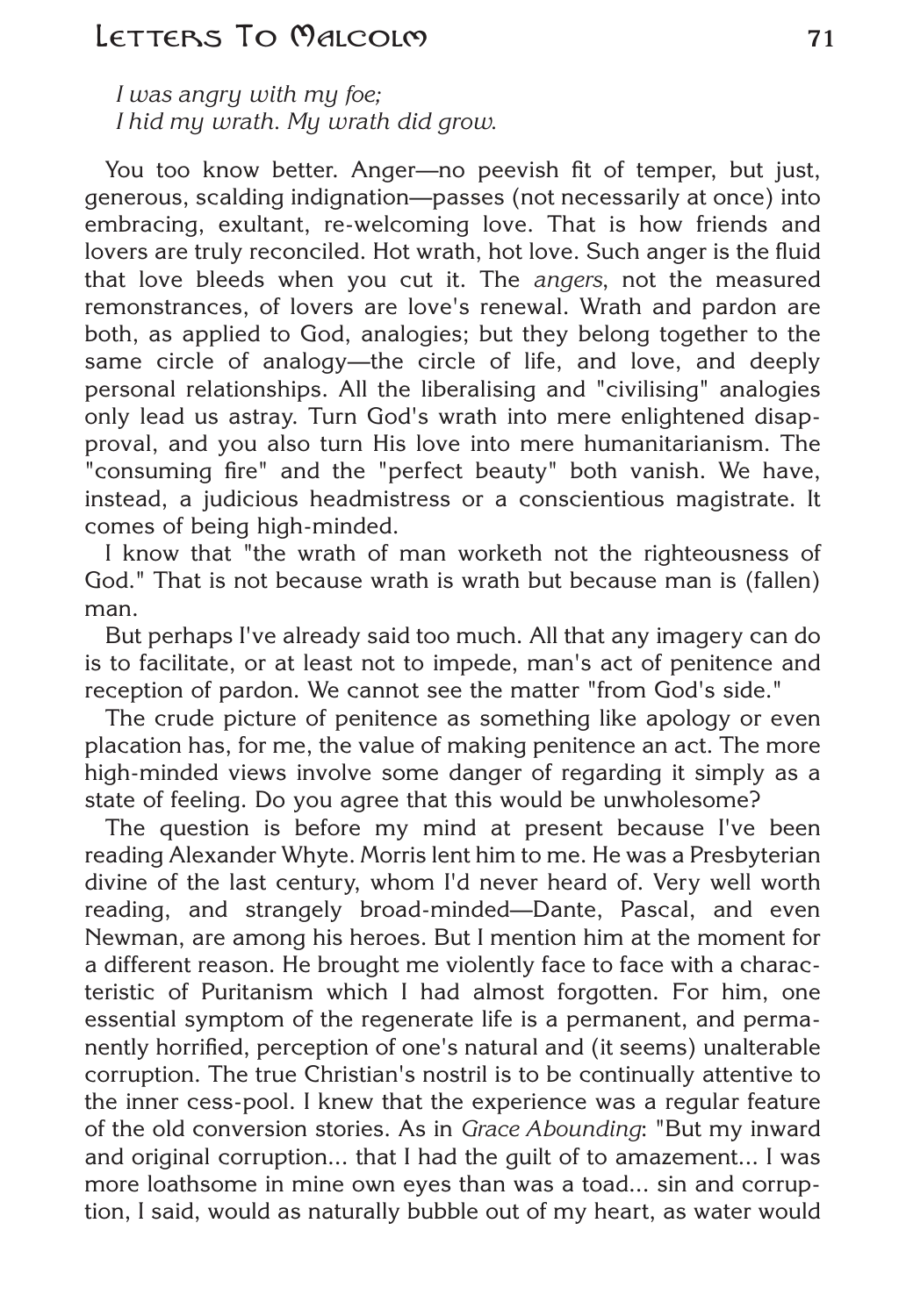*I was angry with my foe;*
*I hid my wrath. My wrath did grow.*

You too know better. Anger—no peevish fit of temper, but just, generous, scalding indignation—passes (not necessarily at once) into embracing, exultant, re-welcoming love. That is how friends and lovers are truly reconciled. Hot wrath, hot love. Such anger is the fluid that love bleeds when you cut it. The *angers*, not the measured remonstrances, of lovers are love's renewal. Wrath and pardon are both, as applied to God, analogies; but they belong together to the same circle of analogy—the circle of life, and love, and deeply personal relationships. All the liberalising and "civilising" analogies only lead us astray. Turn God's wrath into mere enlightened disapproval, and you also turn His love into mere humanitarianism. The "consuming fire" and the "perfect beauty" both vanish. We have, instead, a judicious headmistress or a conscientious magistrate. It comes of being high-minded.

I know that "the wrath of man worketh not the righteousness of God." That is not because wrath is wrath but because man is (fallen) man.

But perhaps I've already said too much. All that any imagery can do is to facilitate, or at least not to impede, man's act of penitence and reception of pardon. We cannot see the matter "from God's side."

The crude picture of penitence as something like apology or even placation has, for me, the value of making penitence an act. The more high-minded views involve some danger of regarding it simply as a state of feeling. Do you agree that this would be unwholesome?

The question is before my mind at present because I've been reading Alexander Whyte. Morris lent him to me. He was a Presbyterian divine of the last century, whom I'd never heard of. Very well worth reading, and strangely broad-minded—Dante, Pascal, and even Newman, are among his heroes. But I mention him at the moment for a different reason. He brought me violently face to face with a characteristic of Puritanism which I had almost forgotten. For him, one essential symptom of the regenerate life is a permanent, and permanently horrified, perception of one's natural and (it seems) unalterable corruption. The true Christian's nostril is to be continually attentive to the inner cess-pool. I knew that the experience was a regular feature of the old conversion stories. As in *Grace Abounding*: "But my inward and original corruption... that I had the guilt of to amazement... I was more loathsome in mine own eyes than was a toad... sin and corruption, I said, would as naturally bubble out of my heart, as water would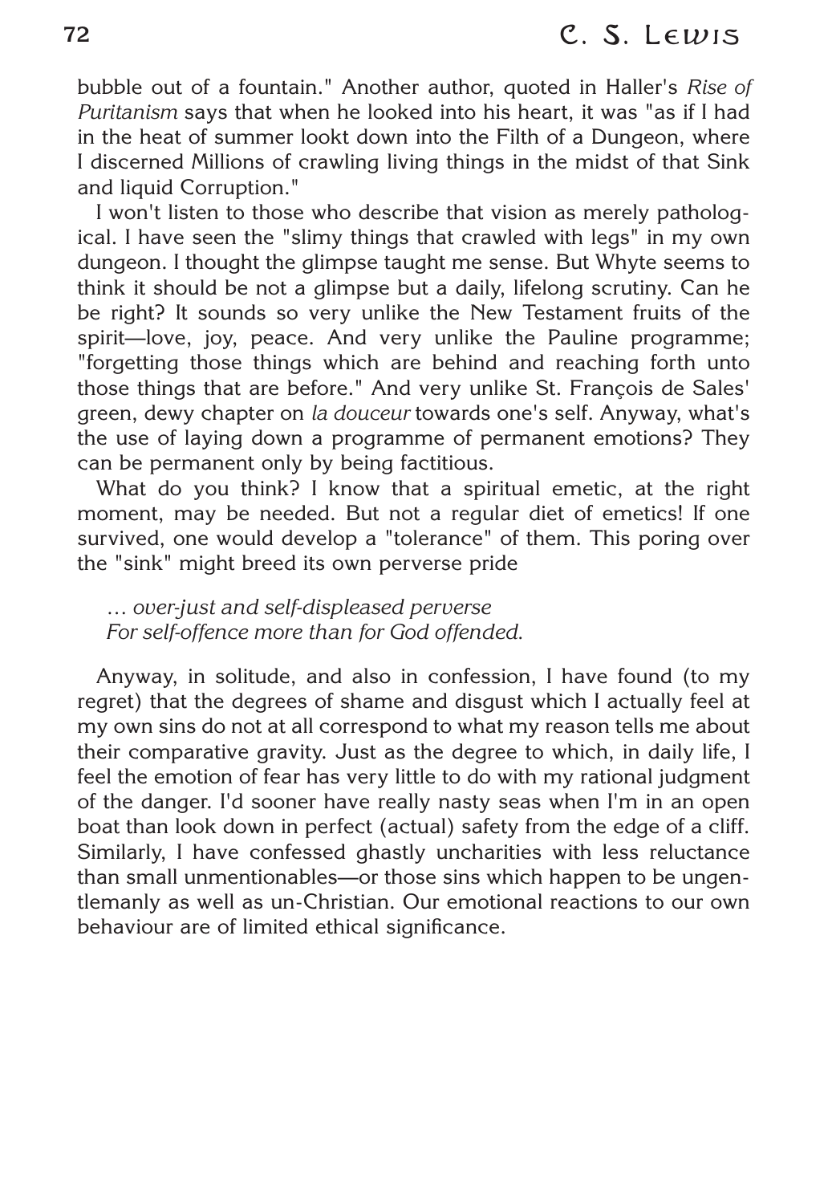bubble out of a fountain." Another author, quoted in Haller's *Rise of Puritanism* says that when he looked into his heart, it was "as if I had in the heat of summer lookt down into the Filth of a Dungeon, where I discerned Millions of crawling living things in the midst of that Sink and liquid Corruption."

I won't listen to those who describe that vision as merely pathological. I have seen the "slimy things that crawled with legs" in my own dungeon. I thought the glimpse taught me sense. But Whyte seems to think it should be not a glimpse but a daily, lifelong scrutiny. Can he be right? It sounds so very unlike the New Testament fruits of the spirit—love, joy, peace. And very unlike the Pauline programme; "forgetting those things which are behind and reaching forth unto those things that are before." And very unlike St. François de Sales' green, dewy chapter on *la douceur* towards one's self. Anyway, what's the use of laying down a programme of permanent emotions? They can be permanent only by being factitious.

What do you think? I know that a spiritual emetic, at the right moment, may be needed. But not a regular diet of emetics! If one survived, one would develop a "tolerance" of them. This poring over the "sink" might breed its own perverse pride

> *… over-just and self-displeased perverse*
> *For self-offence more than for God offended.*

Anyway, in solitude, and also in confession, I have found (to my regret) that the degrees of shame and disgust which I actually feel at my own sins do not at all correspond to what my reason tells me about their comparative gravity. Just as the degree to which, in daily life, I feel the emotion of fear has very little to do with my rational judgment of the danger. I'd sooner have really nasty seas when I'm in an open boat than look down in perfect (actual) safety from the edge of a cliff. Similarly, I have confessed ghastly uncharities with less reluctance than small unmentionables—or those sins which happen to be ungentlemanly as well as un-Christian. Our emotional reactions to our own behaviour are of limited ethical significance.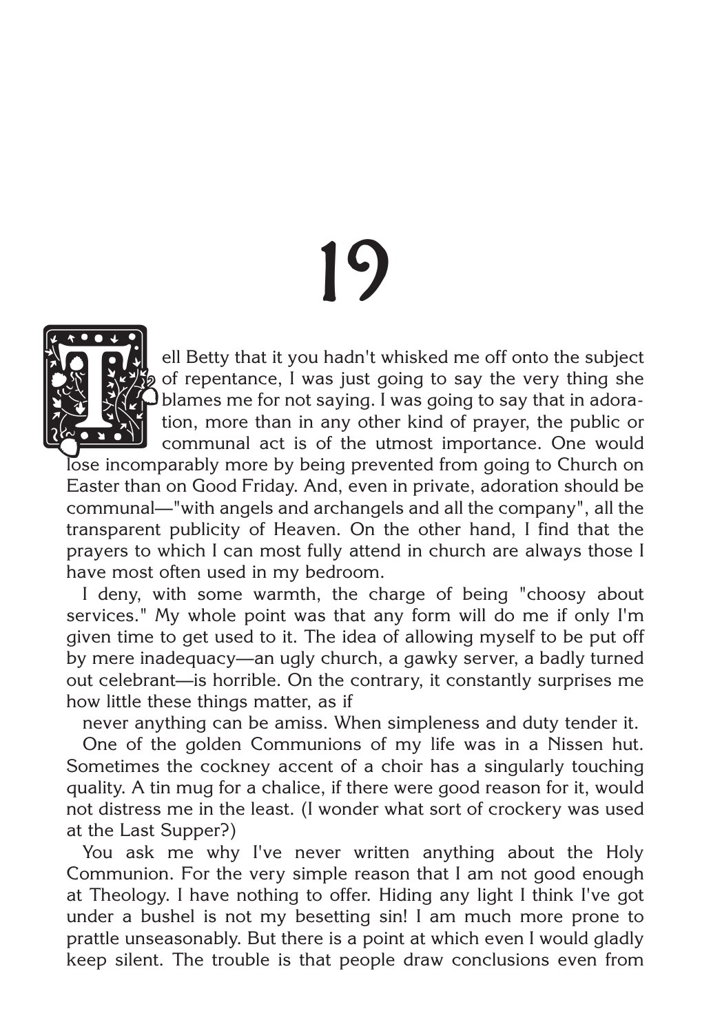# 19

Tell Betty that it you hadn't whisked me off onto the subject of repentance, I was just going to say the very thing she blames me for not saying. I was going to say that in adoration, more than in any other kind of prayer, the public or communal act is of the utmost importance. One would lose incomparably more by being prevented from going to Church on Easter than on Good Friday. And, even in private, adoration should be communal—"with angels and archangels and all the company", all the transparent publicity of Heaven. On the other hand, I find that the prayers to which I can most fully attend in church are always those I have most often used in my bedroom.

I deny, with some warmth, the charge of being "choosy about services." My whole point was that any form will do me if only I'm given time to get used to it. The idea of allowing myself to be put off by mere inadequacy—an ugly church, a gawky server, a badly turned out celebrant—is horrible. On the contrary, it constantly surprises me how little these things matter, as if

never anything can be amiss. When simpleness and duty tender it.

One of the golden Communions of my life was in a Nissen hut. Sometimes the cockney accent of a choir has a singularly touching quality. A tin mug for a chalice, if there were good reason for it, would not distress me in the least. (I wonder what sort of crockery was used at the Last Supper?)

You ask me why I've never written anything about the Holy Communion. For the very simple reason that I am not good enough at Theology. I have nothing to offer. Hiding any light I think I've got under a bushel is not my besetting sin! I am much more prone to prattle unseasonably. But there is a point at which even I would gladly keep silent. The trouble is that people draw conclusions even from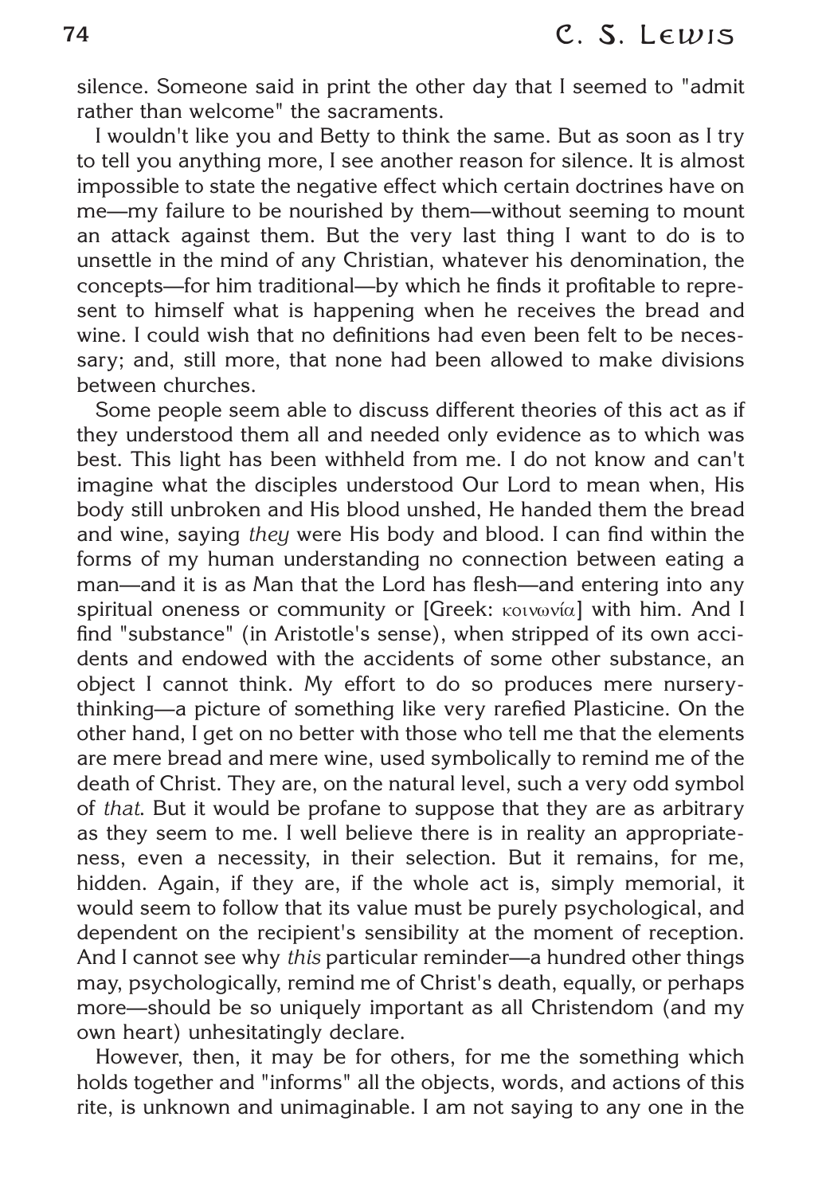silence. Someone said in print the other day that I seemed to "admit rather than welcome" the sacraments.

I wouldn't like you and Betty to think the same. But as soon as I try to tell you anything more, I see another reason for silence. It is almost impossible to state the negative effect which certain doctrines have on me—my failure to be nourished by them—without seeming to mount an attack against them. But the very last thing I want to do is to unsettle in the mind of any Christian, whatever his denomination, the concepts—for him traditional—by which he finds it profitable to represent to himself what is happening when he receives the bread and wine. I could wish that no definitions had ever been felt to be necessary; and, still more, that none had been allowed to make divisions between churches.

Some people seem able to discuss different theories of this act as if they understood them all and needed only evidence as to which was best. This light has been withheld from me. I do not know and can't imagine what the disciples understood Our Lord to mean when, His body still unbroken and His blood unshed, He handed them the bread and wine, saying *they* were His body and blood. I can find within the forms of my human understanding no connection between eating a man—and it is as Man that the Lord has flesh—and entering into any spiritual oneness or community or [Greek: κοινωνία] with him. And I find "substance" (in Aristotle's sense), when stripped of its own accidents and endowed with the accidents of some other substance, an object I cannot think. My effort to do so produces mere nursery-thinking—a picture of something like very rarefied Plasticine. On the other hand, I get on no better with those who tell me that the elements are mere bread and mere wine, used symbolically to remind me of the death of Christ. They are, on the natural level, such a very odd symbol of *that*. But it would be profane to suppose that they are as arbitrary as they seem to me. I well believe there is in reality an appropriateness, even a necessity, in their selection. But it remains, for me, hidden. Again, if they are, if the whole act is, simply memorial, it would seem to follow that its value must be purely psychological, and dependent on the recipient's sensibility at the moment of reception. And I cannot see why *this* particular reminder—a hundred other things may, psychologically, remind me of Christ's death, equally, or perhaps more—should be so uniquely important as all Christendom (and my own heart) unhesitatingly declare.

However, then, it may be for others, for me the something which holds together and "informs" all the objects, words, and actions of this rite, is unknown and unimaginable. I am not saying to any one in the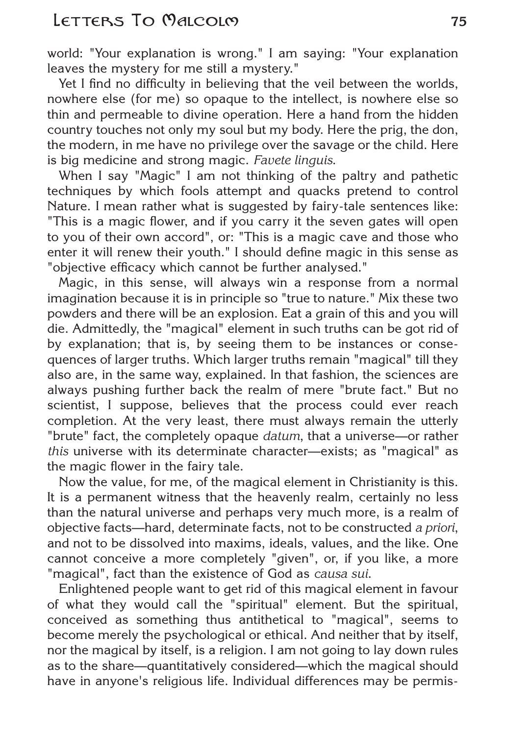world: "Your explanation is wrong." I am saying: "Your explanation leaves the mystery for me still a mystery."

Yet I find no difficulty in believing that the veil between the worlds, nowhere else (for me) so opaque to the intellect, is nowhere else so thin and permeable to divine operation. Here a hand from the hidden country touches not only my soul but my body. Here the prig, the don, the modern, in me have no privilege over the savage or the child. Here is big medicine and strong magic. *Favete linguis*.

When I say "Magic" I am not thinking of the paltry and pathetic techniques by which fools attempt and quacks pretend to control Nature. I mean rather what is suggested by fairy-tale sentences like: "This is a magic flower, and if you carry it the seven gates will open to you of their own accord", or: "This is a magic cave and those who enter it will renew their youth." I should define magic in this sense as "objective efficacy which cannot be further analysed."

Magic, in this sense, will always win a response from a normal imagination because it is in principle so "true to nature." Mix these two powders and there will be an explosion. Eat a grain of this and you will die. Admittedly, the "magical" element in such truths can be got rid of by explanation; that is, by seeing them to be instances or consequences of larger truths. Which larger truths remain "magical" till they also are, in the same way, explained. In that fashion, the sciences are always pushing further back the realm of mere "brute fact." But no scientist, I suppose, believes that the process could ever reach completion. At the very least, there must always remain the utterly "brute" fact, the completely opaque *datum*, that a universe—or rather *this* universe with its determinate character—exists; as "magical" as the magic flower in the fairy tale.

Now the value, for me, of the magical element in Christianity is this. It is a permanent witness that the heavenly realm, certainly no less than the natural universe and perhaps very much more, is a realm of objective facts—hard, determinate facts, not to be constructed *a priori*, and not to be dissolved into maxims, ideals, values, and the like. One cannot conceive a more completely "given", or, if you like, a more "magical", fact than the existence of God as *causa sui*.

Enlightened people want to get rid of this magical element in favour of what they would call the "spiritual" element. But the spiritual, conceived as something thus antithetical to "magical", seems to become merely the psychological or ethical. And neither that by itself, nor the magical by itself, is a religion. I am not going to lay down rules as to the share—quantitatively considered—which the magical should have in anyone's religious life. Individual differences may be permis-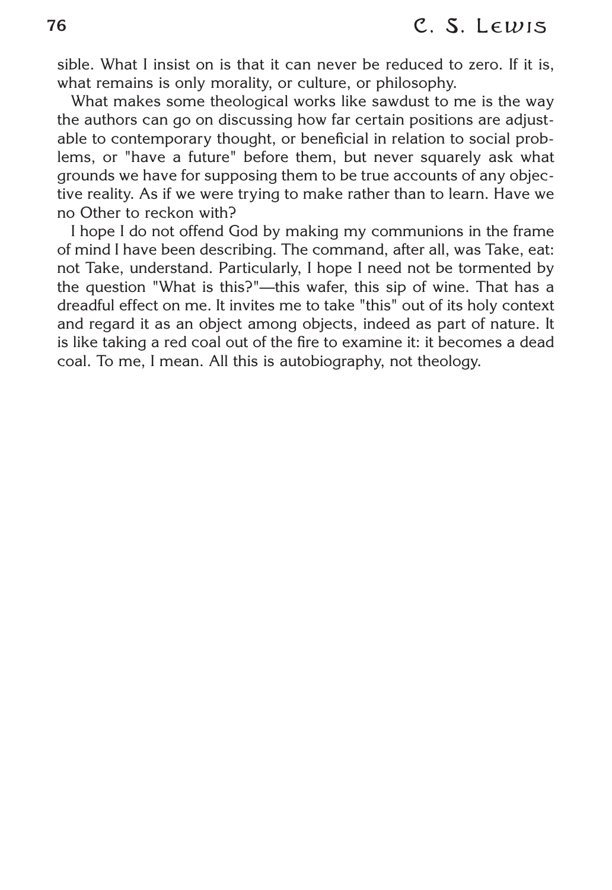sible. What I insist on is that it can never be reduced to zero. If it is, what remains is only morality, or culture, or philosophy.

What makes some theological works like sawdust to me is the way the authors can go on discussing how far certain positions are adjustable to contemporary thought, or beneficial in relation to social problems, or "have a future" before them, but never squarely ask what grounds we have for supposing them to be true accounts of any objective reality. As if we were trying to make rather than to learn. Have we no Other to reckon with?

I hope I do not offend God by making my communions in the frame of mind I have been describing. The command, after all, was Take, eat: not Take, understand. Particularly, I hope I need not be tormented by the question "What is this?"—this wafer, this sip of wine. That has a dreadful effect on me. It invites me to take "this" out of its holy context and regard it as an object among objects, indeed as part of nature. It is like taking a red coal out of the fire to examine it: it becomes a dead coal. To me, I mean. All this is autobiography, not theology.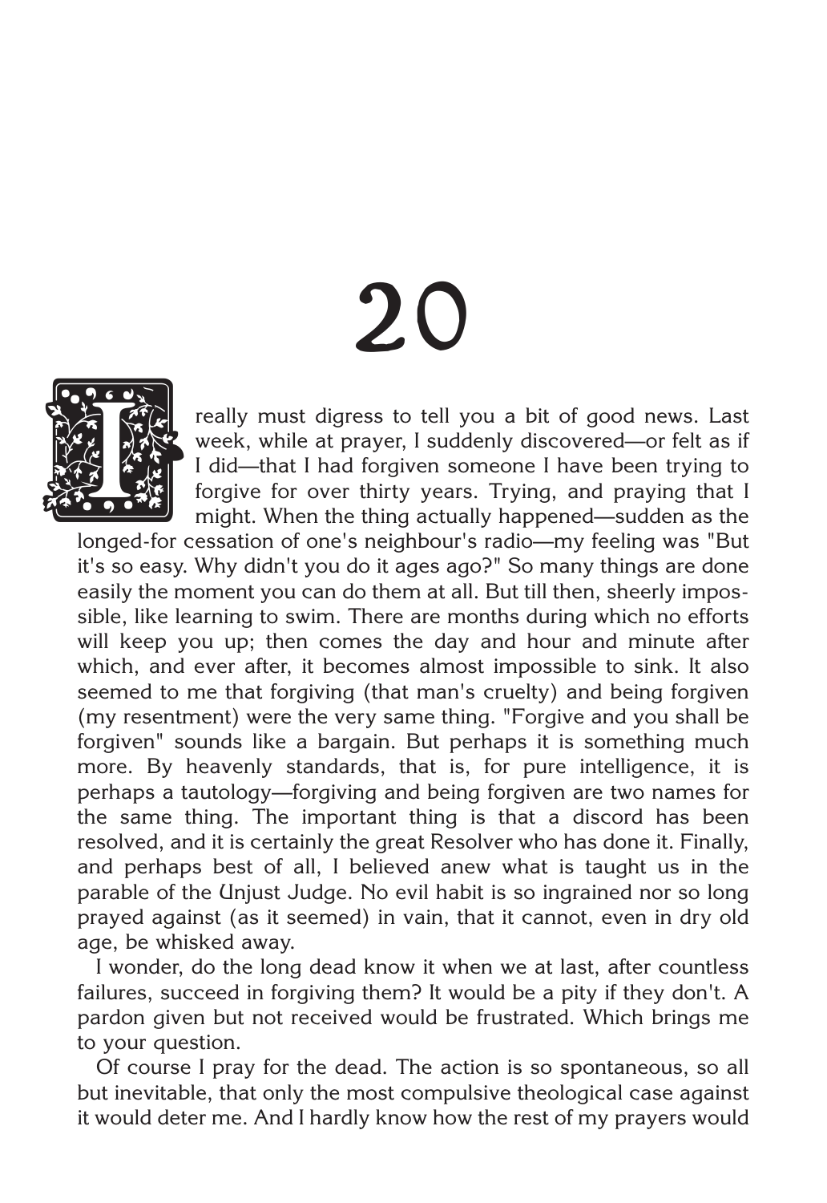# 20

I really must digress to tell you a bit of good news. Last week, while at prayer, I suddenly discovered—or felt as if I did—that I had forgiven someone I have been trying to forgive for over thirty years. Trying, and praying that I might. When the thing actually happened—sudden as the longed-for cessation of one's neighbour's radio—my feeling was "But it's so easy. Why didn't you do it ages ago?" So many things are done easily the moment you can do them at all. But till then, sheerly impossible, like learning to swim. There are months during which no efforts will keep you up; then comes the day and hour and minute after which, and ever after, it becomes almost impossible to sink. It also seemed to me that forgiving (that man's cruelty) and being forgiven (my resentment) were the very same thing. "Forgive and you shall be forgiven" sounds like a bargain. But perhaps it is something much more. By heavenly standards, that is, for pure intelligence, it is perhaps a tautology—forgiving and being forgiven are two names for the same thing. The important thing is that a discord has been resolved, and it is certainly the great Resolver who has done it. Finally, and perhaps best of all, I believed anew what is taught us in the parable of the Unjust Judge. No evil habit is so ingrained nor so long prayed against (as it seemed) in vain, that it cannot, even in dry old age, be whisked away.

I wonder, do the long dead know it when we at last, after countless failures, succeed in forgiving them? It would be a pity if they don't. A pardon given but not received would be frustrated. Which brings me to your question.

Of course I pray for the dead. The action is so spontaneous, so all but inevitable, that only the most compulsive theological case against it would deter me. And I hardly know how the rest of my prayers would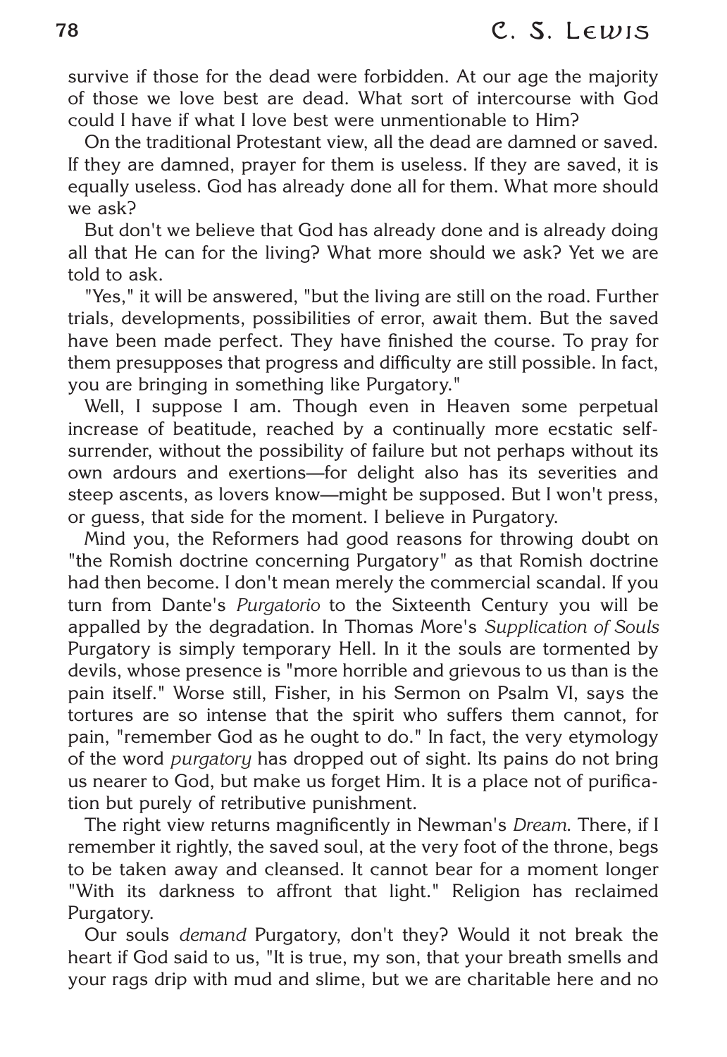survive if those for the dead were forbidden. At our age the majority of those we love best are dead. What sort of intercourse with God could I have if what I love best were unmentionable to Him?

On the traditional Protestant view, all the dead are damned or saved. If they are damned, prayer for them is useless. If they are saved, it is equally useless. God has already done all for them. What more should we ask?

But don't we believe that God has already done and is already doing all that He can for the living? What more should we ask? Yet we are told to ask.

"Yes," it will be answered, "but the living are still on the road. Further trials, developments, possibilities of error, await them. But the saved have been made perfect. They have finished the course. To pray for them presupposes that progress and difficulty are still possible. In fact, you are bringing in something like Purgatory."

Well, I suppose I am. Though even in Heaven some perpetual increase of beatitude, reached by a continually more ecstatic self-surrender, without the possibility of failure but not perhaps without its own ardours and exertions—for delight also has its severities and steep ascents, as lovers know—might be supposed. But I won't press, or guess, that side for the moment. I believe in Purgatory.

Mind you, the Reformers had good reasons for throwing doubt on "the Romish doctrine concerning Purgatory" as that Romish doctrine had then become. I don't mean merely the commercial scandal. If you turn from Dante's *Purgatorio* to the Sixteenth Century you will be appalled by the degradation. In Thomas More's *Supplication of Souls* Purgatory is simply temporary Hell. In it the souls are tormented by devils, whose presence is "more horrible and grievous to us than is the pain itself." Worse still, Fisher, in his Sermon on Psalm VI, says the tortures are so intense that the spirit who suffers them cannot, for pain, "remember God as he ought to do." In fact, the very etymology of the word *purgatory* has dropped out of sight. Its pains do not bring us nearer to God, but make us forget Him. It is a place not of purification but purely of retributive punishment.

The right view returns magnificently in Newman's *Dream*. There, if I remember it rightly, the saved soul, at the very foot of the throne, begs to be taken away and cleansed. It cannot bear for a moment longer "With its darkness to affront that light." Religion has reclaimed Purgatory.

Our souls *demand* Purgatory, don't they? Would it not break the heart if God said to us, "It is true, my son, that your breath smells and your rags drip with mud and slime, but we are charitable here and no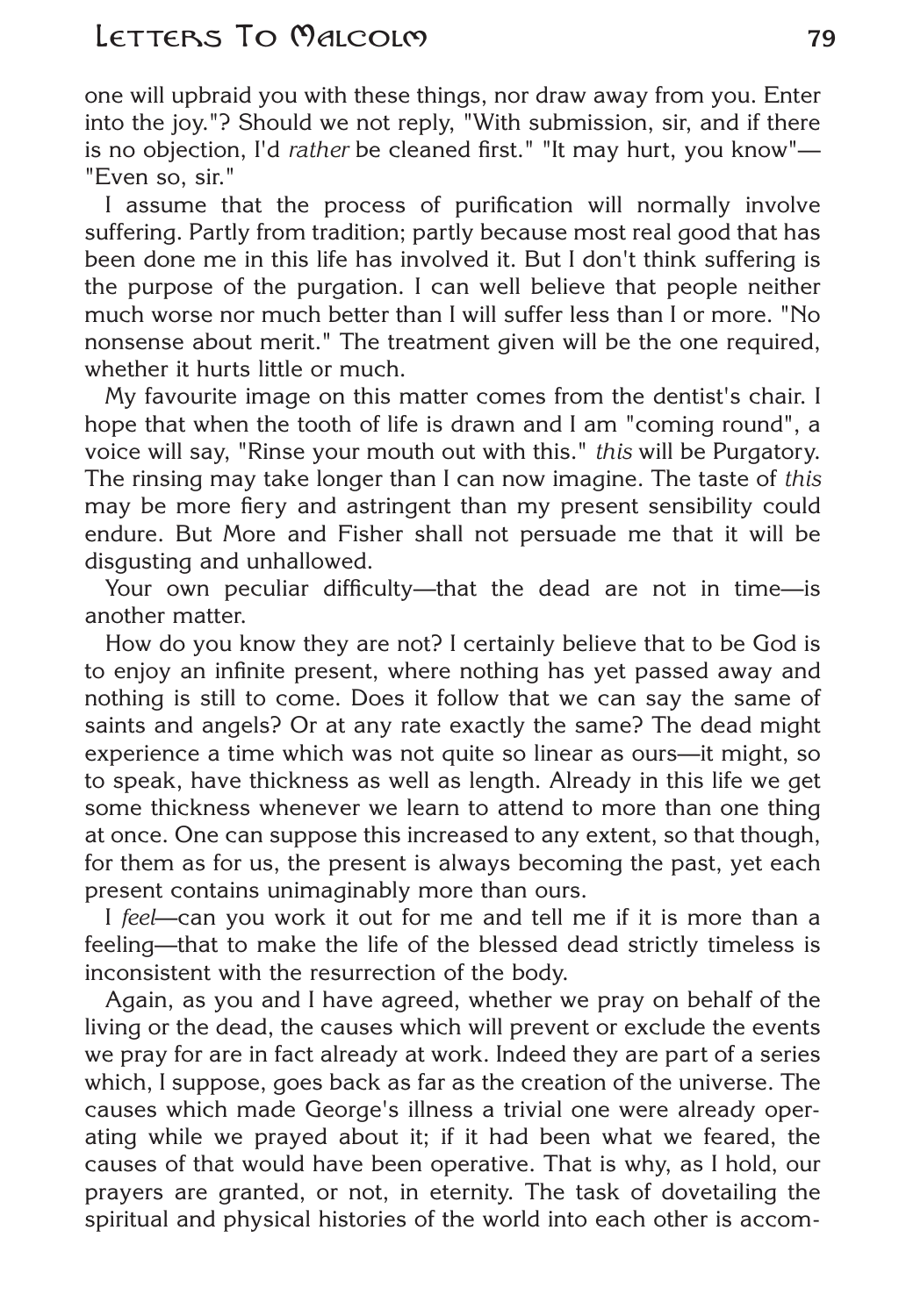one will upbraid you with these things, nor draw away from you. Enter into the joy."? Should we not reply, "With submission, sir, and if there is no objection, I'd *rather* be cleaned first." "It may hurt, you know"—"Even so, sir."

I assume that the process of purification will normally involve suffering. Partly from tradition; partly because most real good that has been done me in this life has involved it. But I don't think suffering is the purpose of the purgation. I can well believe that people neither much worse nor much better than I will suffer less than I or more. "No nonsense about merit." The treatment given will be the one required, whether it hurts little or much.

My favourite image on this matter comes from the dentist's chair. I hope that when the tooth of life is drawn and I am "coming round", a voice will say, "Rinse your mouth out with this." *this* will be Purgatory. The rinsing may take longer than I can now imagine. The taste of *this* may be more fiery and astringent than my present sensibility could endure. But More and Fisher shall not persuade me that it will be disgusting and unhallowed.

Your own peculiar difficulty—that the dead are not in time—is another matter.

How do you know they are not? I certainly believe that to be God is to enjoy an infinite present, where nothing has yet passed away and nothing is still to come. Does it follow that we can say the same of saints and angels? Or at any rate exactly the same? The dead might experience a time which was not quite so linear as ours—it might, so to speak, have thickness as well as length. Already in this life we get some thickness whenever we learn to attend to more than one thing at once. One can suppose this increased to any extent, so that though, for them as for us, the present is always becoming the past, yet each present contains unimaginably more than ours.

I *feel*—can you work it out for me and tell me if it is more than a feeling—that to make the life of the blessed dead strictly timeless is inconsistent with the resurrection of the body.

Again, as you and I have agreed, whether we pray on behalf of the living or the dead, the causes which will prevent or exclude the events we pray for are in fact already at work. Indeed they are part of a series which, I suppose, goes back as far as the creation of the universe. The causes which made George's illness a trivial one were already operating while we prayed about it; if it had been what we feared, the causes of that would have been operative. That is why, as I hold, our prayers are granted, or not, in eternity. The task of dovetailing the spiritual and physical histories of the world into each other is accom-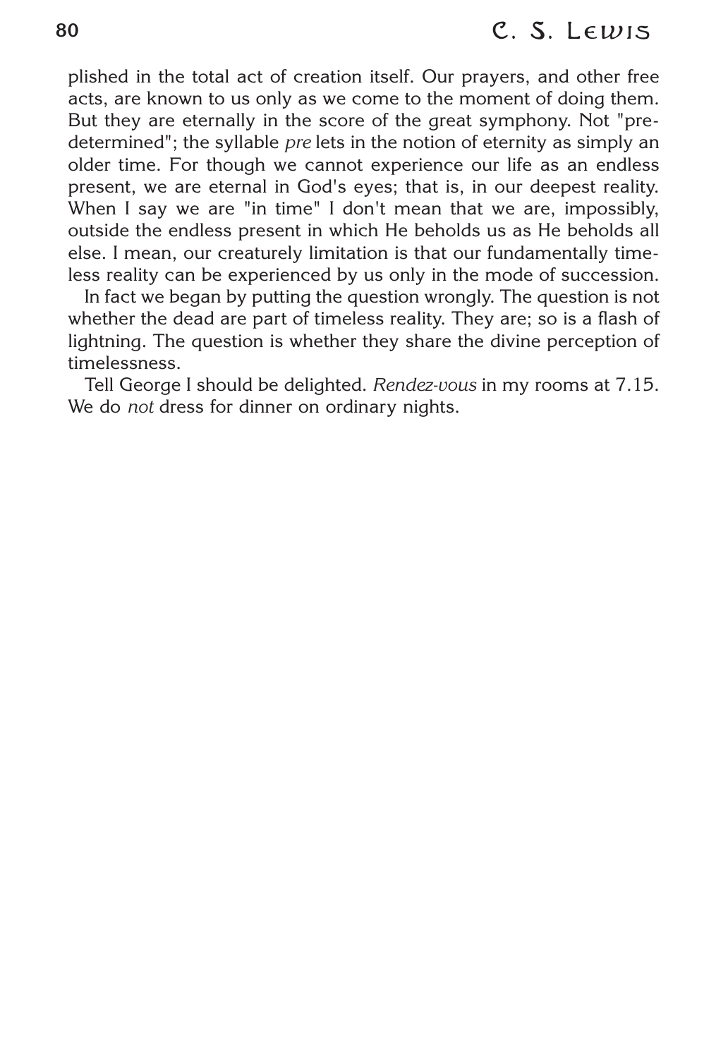plished in the total act of creation itself. Our prayers, and other free acts, are known to us only as we come to the moment of doing them. But they are eternally in the score of the great symphony. Not "predetermined"; the syllable *pre* lets in the notion of eternity as simply an older time. For though we cannot experience our life as an endless present, we are eternal in God's eyes; that is, in our deepest reality. When I say we are "in time" I don't mean that we are, impossibly, outside the endless present in which He beholds us as He beholds all else. I mean, our creaturely limitation is that our fundamentally timeless reality can be experienced by us only in the mode of succession.

In fact we began by putting the question wrongly. The question is not whether the dead are part of timeless reality. They are; so is a flash of lightning. The question is whether they share the divine perception of timelessness.

Tell George I should be delighted. *Rendez-vous* in my rooms at 7.15. We do *not* dress for dinner on ordinary nights.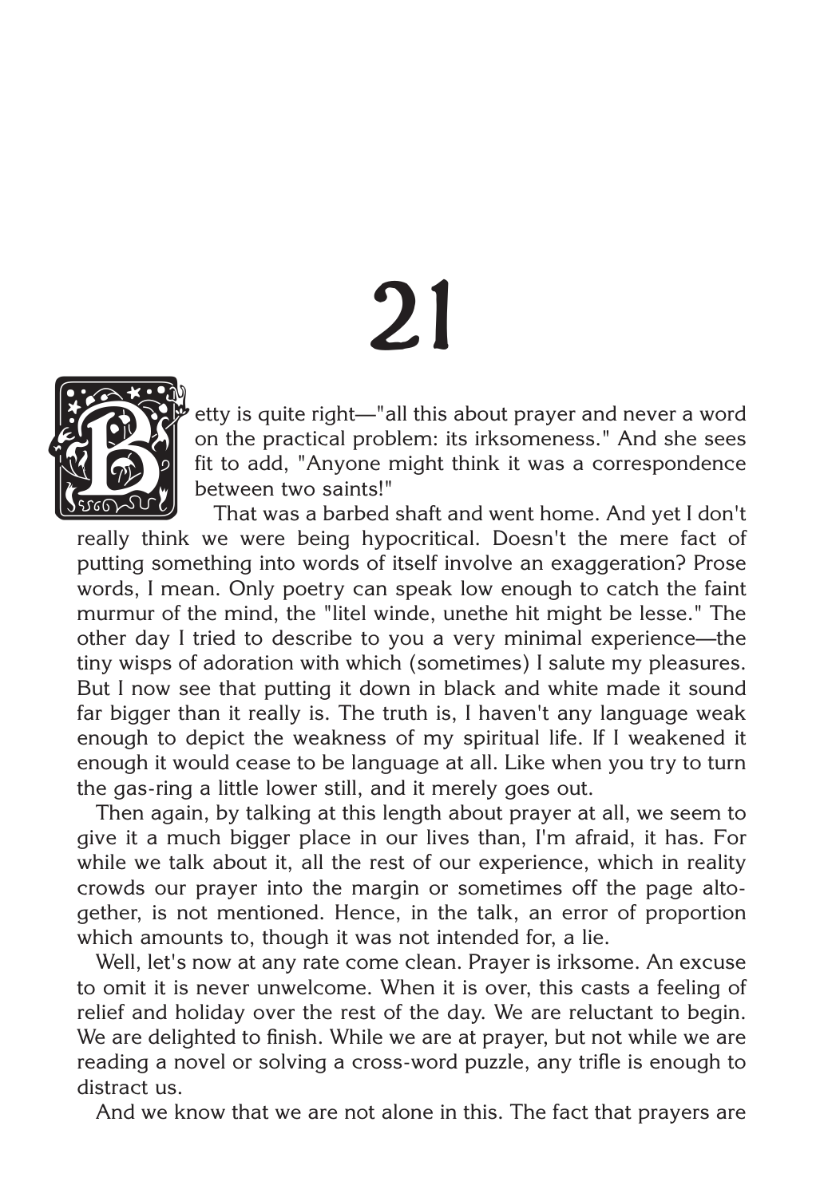# 21

Betty is quite right—"all this about prayer and never a word on the practical problem: its irksomeness." And she sees fit to add, "Anyone might think it was a correspondence between two saints!"

That was a barbed shaft and went home. And yet I don't really think we were being hypocritical. Doesn't the mere fact of putting something into words of itself involve an exaggeration? Prose words, I mean. Only poetry can speak low enough to catch the faint murmur of the mind, the "litel winde, unethe hit might be lesse." The other day I tried to describe to you a very minimal experience—the tiny wisps of adoration with which (sometimes) I salute my pleasures. But I now see that putting it down in black and white made it sound far bigger than it really is. The truth is, I haven't any language weak enough to depict the weakness of my spiritual life. If I weakened it enough it would cease to be language at all. Like when you try to turn the gas-ring a little lower still, and it merely goes out.

Then again, by talking at this length about prayer at all, we seem to give it a much bigger place in our lives than, I'm afraid, it has. For while we talk about it, all the rest of our experience, which in reality crowds our prayer into the margin or sometimes off the page altogether, is not mentioned. Hence, in the talk, an error of proportion which amounts to, though it was not intended for, a lie.

Well, let's now at any rate come clean. Prayer is irksome. An excuse to omit it is never unwelcome. When it is over, this casts a feeling of relief and holiday over the rest of the day. We are reluctant to begin. We are delighted to finish. While we are at prayer, but not while we are reading a novel or solving a cross-word puzzle, any trifle is enough to distract us.

And we know that we are not alone in this. The fact that prayers are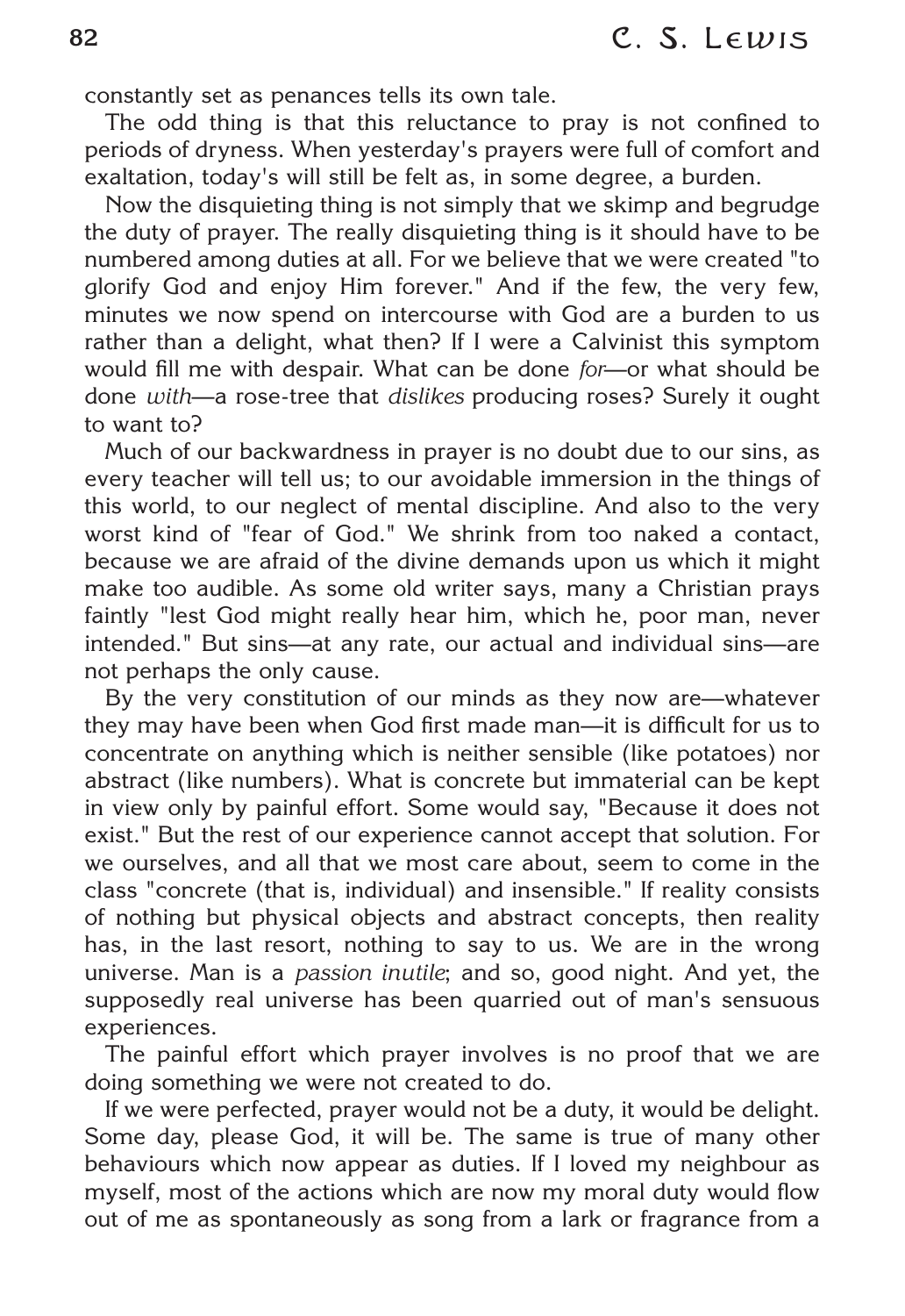constantly set as penances tells its own tale.

The odd thing is that this reluctance to pray is not confined to periods of dryness. When yesterday's prayers were full of comfort and exaltation, today's will still be felt as, in some degree, a burden.

Now the disquieting thing is not simply that we skimp and begrudge the duty of prayer. The really disquieting thing is it should have to be numbered among duties at all. For we believe that we were created "to glorify God and enjoy Him forever." And if the few, the very few, minutes we now spend on intercourse with God are a burden to us rather than a delight, what then? If I were a Calvinist this symptom would fill me with despair. What can be done *for*—or what should be done *with*—a rose-tree that *dislikes* producing roses? Surely it ought to want to?

Much of our backwardness in prayer is no doubt due to our sins, as every teacher will tell us; to our avoidable immersion in the things of this world, to our neglect of mental discipline. And also to the very worst kind of "fear of God." We shrink from too naked a contact, because we are afraid of the divine demands upon us which it might make too audible. As some old writer says, many a Christian prays faintly "lest God might really hear him, which he, poor man, never intended." But sins—at any rate, our actual and individual sins—are not perhaps the only cause.

By the very constitution of our minds as they now are—whatever they may have been when God first made man—it is difficult for us to concentrate on anything which is neither sensible (like potatoes) nor abstract (like numbers). What is concrete but immaterial can be kept in view only by painful effort. Some would say, "Because it does not exist." But the rest of our experience cannot accept that solution. For we ourselves, and all that we most care about, seem to come in the class "concrete (that is, individual) and insensible." If reality consists of nothing but physical objects and abstract concepts, then reality has, in the last resort, nothing to say to us. We are in the wrong universe. Man is a *passion inutile*; and so, good night. And yet, the supposedly real universe has been quarried out of man's sensuous experiences.

The painful effort which prayer involves is no proof that we are doing something we were not created to do.

If we were perfected, prayer would not be a duty, it would be delight. Some day, please God, it will be. The same is true of many other behaviours which now appear as duties. If I loved my neighbour as myself, most of the actions which are now my moral duty would flow out of me as spontaneously as song from a lark or fragrance from a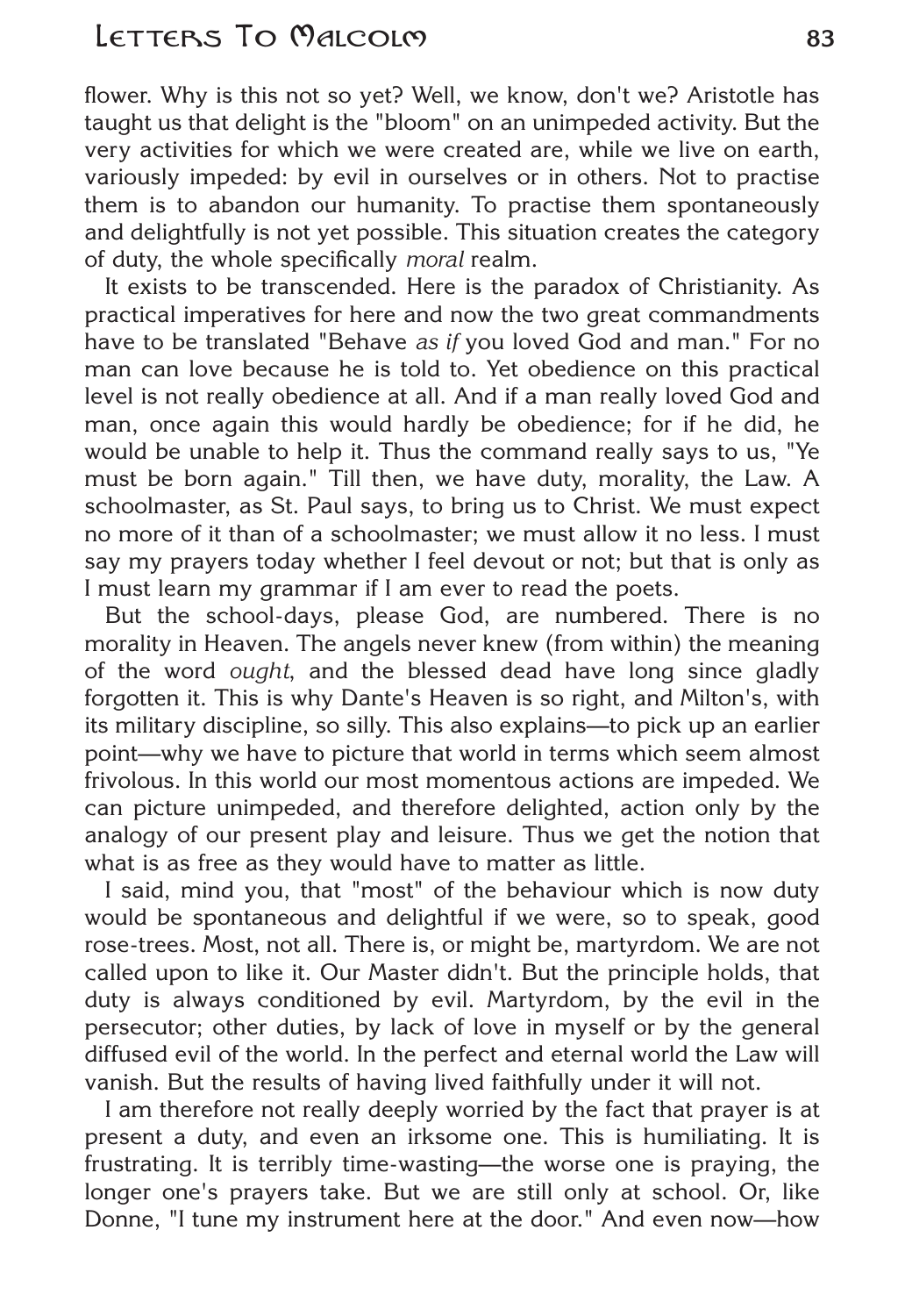flower. Why is this not so yet? Well, we know, don't we? Aristotle has taught us that delight is the "bloom" on an unimpeded activity. But the very activities for which we were created are, while we live on earth, variously impeded: by evil in ourselves or in others. Not to practise them is to abandon our humanity. To practise them spontaneously and delightfully is not yet possible. This situation creates the category of duty, the whole specifically *moral* realm.

It exists to be transcended. Here is the paradox of Christianity. As practical imperatives for here and now the two great commandments have to be translated "Behave *as if* you loved God and man." For no man can love because he is told to. Yet obedience on this practical level is not really obedience at all. And if a man really loved God and man, once again this would hardly be obedience; for if he did, he would be unable to help it. Thus the command really says to us, "Ye must be born again." Till then, we have duty, morality, the Law. A schoolmaster, as St. Paul says, to bring us to Christ. We must expect no more of it than of a schoolmaster; we must allow it no less. I must say my prayers today whether I feel devout or not; but that is only as I must learn my grammar if I am ever to read the poets.

But the school-days, please God, are numbered. There is no morality in Heaven. The angels never knew (from within) the meaning of the word *ought*, and the blessed dead have long since gladly forgotten it. This is why Dante's Heaven is so right, and Milton's, with its military discipline, so silly. This also explains—to pick up an earlier point—why we have to picture that world in terms which seem almost frivolous. In this world our most momentous actions are impeded. We can picture unimpeded, and therefore delighted, action only by the analogy of our present play and leisure. Thus we get the notion that what is as free as they would have to matter as little.

I said, mind you, that "most" of the behaviour which is now duty would be spontaneous and delightful if we were, so to speak, good rose-trees. Most, not all. There is, or might be, martyrdom. We are not called upon to like it. Our Master didn't. But the principle holds, that duty is always conditioned by evil. Martyrdom, by the evil in the persecutor; other duties, by lack of love in myself or by the general diffused evil of the world. In the perfect and eternal world the Law will vanish. But the results of having lived faithfully under it will not.

I am therefore not really deeply worried by the fact that prayer is at present a duty, and even an irksome one. This is humiliating. It is frustrating. It is terribly time-wasting—the worse one is praying, the longer one's prayers take. But we are still only at school. Or, like Donne, "I tune my instrument here at the door." And even now—how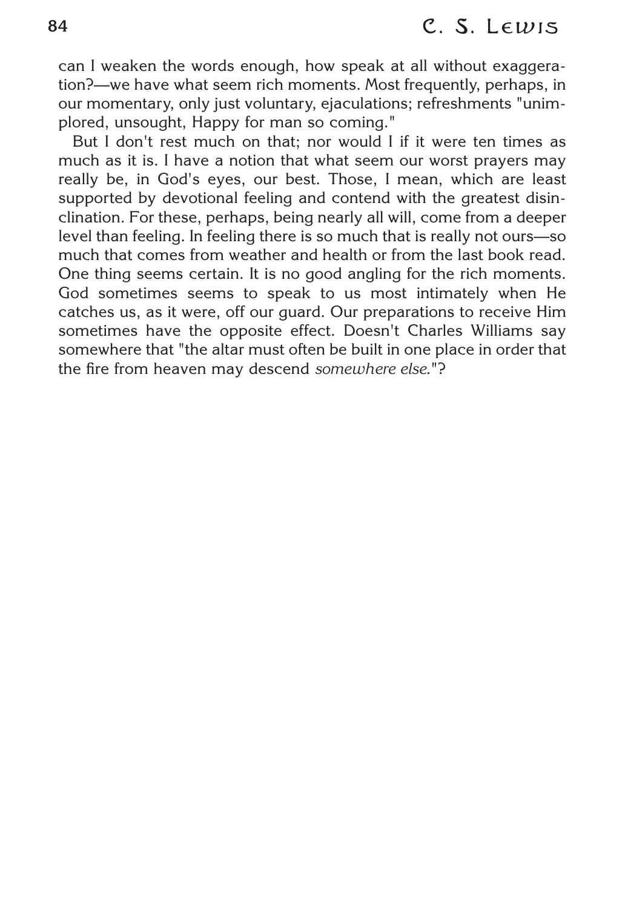can I weaken the words enough, how speak at all without exaggeration?—we have what seem rich moments. Most frequently, perhaps, in our momentary, only just voluntary, ejaculations; refreshments "unimplored, unsought, Happy for man so coming."

But I don't rest much on that; nor would I if it were ten times as much as it is. I have a notion that what seem our worst prayers may really be, in God's eyes, our best. Those, I mean, which are least supported by devotional feeling and contend with the greatest disinclination. For these, perhaps, being nearly all will, come from a deeper level than feeling. In feeling there is so much that is really not ours—so much that comes from weather and health or from the last book read. One thing seems certain. It is no good angling for the rich moments. God sometimes seems to speak to us most intimately when He catches us, as it were, off our guard. Our preparations to receive Him sometimes have the opposite effect. Doesn't Charles Williams say somewhere that "the altar must often be built in one place in order that the fire from heaven may descend *somewhere else*."?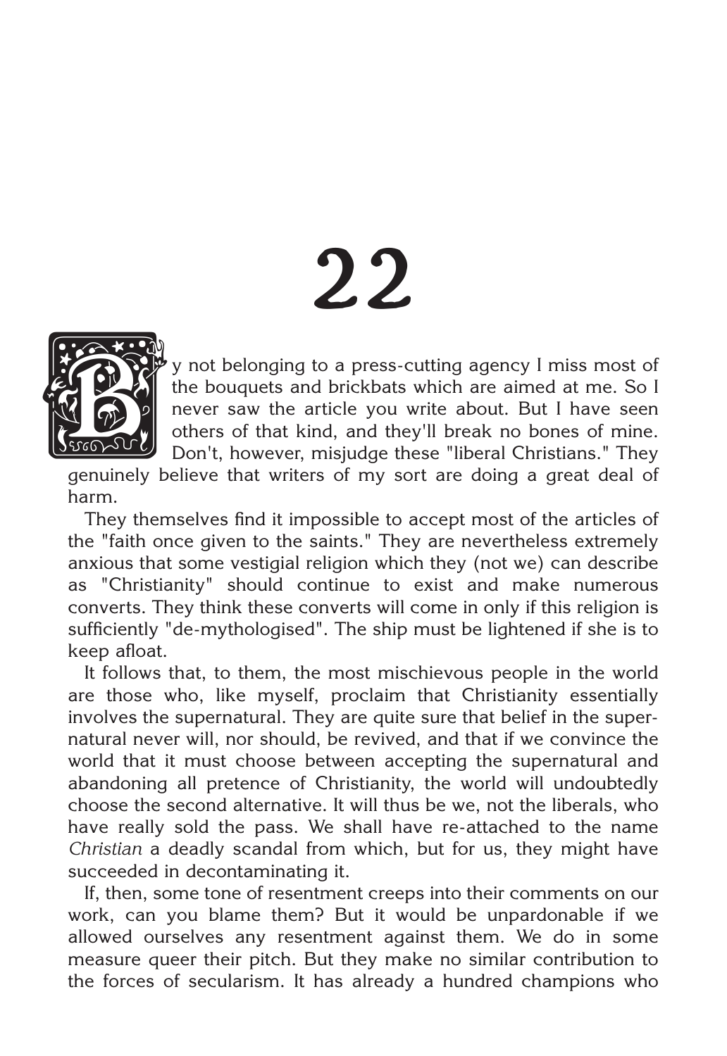# 22

By not belonging to a press-cutting agency I miss most of the bouquets and brickbats which are aimed at me. So I never saw the article you write about. But I have seen others of that kind, and they'll break no bones of mine. Don't, however, misjudge these "liberal Christians." They genuinely believe that writers of my sort are doing a great deal of harm.

They themselves find it impossible to accept most of the articles of the "faith once given to the saints." They are nevertheless extremely anxious that some vestigial religion which they (not we) can describe as "Christianity" should continue to exist and make numerous converts. They think these converts will come in only if this religion is sufficiently "de-mythologised". The ship must be lightened if she is to keep afloat.

It follows that, to them, the most mischievous people in the world are those who, like myself, proclaim that Christianity essentially involves the supernatural. They are quite sure that belief in the supernatural never will, nor should, be revived, and that if we convince the world that it must choose between accepting the supernatural and abandoning all pretence of Christianity, the world will undoubtedly choose the second alternative. It will thus be we, not the liberals, who have really sold the pass. We shall have re-attached to the name *Christian* a deadly scandal from which, but for us, they might have succeeded in decontaminating it.

If, then, some tone of resentment creeps into their comments on our work, can you blame them? But it would be unpardonable if we allowed ourselves any resentment against them. We do in some measure queer their pitch. But they make no similar contribution to the forces of secularism. It has already a hundred champions who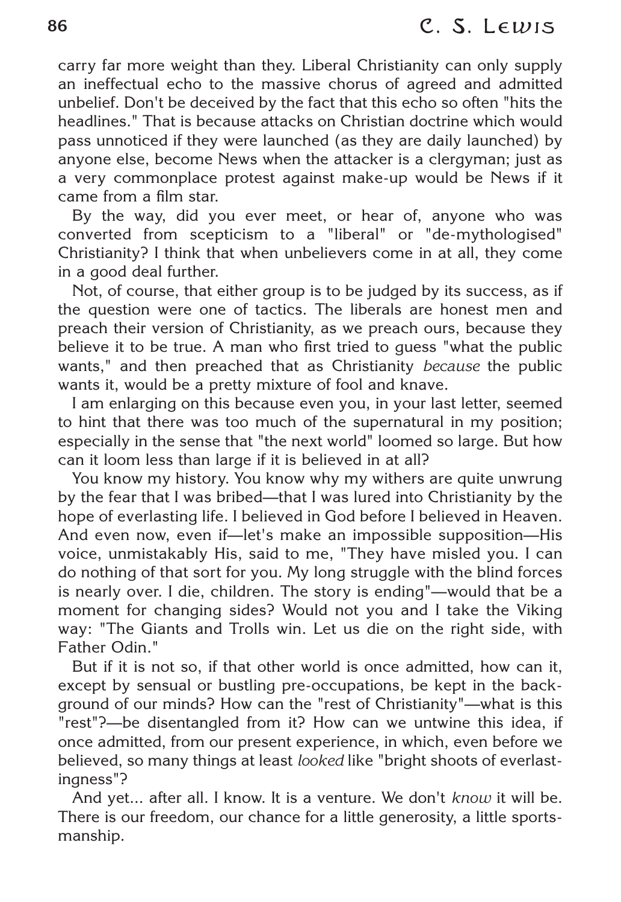carry far more weight than they. Liberal Christianity can only supply an ineffectual echo to the massive chorus of agreed and admitted unbelief. Don't be deceived by the fact that this echo so often "hits the headlines." That is because attacks on Christian doctrine which would pass unnoticed if they were launched (as they are daily launched) by anyone else, become News when the attacker is a clergyman; just as a very commonplace protest against make-up would be News if it came from a film star.

By the way, did you ever meet, or hear of, anyone who was converted from scepticism to a "liberal" or "de-mythologised" Christianity? I think that when unbelievers come in at all, they come in a good deal further.

Not, of course, that either group is to be judged by its success, as if the question were one of tactics. The liberals are honest men and preach their version of Christianity, as we preach ours, because they believe it to be true. A man who first tried to guess "what the public wants," and then preached that as Christianity *because* the public wants it, would be a pretty mixture of fool and knave.

I am enlarging on this because even you, in your last letter, seemed to hint that there was too much of the supernatural in my position; especially in the sense that "the next world" loomed so large. But how can it loom less than large if it is believed in at all?

You know my history. You know why my withers are quite unwrung by the fear that I was bribed—that I was lured into Christianity by the hope of everlasting life. I believed in God before I believed in Heaven. And even now, even if—let's make an impossible supposition—His voice, unmistakably His, said to me, "They have misled you. I can do nothing of that sort for you. My long struggle with the blind forces is nearly over. I die, children. The story is ending"—would that be a moment for changing sides? Would not you and I take the Viking way: "The Giants and Trolls win. Let us die on the right side, with Father Odin."

But if it is not so, if that other world is once admitted, how can it, except by sensual or bustling pre-occupations, be kept in the background of our minds? How can the "rest of Christianity"—what is this "rest"?—be disentangled from it? How can we untwine this idea, if once admitted, from our present experience, in which, even before we believed, so many things at least *looked* like "bright shoots of everlastingness"?

And yet... after all. I know. It is a venture. We don't *know* it will be. There is our freedom, our chance for a little generosity, a little sportsmanship.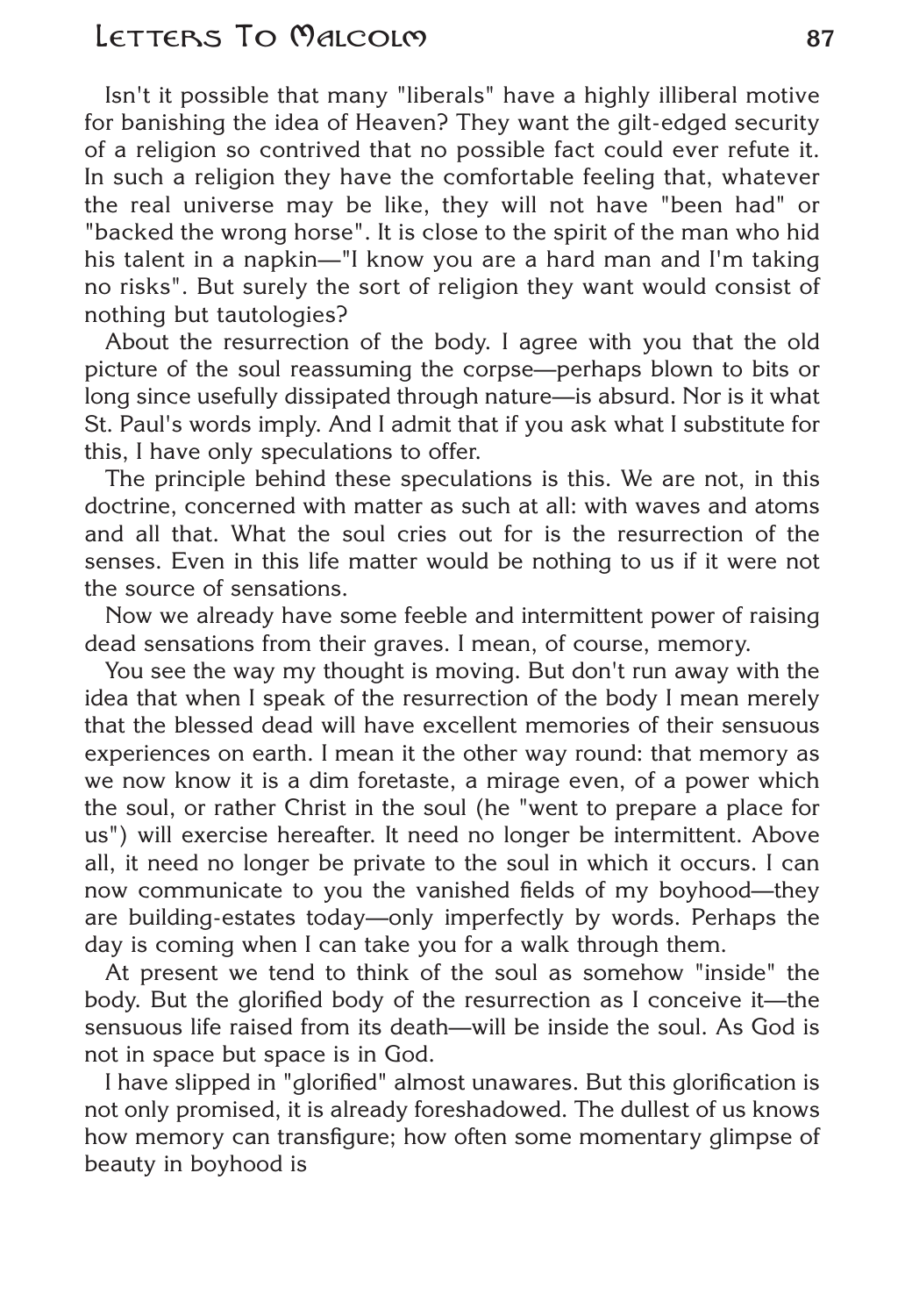Isn't it possible that many "liberals" have a highly illiberal motive for banishing the idea of Heaven? They want the gilt-edged security of a religion so contrived that no possible fact could ever refute it. In such a religion they have the comfortable feeling that, whatever the real universe may be like, they will not have "been had" or "backed the wrong horse". It is close to the spirit of the man who hid his talent in a napkin—"I know you are a hard man and I'm taking no risks". But surely the sort of religion they want would consist of nothing but tautologies?

About the resurrection of the body. I agree with you that the old picture of the soul reassuming the corpse—perhaps blown to bits or long since usefully dissipated through nature—is absurd. Nor is it what St. Paul's words imply. And I admit that if you ask what I substitute for this, I have only speculations to offer.

The principle behind these speculations is this. We are not, in this doctrine, concerned with matter as such at all: with waves and atoms and all that. What the soul cries out for is the resurrection of the senses. Even in this life matter would be nothing to us if it were not the source of sensations.

Now we already have some feeble and intermittent power of raising dead sensations from their graves. I mean, of course, memory.

You see the way my thought is moving. But don't run away with the idea that when I speak of the resurrection of the body I mean merely that the blessed dead will have excellent memories of their sensuous experiences on earth. I mean it the other way round: that memory as we now know it is a dim foretaste, a mirage even, of a power which the soul, or rather Christ in the soul (he "went to prepare a place for us") will exercise hereafter. It need no longer be intermittent. Above all, it need no longer be private to the soul in which it occurs. I can now communicate to you the vanished fields of my boyhood—they are building-estates today—only imperfectly by words. Perhaps the day is coming when I can take you for a walk through them.

At present we tend to think of the soul as somehow "inside" the body. But the glorified body of the resurrection as I conceive it—the sensuous life raised from its death—will be inside the soul. As God is not in space but space is in God.

I have slipped in "glorified" almost unawares. But this glorification is not only promised, it is already foreshadowed. The dullest of us knows how memory can transfigure; how often some momentary glimpse of beauty in boyhood is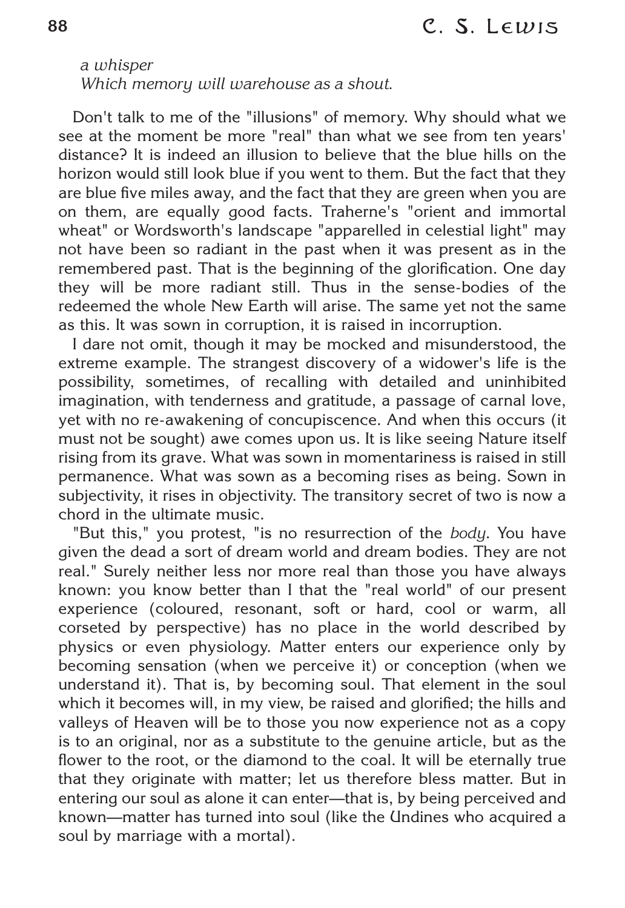*a whisper*
*Which memory will warehouse as a shout.*

Don't talk to me of the "illusions" of memory. Why should what we see at the moment be more "real" than what we see from ten years' distance? It is indeed an illusion to believe that the blue hills on the horizon would still look blue if you went to them. But the fact that they are blue five miles away, and the fact that they are green when you are on them, are equally good facts. Traherne's "orient and immortal wheat" or Wordsworth's landscape "apparelled in celestial light" may not have been so radiant in the past when it was present as in the remembered past. That is the beginning of the glorification. One day they will be more radiant still. Thus in the sense-bodies of the redeemed the whole New Earth will arise. The same yet not the same as this. It was sown in corruption, it is raised in incorruption.

I dare not omit, though it may be mocked and misunderstood, the extreme example. The strangest discovery of a widower's life is the possibility, sometimes, of recalling with detailed and uninhibited imagination, with tenderness and gratitude, a passage of carnal love, yet with no re-awakening of concupiscence. And when this occurs (it must not be sought) awe comes upon us. It is like seeing Nature itself rising from its grave. What was sown in momentariness is raised in still permanence. What was sown as a becoming rises as being. Sown in subjectivity, it rises in objectivity. The transitory secret of two is now a chord in the ultimate music.

"But this," you protest, "is no resurrection of the *body*. You have given the dead a sort of dream world and dream bodies. They are not real." Surely neither less nor more real than those you have always known: you know better than I that the "real world" of our present experience (coloured, resonant, soft or hard, cool or warm, all corseted by perspective) has no place in the world described by physics or even physiology. Matter enters our experience only by becoming sensation (when we perceive it) or conception (when we understand it). That is, by becoming soul. That element in the soul which it becomes will, in my view, be raised and glorified; the hills and valleys of Heaven will be to those you now experience not as a copy is to an original, nor as a substitute to the genuine article, but as the flower to the root, or the diamond to the coal. It will be eternally true that they originate with matter; let us therefore bless matter. But in entering our soul as alone it can enter—that is, by being perceived and known—matter has turned into soul (like the Undines who acquired a soul by marriage with a mortal).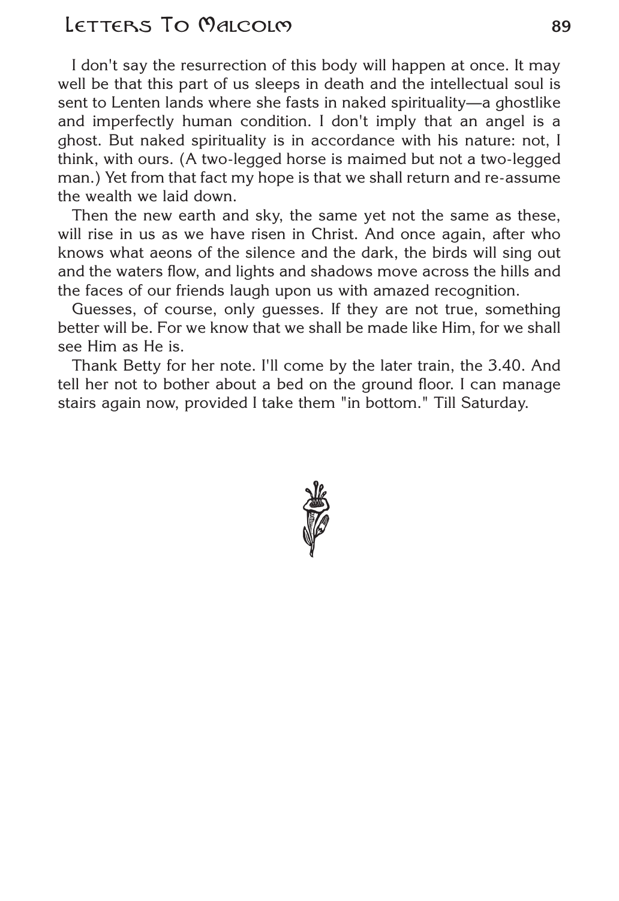I don't say the resurrection of this body will happen at once. It may well be that this part of us sleeps in death and the intellectual soul is sent to Lenten lands where she fasts in naked spirituality—a ghostlike and imperfectly human condition. I don't imply that an angel is a ghost. But naked spirituality is in accordance with his nature: not, I think, with ours. (A two-legged horse is maimed but not a two-legged man.) Yet from that fact my hope is that we shall return and re-assume the wealth we laid down.

Then the new earth and sky, the same yet not the same as these, will rise in us as we have risen in Christ. And once again, after who knows what aeons of the silence and the dark, the birds will sing out and the waters flow, and lights and shadows move across the hills and the faces of our friends laugh upon us with amazed recognition.

Guesses, of course, only guesses. If they are not true, something better will be. For we know that we shall be made like Him, for we shall see Him as He is.

Thank Betty for her note. I'll come by the later train, the 3.40. And tell her not to bother about a bed on the ground floor. I can manage stairs again now, provided I take them "in bottom." Till Saturday.